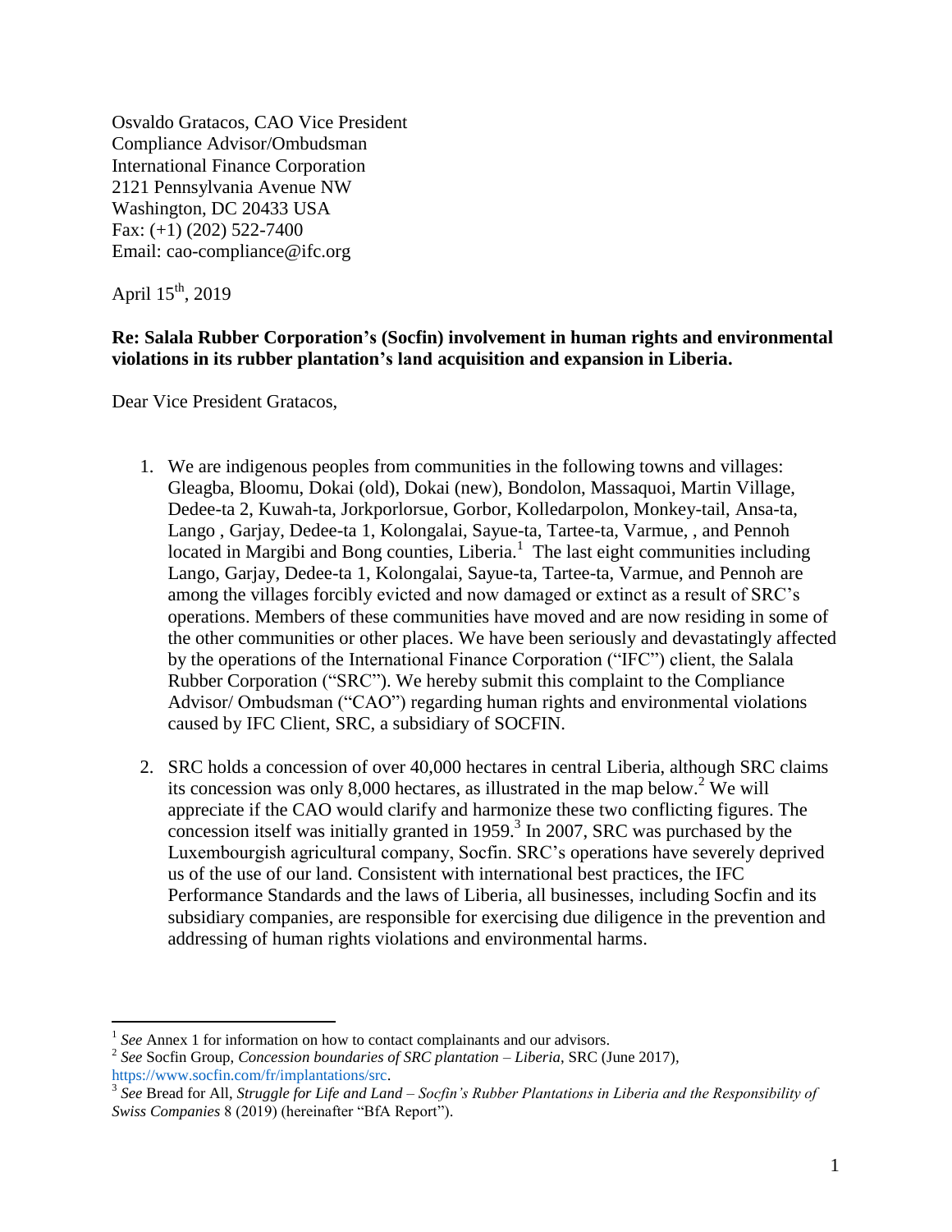Osvaldo Gratacos, CAO Vice President
Compliance Advisor/Ombudsman
International Finance Corporation
2121 Pennsylvania Avenue NW
Washington, DC 20433 USA
Fax: (+1) (202) 522-7400
Email: cao-compliance@ifc.org

April 15th, 2019

**Re: Salala Rubber Corporation's (Socfin) involvement in human rights and environmental violations in its rubber plantation's land acquisition and expansion in Liberia.**

Dear Vice President Gratacos,

1. We are indigenous peoples from communities in the following towns and villages: Gleagba, Bloomu, Dokai (old), Dokai (new), Bondolon, Massaquoi, Martin Village, Dedee-ta 2, Kuwah-ta, Jorkporlorsue, Gorbor, Kolledarpolon, Monkey-tail, Ansa-ta, Lango , Garjay, Dedee-ta 1, Kolongalai, Sayue-ta, Tartee-ta, Varmue, , and Pennoh located in Margibi and Bong counties, Liberia.[1] The last eight communities including Lango, Garjay, Dedee-ta 1, Kolongalai, Sayue-ta, Tartee-ta, Varmue, and Pennoh are among the villages forcibly evicted and now damaged or extinct as a result of SRC's operations. Members of these communities have moved and are now residing in some of the other communities or other places. We have been seriously and devastatingly affected by the operations of the International Finance Corporation ("IFC") client, the Salala Rubber Corporation ("SRC"). We hereby submit this complaint to the Compliance Advisor/ Ombudsman ("CAO") regarding human rights and environmental violations caused by IFC Client, SRC, a subsidiary of SOCFIN.

2. SRC holds a concession of over 40,000 hectares in central Liberia, although SRC claims its concession was only 8,000 hectares, as illustrated in the map below.[2] We will appreciate if the CAO would clarify and harmonize these two conflicting figures. The concession itself was initially granted in 1959.[3] In 2007, SRC was purchased by the Luxembourgish agricultural company, Socfin. SRC's operations have severely deprived us of the use of our land. Consistent with international best practices, the IFC Performance Standards and the laws of Liberia, all businesses, including Socfin and its subsidiary companies, are responsible for exercising due diligence in the prevention and addressing of human rights violations and environmental harms.

---

[1] *See* Annex 1 for information on how to contact complainants and our advisors.

[2] *See* Socfin Group, *Concession boundaries of SRC plantation – Liberia*, SRC (June 2017), https://www.socfin.com/fr/implantations/src.

[3] *See* Bread for All, *Struggle for Life and Land – Socfin's Rubber Plantations in Liberia and the Responsibility of Swiss Companies* 8 (2019) (hereinafter "BfA Report").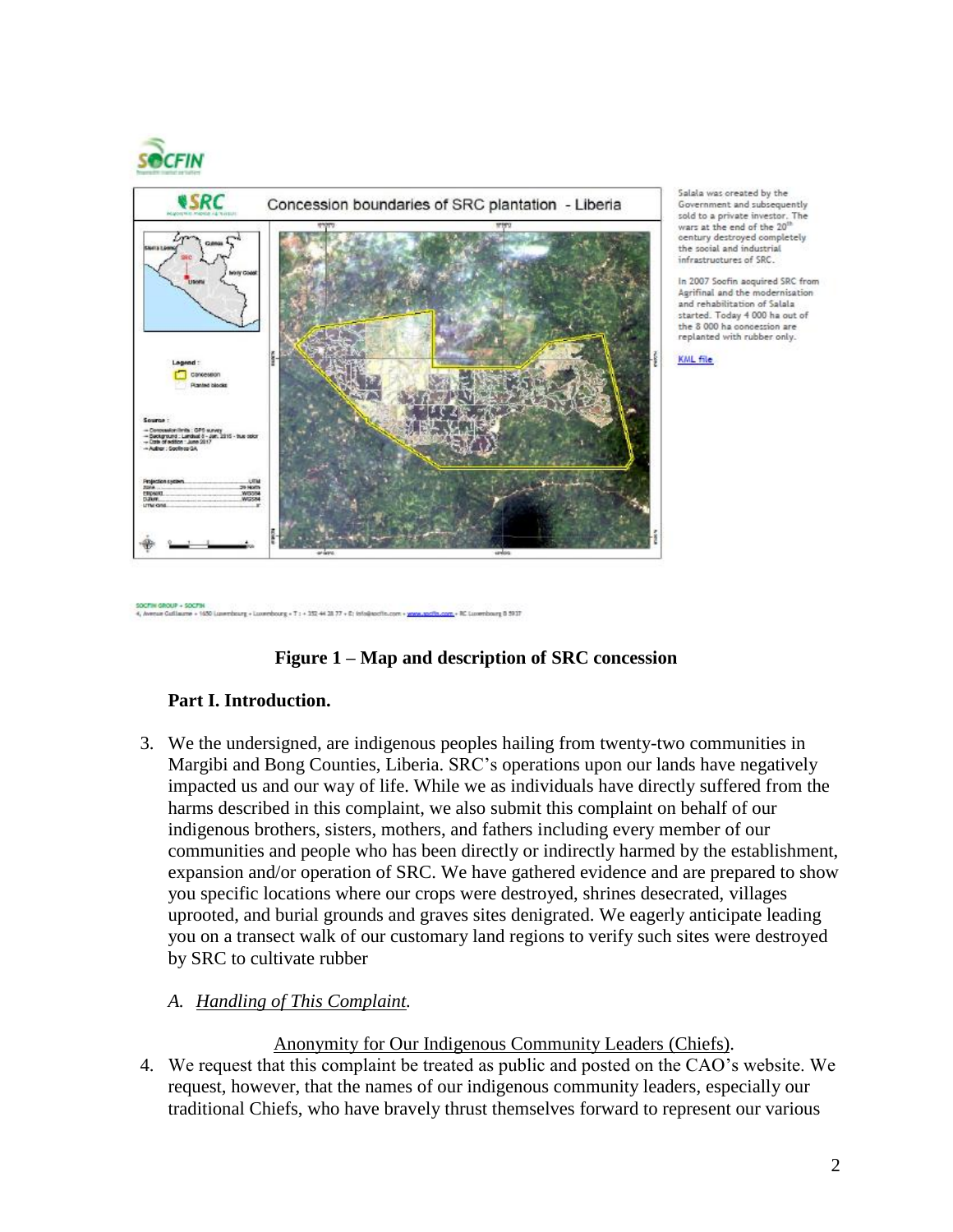Salala was created by the Government and subsequently sold to a private investor. The wars at the end of the 20th century destroyed completely the social and industrial infrastructures of SRC.

In 2007 Socfin acquired SRC from Agrifinal and the modernisation and rehabilitation of Salala started. Today 4 000 ha out of the 8 000 ha concession are replanted with rubber only.

KML file

**Figure 1 – Map and description of SRC concession**

## Part I. Introduction.

3. We the undersigned, are indigenous peoples hailing from twenty-two communities in Margibi and Bong Counties, Liberia. SRC's operations upon our lands have negatively impacted us and our way of life. While we as individuals have directly suffered from the harms described in this complaint, we also submit this complaint on behalf of our indigenous brothers, sisters, mothers, and fathers including every member of our communities and people who has been directly or indirectly harmed by the establishment, expansion and/or operation of SRC. We have gathered evidence and are prepared to show you specific locations where our crops were destroyed, shrines desecrated, villages uprooted, and burial grounds and graves sites denigrated. We eagerly anticipate leading you on a transect walk of our customary land regions to verify such sites were destroyed by SRC to cultivate rubber

### A. *Handling of This Complaint.*

Anonymity for Our Indigenous Community Leaders (Chiefs).

4. We request that this complaint be treated as public and posted on the CAO's website. We request, however, that the names of our indigenous community leaders, especially our traditional Chiefs, who have bravely thrust themselves forward to represent our various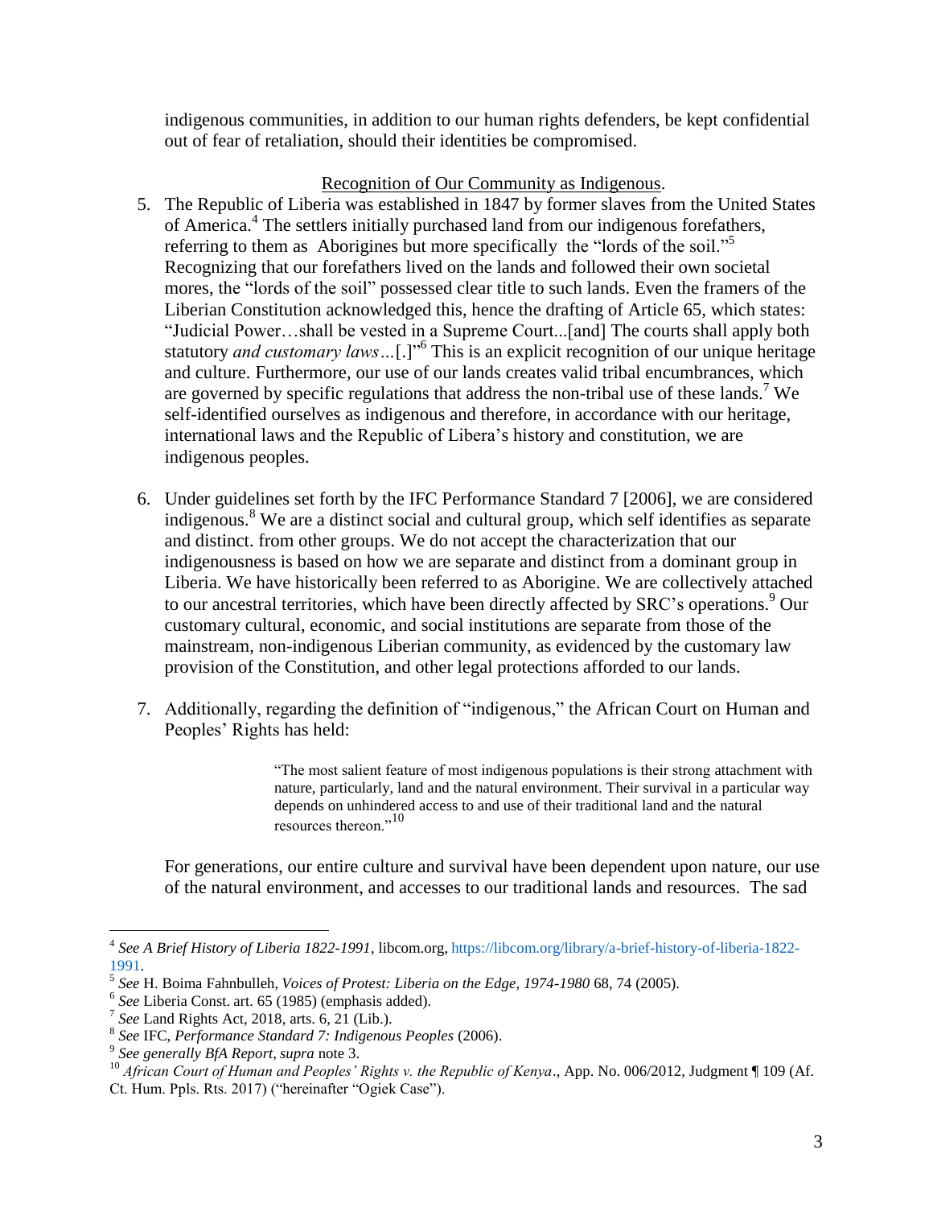indigenous communities, in addition to our human rights defenders, be kept confidential out of fear of retaliation, should their identities be compromised.

Recognition of Our Community as Indigenous.

5. The Republic of Liberia was established in 1847 by former slaves from the United States of America.[4] The settlers initially purchased land from our indigenous forefathers, referring to them as Aborigines but more specifically the "lords of the soil."[5] Recognizing that our forefathers lived on the lands and followed their own societal mores, the "lords of the soil" possessed clear title to such lands. Even the framers of the Liberian Constitution acknowledged this, hence the drafting of Article 65, which states: "Judicial Power…shall be vested in a Supreme Court...[and] The courts shall apply both statutory *and customary laws*…[.]"[6] This is an explicit recognition of our unique heritage and culture. Furthermore, our use of our lands creates valid tribal encumbrances, which are governed by specific regulations that address the non-tribal use of these lands.[7] We self-identified ourselves as indigenous and therefore, in accordance with our heritage, international laws and the Republic of Libera's history and constitution, we are indigenous peoples.

6. Under guidelines set forth by the IFC Performance Standard 7 [2006], we are considered indigenous.[8] We are a distinct social and cultural group, which self identifies as separate and distinct. from other groups. We do not accept the characterization that our indigenousness is based on how we are separate and distinct from a dominant group in Liberia. We have historically been referred to as Aborigine. We are collectively attached to our ancestral territories, which have been directly affected by SRC's operations.[9] Our customary cultural, economic, and social institutions are separate from those of the mainstream, non-indigenous Liberian community, as evidenced by the customary law provision of the Constitution, and other legal protections afforded to our lands.

7. Additionally, regarding the definition of "indigenous," the African Court on Human and Peoples' Rights has held:

> "The most salient feature of most indigenous populations is their strong attachment with nature, particularly, land and the natural environment. Their survival in a particular way depends on unhindered access to and use of their traditional land and the natural resources thereon."[10]

For generations, our entire culture and survival have been dependent upon nature, our use of the natural environment, and accesses to our traditional lands and resources. The sad

---

[4] *See A Brief History of Liberia 1822-1991*, libcom.org, https://libcom.org/library/a-brief-history-of-liberia-1822-1991.

[5] *See* H. Boima Fahnbulleh, *Voices of Protest: Liberia on the Edge, 1974-1980* 68, 74 (2005).

[6] *See* Liberia Const. art. 65 (1985) (emphasis added).

[7] *See* Land Rights Act, 2018, arts. 6, 21 (Lib.).

[8] *See* IFC, *Performance Standard 7: Indigenous Peoples* (2006).

[9] *See generally BfA Report*, *supra* note 3.

[10] *African Court of Human and Peoples' Rights v. the Republic of Kenya*., App. No. 006/2012, Judgment ¶ 109 (Af. Ct. Hum. Ppls. Rts. 2017) ("hereinafter "Ogiek Case").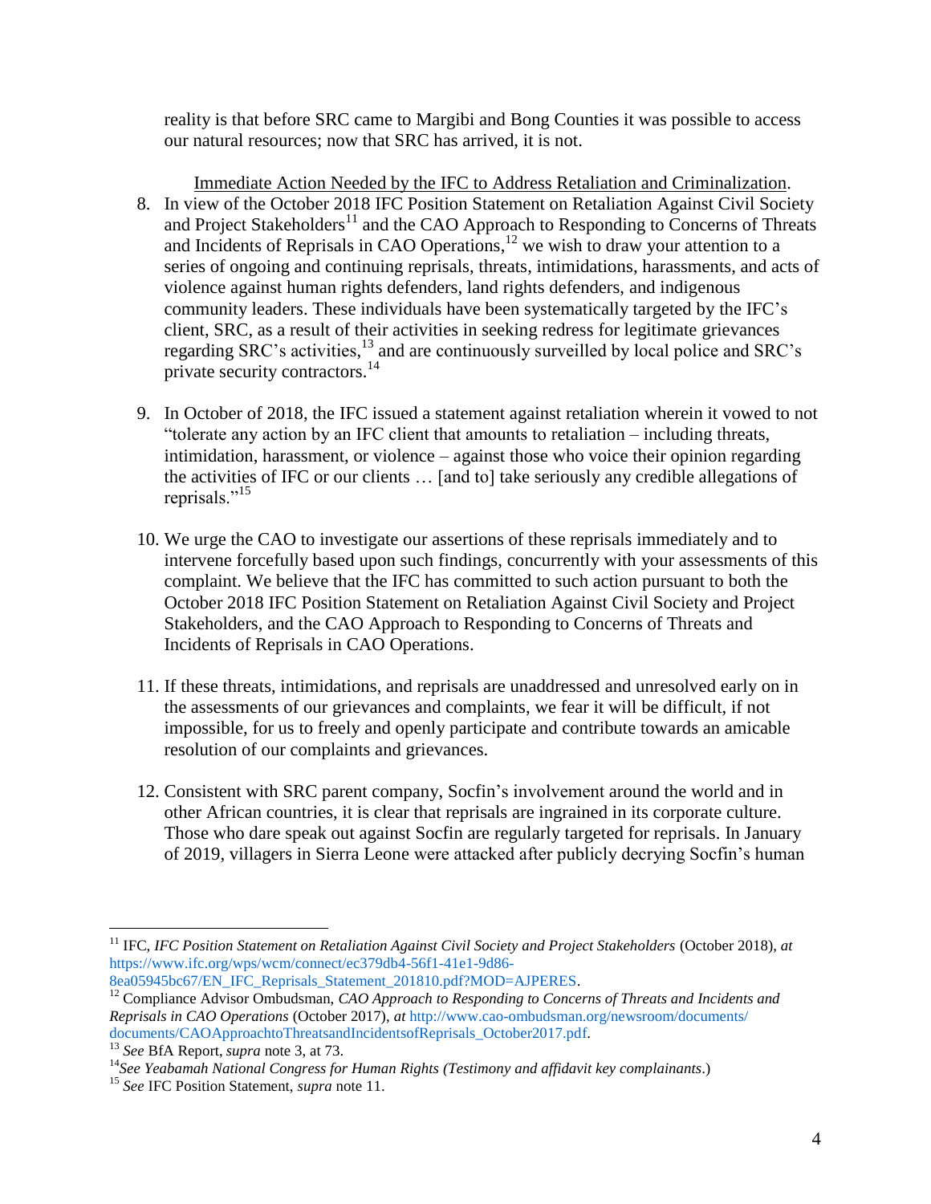reality is that before SRC came to Margibi and Bong Counties it was possible to access our natural resources; now that SRC has arrived, it is not.

Immediate Action Needed by the IFC to Address Retaliation and Criminalization.

8. In view of the October 2018 IFC Position Statement on Retaliation Against Civil Society and Project Stakeholders[11] and the CAO Approach to Responding to Concerns of Threats and Incidents of Reprisals in CAO Operations,[12] we wish to draw your attention to a series of ongoing and continuing reprisals, threats, intimidations, harassments, and acts of violence against human rights defenders, land rights defenders, and indigenous community leaders. These individuals have been systematically targeted by the IFC's client, SRC, as a result of their activities in seeking redress for legitimate grievances regarding SRC's activities,[13] and are continuously surveilled by local police and SRC's private security contractors.[14]

9. In October of 2018, the IFC issued a statement against retaliation wherein it vowed to not "tolerate any action by an IFC client that amounts to retaliation – including threats, intimidation, harassment, or violence – against those who voice their opinion regarding the activities of IFC or our clients … [and to] take seriously any credible allegations of reprisals."[15]

10. We urge the CAO to investigate our assertions of these reprisals immediately and to intervene forcefully based upon such findings, concurrently with your assessments of this complaint. We believe that the IFC has committed to such action pursuant to both the October 2018 IFC Position Statement on Retaliation Against Civil Society and Project Stakeholders, and the CAO Approach to Responding to Concerns of Threats and Incidents of Reprisals in CAO Operations.

11. If these threats, intimidations, and reprisals are unaddressed and unresolved early on in the assessments of our grievances and complaints, we fear it will be difficult, if not impossible, for us to freely and openly participate and contribute towards an amicable resolution of our complaints and grievances.

12. Consistent with SRC parent company, Socfin's involvement around the world and in other African countries, it is clear that reprisals are ingrained in its corporate culture. Those who dare speak out against Socfin are regularly targeted for reprisals. In January of 2019, villagers in Sierra Leone were attacked after publicly decrying Socfin's human

---

[11] IFC, *IFC Position Statement on Retaliation Against Civil Society and Project Stakeholders* (October 2018), *at* https://www.ifc.org/wps/wcm/connect/ec379db4-56f1-41e1-9d86-8ea05945bc67/EN_IFC_Reprisals_Statement_201810.pdf?MOD=AJPERES.

[12] Compliance Advisor Ombudsman, *CAO Approach to Responding to Concerns of Threats and Incidents and Reprisals in CAO Operations* (October 2017), *at* http://www.cao-ombudsman.org/newsroom/documents/documents/CAOApproachtoThreatsandIncidentsofReprisals_October2017.pdf.

[13] *See* BfA Report, *supra* note 3, at 73.

[14] *See Yeabamah National Congress for Human Rights (Testimony and affidavit key complainants*.)

[15] *See* IFC Position Statement, *supra* note 11.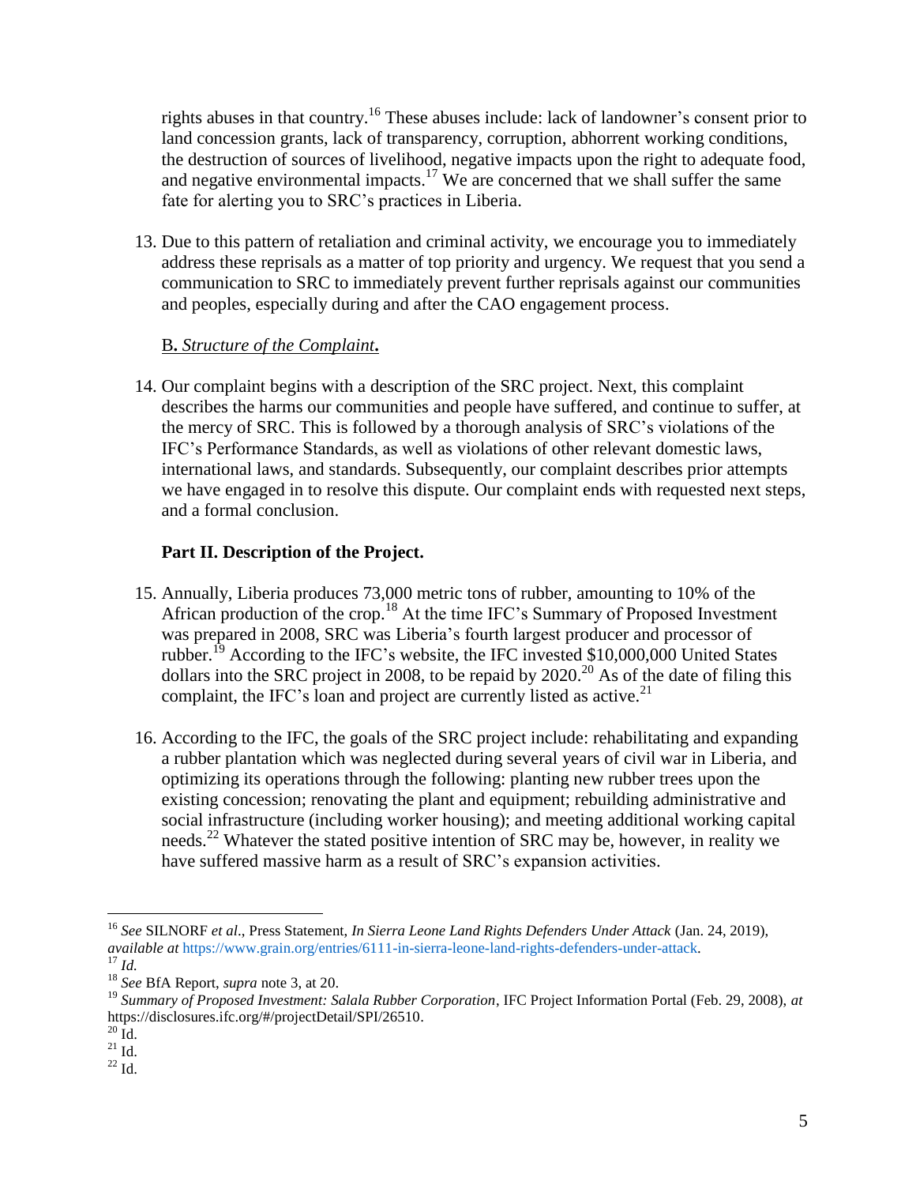rights abuses in that country.[16] These abuses include: lack of landowner's consent prior to land concession grants, lack of transparency, corruption, abhorrent working conditions, the destruction of sources of livelihood, negative impacts upon the right to adequate food, and negative environmental impacts.[17] We are concerned that we shall suffer the same fate for alerting you to SRC's practices in Liberia.

13. Due to this pattern of retaliation and criminal activity, we encourage you to immediately address these reprisals as a matter of top priority and urgency. We request that you send a communication to SRC to immediately prevent further reprisals against our communities and peoples, especially during and after the CAO engagement process.

B**.** *Structure of the Complaint***.**

14. Our complaint begins with a description of the SRC project. Next, this complaint describes the harms our communities and people have suffered, and continue to suffer, at the mercy of SRC. This is followed by a thorough analysis of SRC's violations of the IFC's Performance Standards, as well as violations of other relevant domestic laws, international laws, and standards. Subsequently, our complaint describes prior attempts we have engaged in to resolve this dispute. Our complaint ends with requested next steps, and a formal conclusion.

## Part II. Description of the Project.

15. Annually, Liberia produces 73,000 metric tons of rubber, amounting to 10% of the African production of the crop.[18] At the time IFC's Summary of Proposed Investment was prepared in 2008, SRC was Liberia's fourth largest producer and processor of rubber.[19] According to the IFC's website, the IFC invested $10,000,000 United States dollars into the SRC project in 2008, to be repaid by 2020.[20] As of the date of filing this complaint, the IFC's loan and project are currently listed as active.[21]

16. According to the IFC, the goals of the SRC project include: rehabilitating and expanding a rubber plantation which was neglected during several years of civil war in Liberia, and optimizing its operations through the following: planting new rubber trees upon the existing concession; renovating the plant and equipment; rebuilding administrative and social infrastructure (including worker housing); and meeting additional working capital needs.[22] Whatever the stated positive intention of SRC may be, however, in reality we have suffered massive harm as a result of SRC's expansion activities.

---

[16] *See* SILNORF *et al*., Press Statement, *In Sierra Leone Land Rights Defenders Under Attack* (Jan. 24, 2019), *available at* https://www.grain.org/entries/6111-in-sierra-leone-land-rights-defenders-under-attack.

[17] *Id.*

[18] *See* BfA Report, *supra* note 3, at 20.

[19] *Summary of Proposed Investment: Salala Rubber Corporation*, IFC Project Information Portal (Feb. 29, 2008), *at* https://disclosures.ifc.org/#/projectDetail/SPI/26510.

[20] Id.

[21] Id.

[22] Id.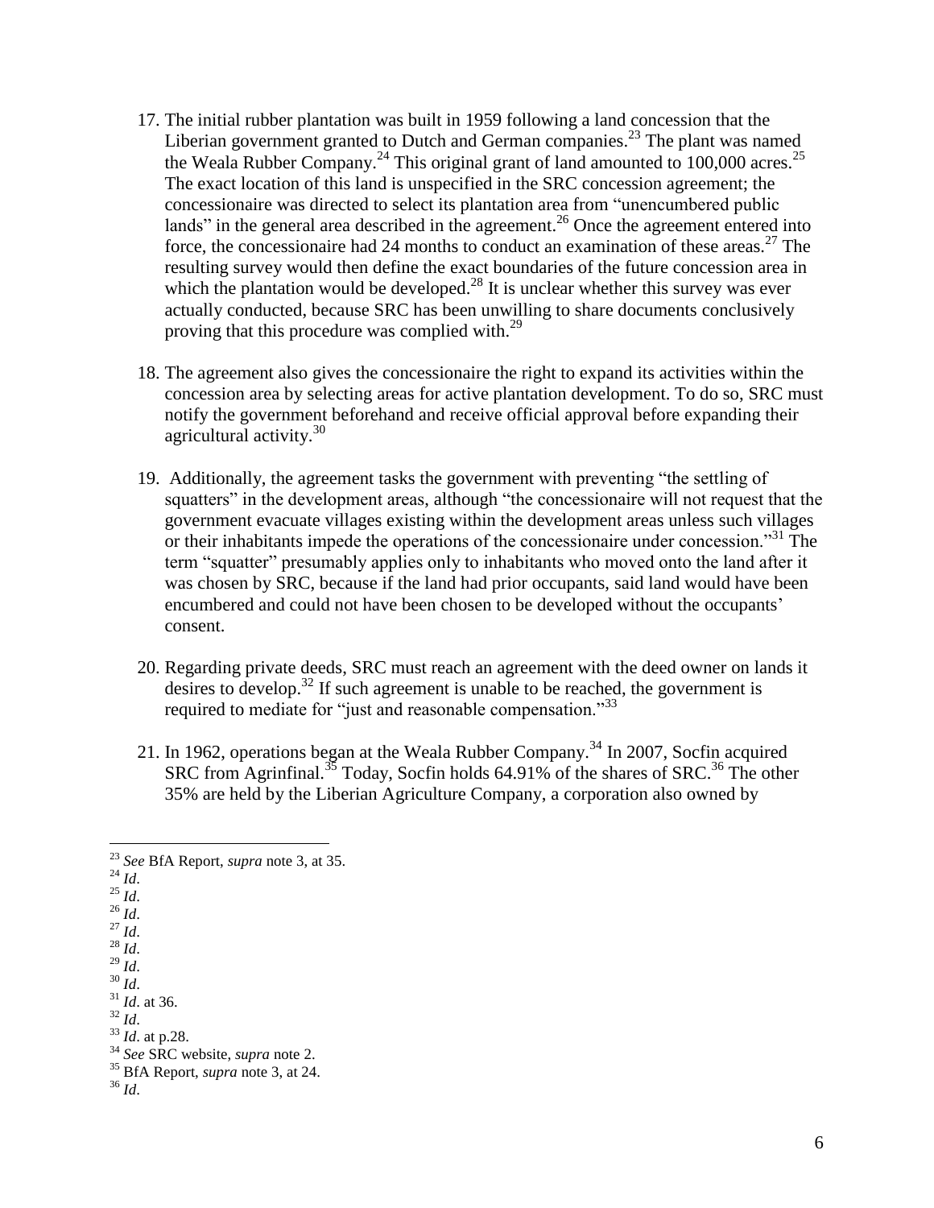17. The initial rubber plantation was built in 1959 following a land concession that the Liberian government granted to Dutch and German companies.[23] The plant was named the Weala Rubber Company.[24] This original grant of land amounted to 100,000 acres.[25] The exact location of this land is unspecified in the SRC concession agreement; the concessionaire was directed to select its plantation area from "unencumbered public lands" in the general area described in the agreement.[26] Once the agreement entered into force, the concessionaire had 24 months to conduct an examination of these areas.[27] The resulting survey would then define the exact boundaries of the future concession area in which the plantation would be developed.[28] It is unclear whether this survey was ever actually conducted, because SRC has been unwilling to share documents conclusively proving that this procedure was complied with.[29]

18. The agreement also gives the concessionaire the right to expand its activities within the concession area by selecting areas for active plantation development. To do so, SRC must notify the government beforehand and receive official approval before expanding their agricultural activity.[30]

19. Additionally, the agreement tasks the government with preventing "the settling of squatters" in the development areas, although "the concessionaire will not request that the government evacuate villages existing within the development areas unless such villages or their inhabitants impede the operations of the concessionaire under concession."[31] The term "squatter" presumably applies only to inhabitants who moved onto the land after it was chosen by SRC, because if the land had prior occupants, said land would have been encumbered and could not have been chosen to be developed without the occupants' consent.

20. Regarding private deeds, SRC must reach an agreement with the deed owner on lands it desires to develop.[32] If such agreement is unable to be reached, the government is required to mediate for "just and reasonable compensation."[33]

21. In 1962, operations began at the Weala Rubber Company.[34] In 2007, Socfin acquired SRC from Agrinfinal.[35] Today, Socfin holds 64.91% of the shares of SRC.[36] The other 35% are held by the Liberian Agriculture Company, a corporation also owned by

---

[23] *See* BfA Report, *supra* note 3, at 35.
[24] *Id*.
[25] *Id*.
[26] *Id*.
[27] *Id*.
[28] *Id*.
[29] *Id*.
[30] *Id*.
[31] *Id*. at 36.
[32] *Id*.
[33] *Id*. at p.28.
[34] *See* SRC website, *supra* note 2.
[35] BfA Report, *supra* note 3, at 24.
[36] *Id*.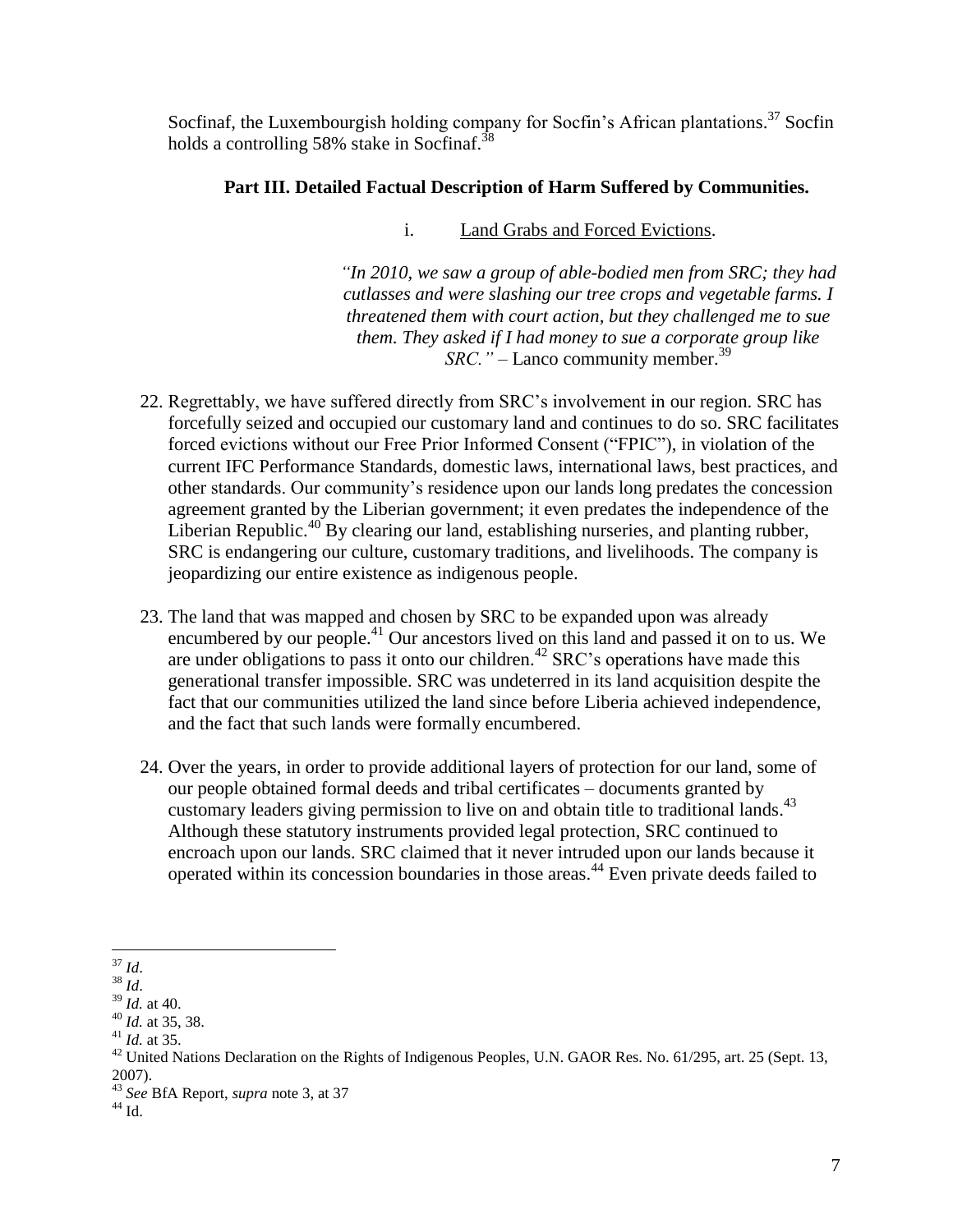Socfinaf, the Luxembourgish holding company for Socfin's African plantations.[37] Socfin holds a controlling 58% stake in Socfinaf.[38]

## Part III. Detailed Factual Description of Harm Suffered by Communities.

### i. Land Grabs and Forced Evictions.

> *"In 2010, we saw a group of able-bodied men from SRC; they had cutlasses and were slashing our tree crops and vegetable farms. I threatened them with court action, but they challenged me to sue them. They asked if I had money to sue a corporate group like SRC."* – Lanco community member.[39]

22. Regrettably, we have suffered directly from SRC's involvement in our region. SRC has forcefully seized and occupied our customary land and continues to do so. SRC facilitates forced evictions without our Free Prior Informed Consent ("FPIC"), in violation of the current IFC Performance Standards, domestic laws, international laws, best practices, and other standards. Our community's residence upon our lands long predates the concession agreement granted by the Liberian government; it even predates the independence of the Liberian Republic.[40] By clearing our land, establishing nurseries, and planting rubber, SRC is endangering our culture, customary traditions, and livelihoods. The company is jeopardizing our entire existence as indigenous people.

23. The land that was mapped and chosen by SRC to be expanded upon was already encumbered by our people.[41] Our ancestors lived on this land and passed it on to us. We are under obligations to pass it onto our children.[42] SRC's operations have made this generational transfer impossible. SRC was undeterred in its land acquisition despite the fact that our communities utilized the land since before Liberia achieved independence, and the fact that such lands were formally encumbered.

24. Over the years, in order to provide additional layers of protection for our land, some of our people obtained formal deeds and tribal certificates – documents granted by customary leaders giving permission to live on and obtain title to traditional lands.[43] Although these statutory instruments provided legal protection, SRC continued to encroach upon our lands. SRC claimed that it never intruded upon our lands because it operated within its concession boundaries in those areas.[44] Even private deeds failed to

---

[37] *Id*.

[38] *Id*.

[39] *Id.* at 40.

[40] *Id.* at 35, 38.

[41] *Id.* at 35.

[42] United Nations Declaration on the Rights of Indigenous Peoples, U.N. GAOR Res. No. 61/295, art. 25 (Sept. 13, 2007).

[43] *See* BfA Report, *supra* note 3, at 37

[44] Id.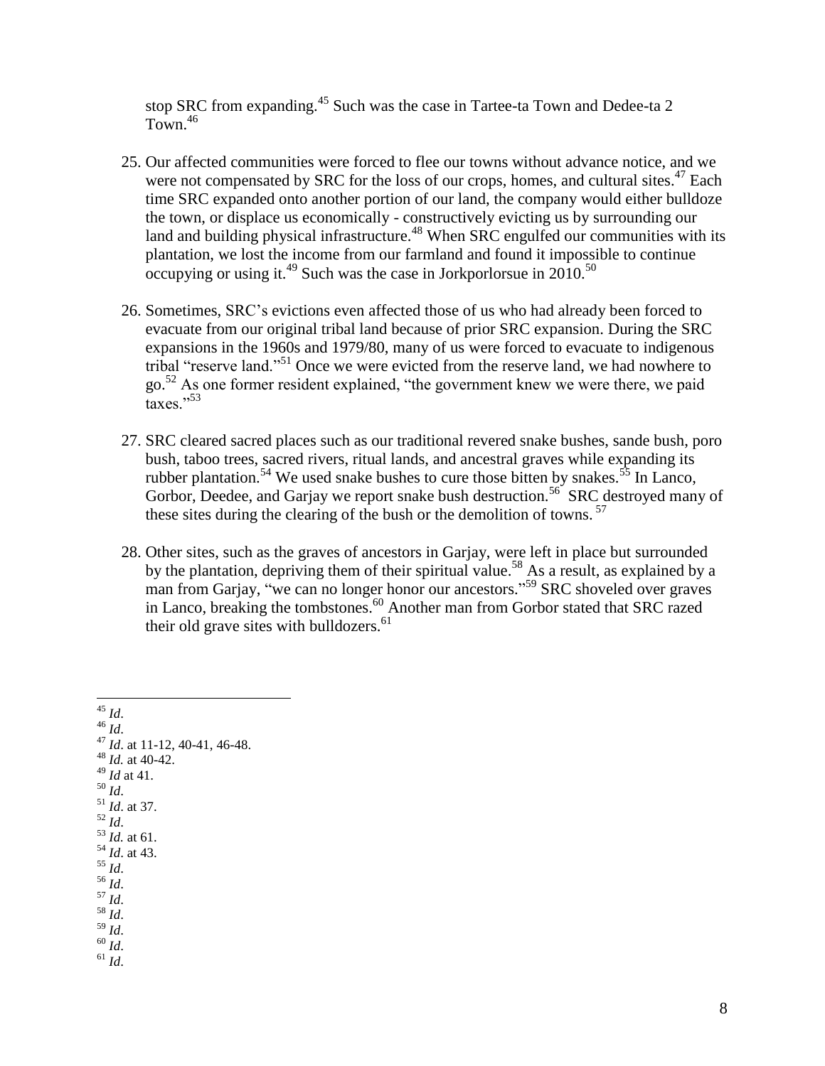stop SRC from expanding.[45] Such was the case in Tartee-ta Town and Dedee-ta 2 Town.[46]

25. Our affected communities were forced to flee our towns without advance notice, and we were not compensated by SRC for the loss of our crops, homes, and cultural sites.[47] Each time SRC expanded onto another portion of our land, the company would either bulldoze the town, or displace us economically - constructively evicting us by surrounding our land and building physical infrastructure.[48] When SRC engulfed our communities with its plantation, we lost the income from our farmland and found it impossible to continue occupying or using it.[49] Such was the case in Jorkporlorsue in 2010.[50]

26. Sometimes, SRC's evictions even affected those of us who had already been forced to evacuate from our original tribal land because of prior SRC expansion. During the SRC expansions in the 1960s and 1979/80, many of us were forced to evacuate to indigenous tribal "reserve land."[51] Once we were evicted from the reserve land, we had nowhere to go.[52] As one former resident explained, "the government knew we were there, we paid taxes."[53]

27. SRC cleared sacred places such as our traditional revered snake bushes, sande bush, poro bush, taboo trees, sacred rivers, ritual lands, and ancestral graves while expanding its rubber plantation.[54] We used snake bushes to cure those bitten by snakes.[55] In Lanco, Gorbor, Deedee, and Garjay we report snake bush destruction.[56] SRC destroyed many of these sites during the clearing of the bush or the demolition of towns.[57]

28. Other sites, such as the graves of ancestors in Garjay, were left in place but surrounded by the plantation, depriving them of their spiritual value.[58] As a result, as explained by a man from Garjay, "we can no longer honor our ancestors."[59] SRC shoveled over graves in Lanco, breaking the tombstones.[60] Another man from Gorbor stated that SRC razed their old grave sites with bulldozers.[61]

---

[45] *Id*.
[46] *Id*.
[47] *Id*. at 11-12, 40-41, 46-48.
[48] *Id.* at 40-42.
[49] *Id* at 41.
[50] *Id*.
[51] *Id*. at 37.
[52] *Id*.
[53] *Id.* at 61.
[54] *Id*. at 43.
[55] *Id*.
[56] *Id*.
[57] *Id*.
[58] *Id*.
[59] *Id*.
[60] *Id*.
[61] *Id*.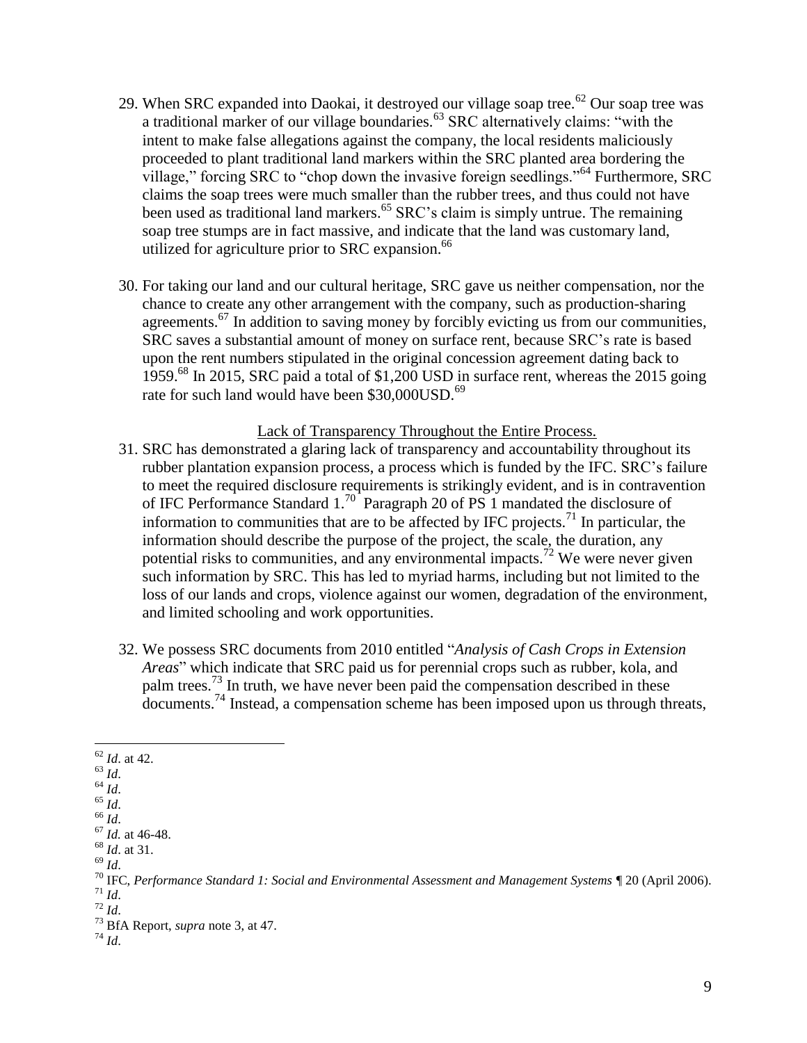29. When SRC expanded into Daokai, it destroyed our village soap tree.[62] Our soap tree was a traditional marker of our village boundaries.[63] SRC alternatively claims: "with the intent to make false allegations against the company, the local residents maliciously proceeded to plant traditional land markers within the SRC planted area bordering the village," forcing SRC to "chop down the invasive foreign seedlings."[64] Furthermore, SRC claims the soap trees were much smaller than the rubber trees, and thus could not have been used as traditional land markers.[65] SRC's claim is simply untrue. The remaining soap tree stumps are in fact massive, and indicate that the land was customary land, utilized for agriculture prior to SRC expansion.[66]

30. For taking our land and our cultural heritage, SRC gave us neither compensation, nor the chance to create any other arrangement with the company, such as production-sharing agreements.[67] In addition to saving money by forcibly evicting us from our communities, SRC saves a substantial amount of money on surface rent, because SRC's rate is based upon the rent numbers stipulated in the original concession agreement dating back to 1959.[68] In 2015, SRC paid a total of $1,200 USD in surface rent, whereas the 2015 going rate for such land would have been $30,000USD.[69]

<u>Lack of Transparency Throughout the Entire Process.</u>

31. SRC has demonstrated a glaring lack of transparency and accountability throughout its rubber plantation expansion process, a process which is funded by the IFC. SRC's failure to meet the required disclosure requirements is strikingly evident, and is in contravention of IFC Performance Standard 1.[70] Paragraph 20 of PS 1 mandated the disclosure of information to communities that are to be affected by IFC projects.[71] In particular, the information should describe the purpose of the project, the scale, the duration, any potential risks to communities, and any environmental impacts.[72] We were never given such information by SRC. This has led to myriad harms, including but not limited to the loss of our lands and crops, violence against our women, degradation of the environment, and limited schooling and work opportunities.

32. We possess SRC documents from 2010 entitled "*Analysis of Cash Crops in Extension Areas*" which indicate that SRC paid us for perennial crops such as rubber, kola, and palm trees.[73] In truth, we have never been paid the compensation described in these documents.[74] Instead, a compensation scheme has been imposed upon us through threats,

---

[62] *Id*. at 42.
[63] *Id*.
[64] *Id*.
[65] *Id*.
[66] *Id*.
[67] *Id.* at 46-48.
[68] *Id*. at 31.
[69] *Id*.
[70] IFC, *Performance Standard 1: Social and Environmental Assessment and Management Systems* ¶ 20 (April 2006).
[71] *Id*.
[72] *Id*.
[73] BfA Report, *supra* note 3, at 47.
[74] *Id*.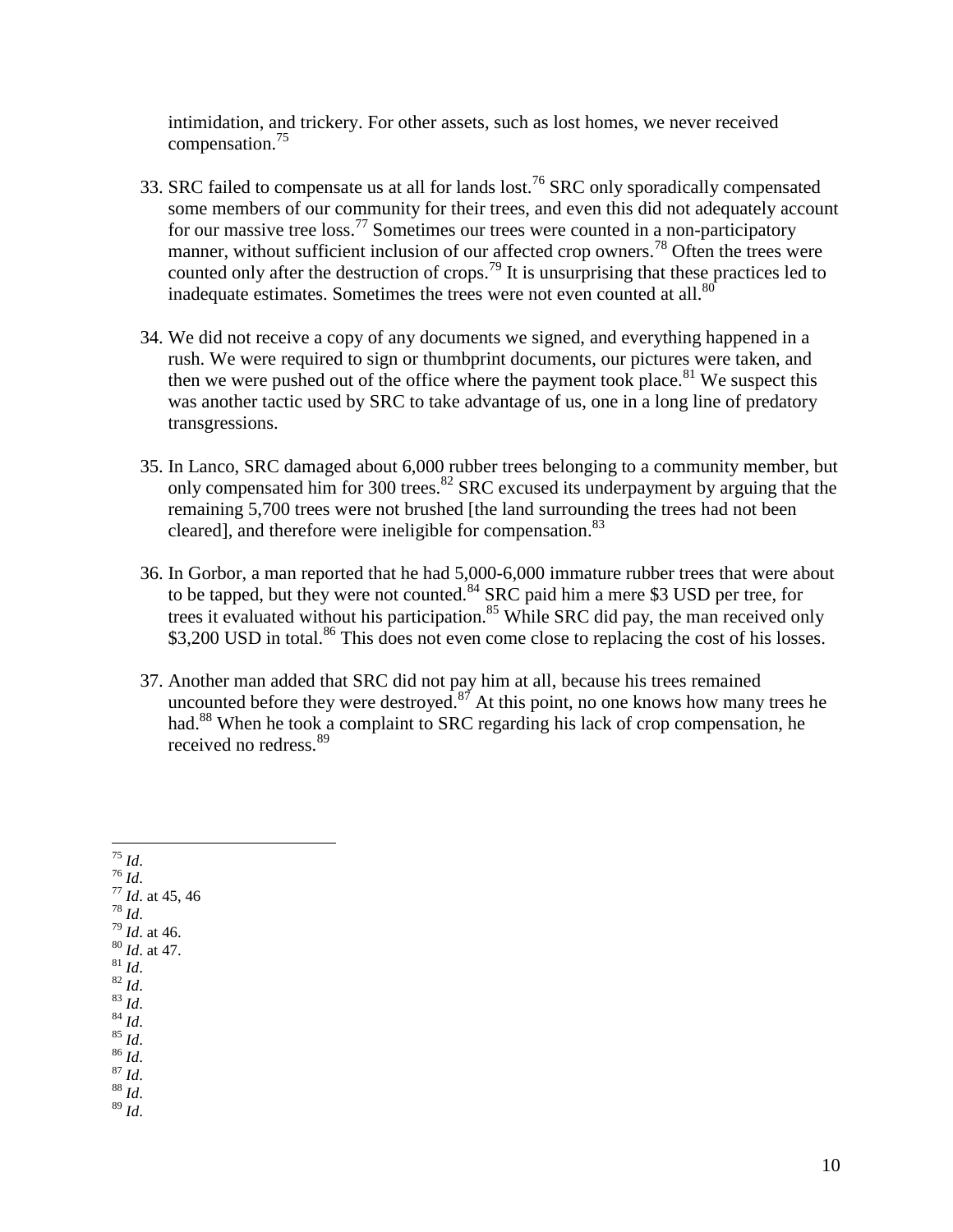intimidation, and trickery. For other assets, such as lost homes, we never received compensation.[75]

33. SRC failed to compensate us at all for lands lost.[76] SRC only sporadically compensated some members of our community for their trees, and even this did not adequately account for our massive tree loss.[77] Sometimes our trees were counted in a non-participatory manner, without sufficient inclusion of our affected crop owners.[78] Often the trees were counted only after the destruction of crops.[79] It is unsurprising that these practices led to inadequate estimates. Sometimes the trees were not even counted at all.[80]

34. We did not receive a copy of any documents we signed, and everything happened in a rush. We were required to sign or thumbprint documents, our pictures were taken, and then we were pushed out of the office where the payment took place.[81] We suspect this was another tactic used by SRC to take advantage of us, one in a long line of predatory transgressions.

35. In Lanco, SRC damaged about 6,000 rubber trees belonging to a community member, but only compensated him for 300 trees.[82] SRC excused its underpayment by arguing that the remaining 5,700 trees were not brushed [the land surrounding the trees had not been cleared], and therefore were ineligible for compensation.[83]

36. In Gorbor, a man reported that he had 5,000-6,000 immature rubber trees that were about to be tapped, but they were not counted.[84] SRC paid him a mere $3 USD per tree, for trees it evaluated without his participation.[85] While SRC did pay, the man received only $3,200 USD in total.[86] This does not even come close to replacing the cost of his losses.

37. Another man added that SRC did not pay him at all, because his trees remained uncounted before they were destroyed.[87] At this point, no one knows how many trees he had.[88] When he took a complaint to SRC regarding his lack of crop compensation, he received no redress.[89]

---

[75] *Id*.
[76] *Id*.
[77] *Id*. at 45, 46
[78] *Id*.
[79] *Id*. at 46.
[80] *Id*. at 47.
[81] *Id*.
[82] *Id*.
[83] *Id*.
[84] *Id*.
[85] *Id*.
[86] *Id*.
[87] *Id*.
[88] *Id*.
[89] *Id*.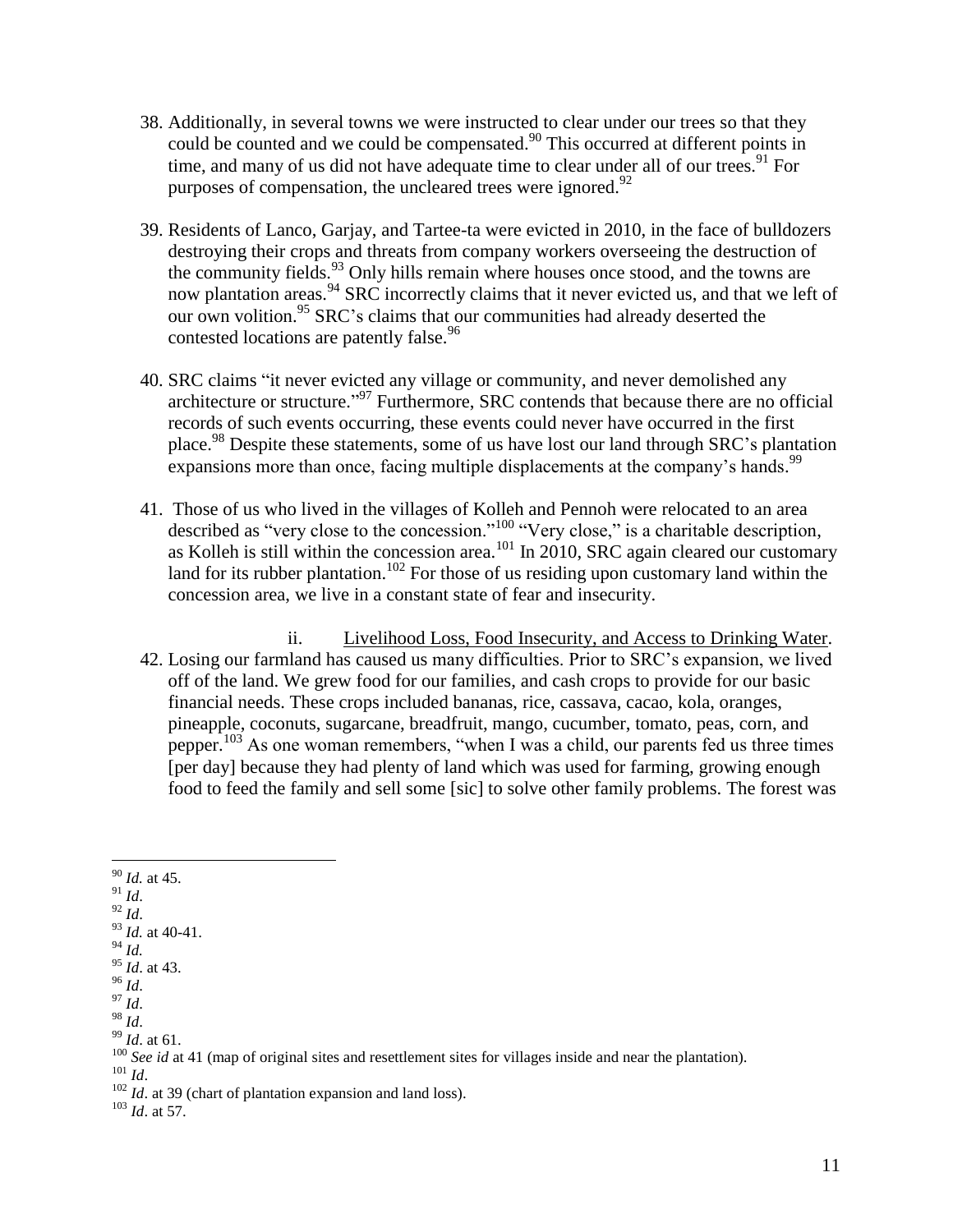38. Additionally, in several towns we were instructed to clear under our trees so that they could be counted and we could be compensated.[90] This occurred at different points in time, and many of us did not have adequate time to clear under all of our trees.[91] For purposes of compensation, the uncleared trees were ignored.[92]

39. Residents of Lanco, Garjay, and Tartee-ta were evicted in 2010, in the face of bulldozers destroying their crops and threats from company workers overseeing the destruction of the community fields.[93] Only hills remain where houses once stood, and the towns are now plantation areas.[94] SRC incorrectly claims that it never evicted us, and that we left of our own volition.[95] SRC's claims that our communities had already deserted the contested locations are patently false.[96]

40. SRC claims "it never evicted any village or community, and never demolished any architecture or structure."[97] Furthermore, SRC contends that because there are no official records of such events occurring, these events could never have occurred in the first place.[98] Despite these statements, some of us have lost our land through SRC's plantation expansions more than once, facing multiple displacements at the company's hands.[99]

41. Those of us who lived in the villages of Kolleh and Pennoh were relocated to an area described as "very close to the concession."[100] "Very close," is a charitable description, as Kolleh is still within the concession area.[101] In 2010, SRC again cleared our customary land for its rubber plantation.[102] For those of us residing upon customary land within the concession area, we live in a constant state of fear and insecurity.

ii. Livelihood Loss, Food Insecurity, and Access to Drinking Water.

42. Losing our farmland has caused us many difficulties. Prior to SRC's expansion, we lived off of the land. We grew food for our families, and cash crops to provide for our basic financial needs. These crops included bananas, rice, cassava, cacao, kola, oranges, pineapple, coconuts, sugarcane, breadfruit, mango, cucumber, tomato, peas, corn, and pepper.[103] As one woman remembers, "when I was a child, our parents fed us three times [per day] because they had plenty of land which was used for farming, growing enough food to feed the family and sell some [sic] to solve other family problems. The forest was

---

[90] *Id.* at 45.
[91] *Id*.
[92] *Id*.
[93] *Id.* at 40-41.
[94] *Id.*
[95] *Id*. at 43.
[96] *Id*.
[97] *Id*.
[98] *Id*.
[99] *Id*. at 61.
[100] *See id* at 41 (map of original sites and resettlement sites for villages inside and near the plantation).
[101] *Id*.
[102] *Id*. at 39 (chart of plantation expansion and land loss).
[103] *Id*. at 57.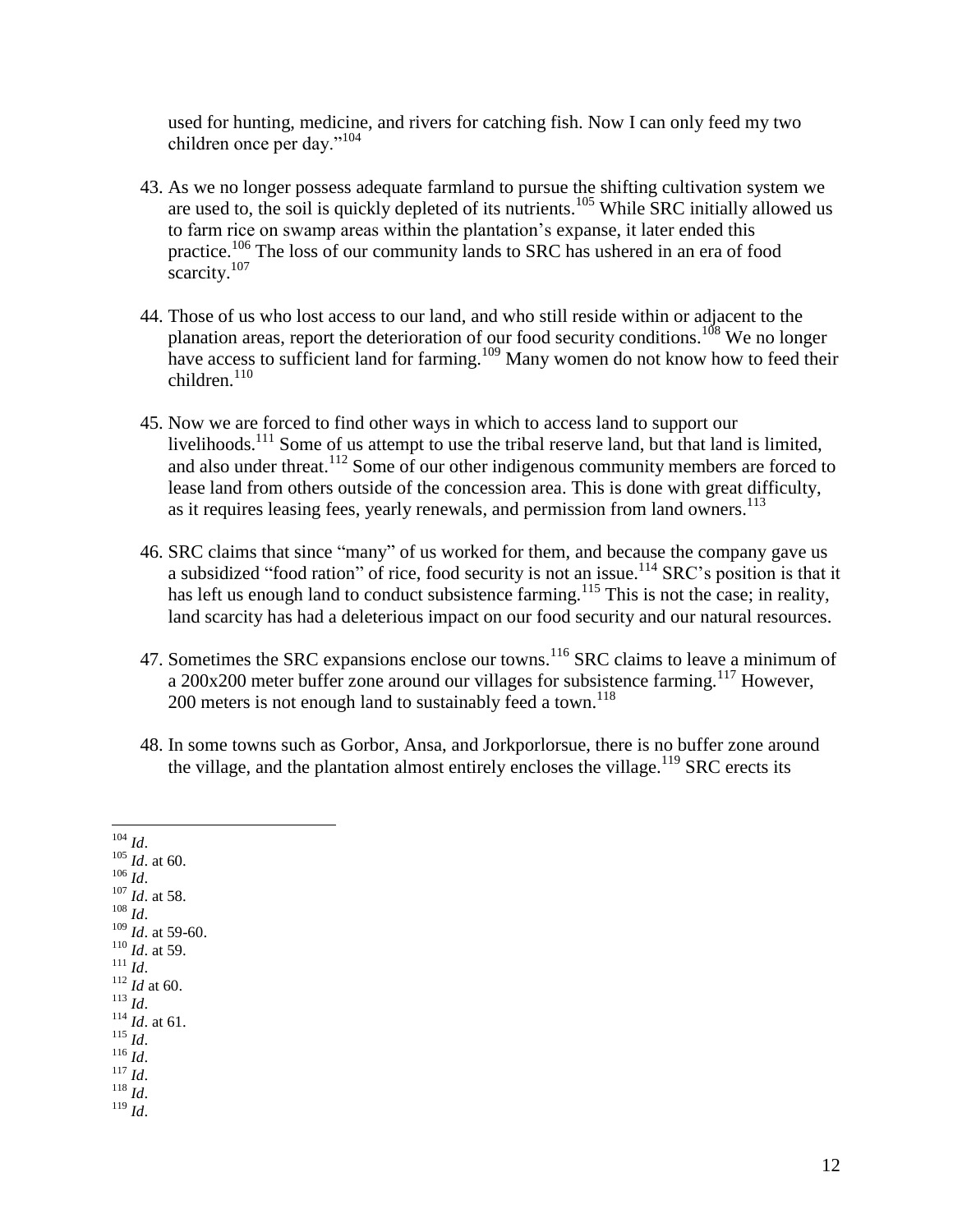used for hunting, medicine, and rivers for catching fish. Now I can only feed my two children once per day."[104]

43. As we no longer possess adequate farmland to pursue the shifting cultivation system we are used to, the soil is quickly depleted of its nutrients.[105] While SRC initially allowed us to farm rice on swamp areas within the plantation's expanse, it later ended this practice.[106] The loss of our community lands to SRC has ushered in an era of food scarcity.[107]

44. Those of us who lost access to our land, and who still reside within or adjacent to the planation areas, report the deterioration of our food security conditions.[108] We no longer have access to sufficient land for farming.[109] Many women do not know how to feed their children.[110]

45. Now we are forced to find other ways in which to access land to support our livelihoods.[111] Some of us attempt to use the tribal reserve land, but that land is limited, and also under threat.[112] Some of our other indigenous community members are forced to lease land from others outside of the concession area. This is done with great difficulty, as it requires leasing fees, yearly renewals, and permission from land owners.[113]

46. SRC claims that since "many" of us worked for them, and because the company gave us a subsidized "food ration" of rice, food security is not an issue.[114] SRC's position is that it has left us enough land to conduct subsistence farming.[115] This is not the case; in reality, land scarcity has had a deleterious impact on our food security and our natural resources.

47. Sometimes the SRC expansions enclose our towns.[116] SRC claims to leave a minimum of a 200x200 meter buffer zone around our villages for subsistence farming.[117] However, 200 meters is not enough land to sustainably feed a town.[118]

48. In some towns such as Gorbor, Ansa, and Jorkporlorsue, there is no buffer zone around the village, and the plantation almost entirely encloses the village.[119] SRC erects its

---

[104] *Id*.
[105] *Id*. at 60.
[106] *Id*.
[107] *Id*. at 58.
[108] *Id*.
[109] *Id*. at 59-60.
[110] *Id*. at 59.
[111] *Id*.
[112] *Id* at 60.
[113] *Id*.
[114] *Id*. at 61.
[115] *Id*.
[116] *Id*.
[117] *Id*.
[118] *Id*.
[119] *Id*.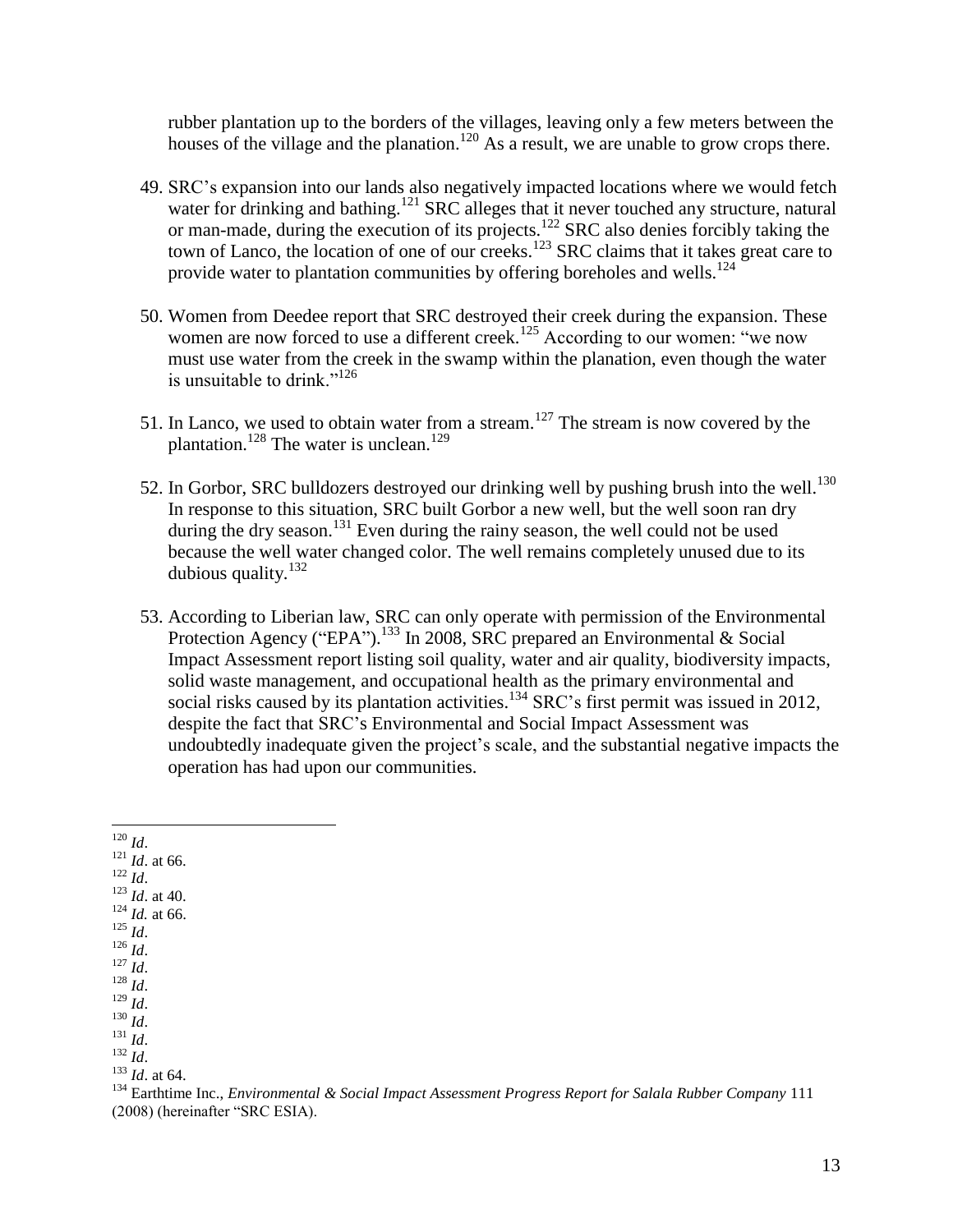rubber plantation up to the borders of the villages, leaving only a few meters between the houses of the village and the planation.[120] As a result, we are unable to grow crops there.

49. SRC's expansion into our lands also negatively impacted locations where we would fetch water for drinking and bathing.[121] SRC alleges that it never touched any structure, natural or man-made, during the execution of its projects.[122] SRC also denies forcibly taking the town of Lanco, the location of one of our creeks.[123] SRC claims that it takes great care to provide water to plantation communities by offering boreholes and wells.[124]

50. Women from Deedee report that SRC destroyed their creek during the expansion. These women are now forced to use a different creek.[125] According to our women: "we now must use water from the creek in the swamp within the planation, even though the water is unsuitable to drink."[126]

51. In Lanco, we used to obtain water from a stream.[127] The stream is now covered by the plantation.[128] The water is unclean.[129]

52. In Gorbor, SRC bulldozers destroyed our drinking well by pushing brush into the well.[130] In response to this situation, SRC built Gorbor a new well, but the well soon ran dry during the dry season.[131] Even during the rainy season, the well could not be used because the well water changed color. The well remains completely unused due to its dubious quality.[132]

53. According to Liberian law, SRC can only operate with permission of the Environmental Protection Agency ("EPA").[133] In 2008, SRC prepared an Environmental & Social Impact Assessment report listing soil quality, water and air quality, biodiversity impacts, solid waste management, and occupational health as the primary environmental and social risks caused by its plantation activities.[134] SRC's first permit was issued in 2012, despite the fact that SRC's Environmental and Social Impact Assessment was undoubtedly inadequate given the project's scale, and the substantial negative impacts the operation has had upon our communities.

---

[120] *Id*.
[121] *Id*. at 66.
[122] *Id*.
[123] *Id*. at 40.
[124] *Id.* at 66.
[125] *Id*.
[126] *Id*.
[127] *Id*.
[128] *Id*.
[129] *Id*.
[130] *Id*.
[131] *Id*.
[132] *Id*.
[133] *Id*. at 64.
[134] Earthtime Inc., *Environmental & Social Impact Assessment Progress Report for Salala Rubber Company* 111 (2008) (hereinafter "SRC ESIA).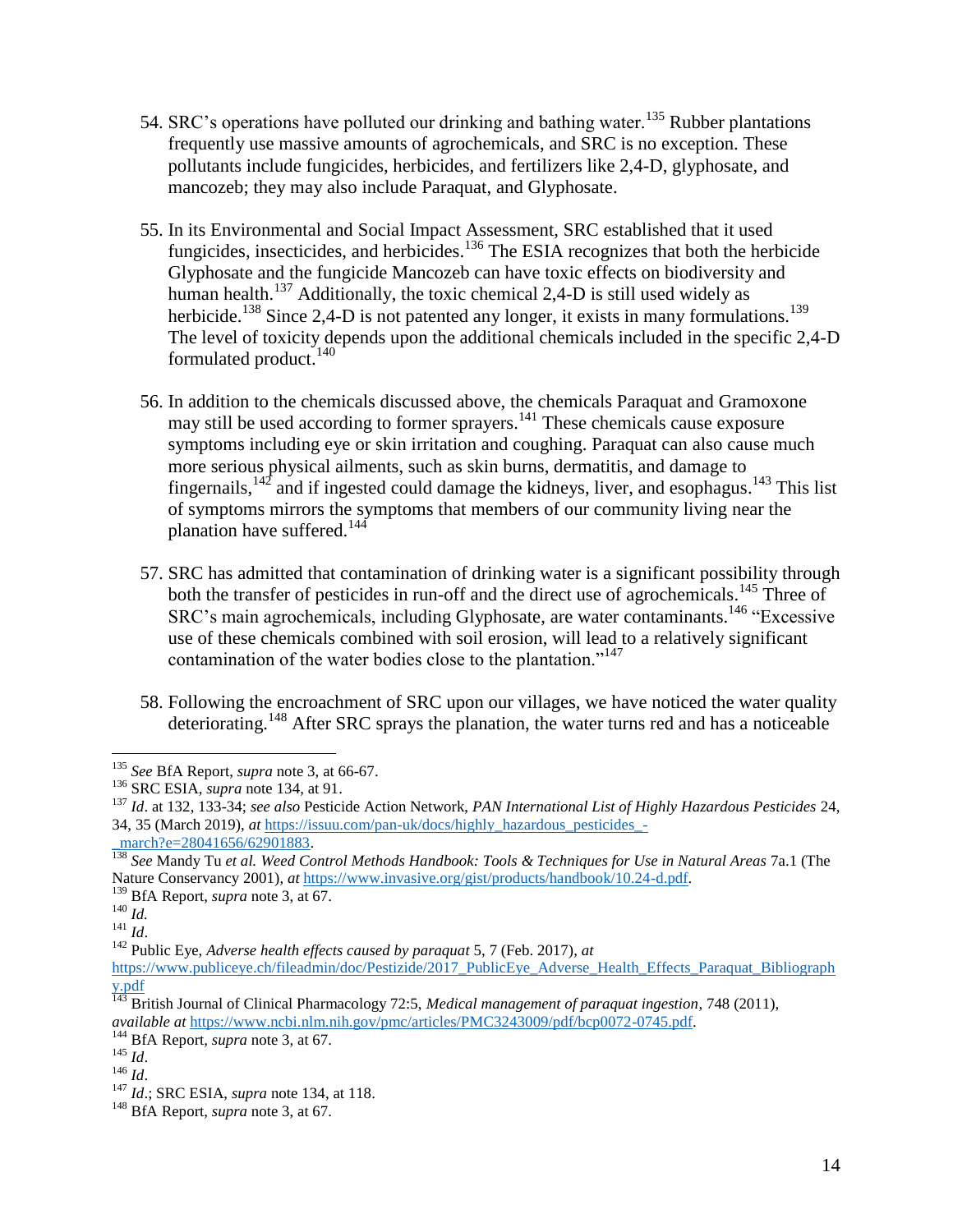54. SRC's operations have polluted our drinking and bathing water.[135] Rubber plantations frequently use massive amounts of agrochemicals, and SRC is no exception. These pollutants include fungicides, herbicides, and fertilizers like 2,4-D, glyphosate, and mancozeb; they may also include Paraquat, and Glyphosate.

55. In its Environmental and Social Impact Assessment, SRC established that it used fungicides, insecticides, and herbicides.[136] The ESIA recognizes that both the herbicide Glyphosate and the fungicide Mancozeb can have toxic effects on biodiversity and human health.[137] Additionally, the toxic chemical 2,4-D is still used widely as herbicide.[138] Since 2,4-D is not patented any longer, it exists in many formulations.[139] The level of toxicity depends upon the additional chemicals included in the specific 2,4-D formulated product.[140]

56. In addition to the chemicals discussed above, the chemicals Paraquat and Gramoxone may still be used according to former sprayers.[141] These chemicals cause exposure symptoms including eye or skin irritation and coughing. Paraquat can also cause much more serious physical ailments, such as skin burns, dermatitis, and damage to fingernails,[142] and if ingested could damage the kidneys, liver, and esophagus.[143] This list of symptoms mirrors the symptoms that members of our community living near the planation have suffered.[144]

57. SRC has admitted that contamination of drinking water is a significant possibility through both the transfer of pesticides in run-off and the direct use of agrochemicals.[145] Three of SRC's main agrochemicals, including Glyphosate, are water contaminants.[146] "Excessive use of these chemicals combined with soil erosion, will lead to a relatively significant contamination of the water bodies close to the plantation."[147]

58. Following the encroachment of SRC upon our villages, we have noticed the water quality deteriorating.[148] After SRC sprays the planation, the water turns red and has a noticeable

---

[135] *See* BfA Report, *supra* note 3, at 66-67.

[136] SRC ESIA, *supra* note 134, at 91.

[137] *Id*. at 132, 133-34; *see also* Pesticide Action Network, *PAN International List of Highly Hazardous Pesticides* 24, 34, 35 (March 2019), *at* https://issuu.com/pan-uk/docs/highly_hazardous_pesticides_-_march?e=28041656/62901883.

[138] *See* Mandy Tu *et al. Weed Control Methods Handbook: Tools & Techniques for Use in Natural Areas* 7a.1 (The Nature Conservancy 2001), *at* https://www.invasive.org/gist/products/handbook/10.24-d.pdf.

[139] BfA Report, *supra* note 3, at 67.

[140] *Id.*

[141] *Id*.

[142] Public Eye, *Adverse health effects caused by paraquat* 5, 7 (Feb. 2017), *at* https://www.publiceye.ch/fileadmin/doc/Pestizide/2017_PublicEye_Adverse_Health_Effects_Paraquat_Bibliography.pdf

[143] British Journal of Clinical Pharmacology 72:5, *Medical management of paraquat ingestion*, 748 (2011), *available at* https://www.ncbi.nlm.nih.gov/pmc/articles/PMC3243009/pdf/bcp0072-0745.pdf.

[144] BfA Report, *supra* note 3, at 67.

[145] *Id*.

[146] *Id*.

[147] *Id*.; SRC ESIA, *supra* note 134, at 118.

[148] BfA Report, *supra* note 3, at 67.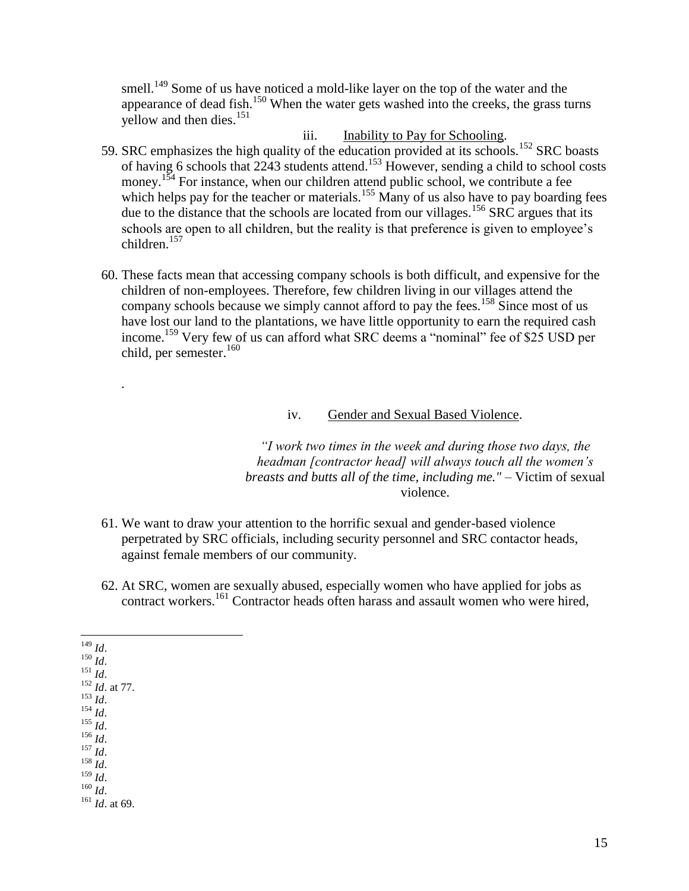smell.[149] Some of us have noticed a mold-like layer on the top of the water and the appearance of dead fish.[150] When the water gets washed into the creeks, the grass turns yellow and then dies.[151]

iii. Inability to Pay for Schooling.

59. SRC emphasizes the high quality of the education provided at its schools.[152] SRC boasts of having 6 schools that 2243 students attend.[153] However, sending a child to school costs money.[154] For instance, when our children attend public school, we contribute a fee which helps pay for the teacher or materials.[155] Many of us also have to pay boarding fees due to the distance that the schools are located from our villages.[156] SRC argues that its schools are open to all children, but the reality is that preference is given to employee's children.[157]

60. These facts mean that accessing company schools is both difficult, and expensive for the children of non-employees. Therefore, few children living in our villages attend the company schools because we simply cannot afford to pay the fees.[158] Since most of us have lost our land to the plantations, we have little opportunity to earn the required cash income.[159] Very few of us can afford what SRC deems a "nominal" fee of $25 USD per child, per semester.[160]

.

iv. Gender and Sexual Based Violence.

> *"I work two times in the week and during those two days, the headman [contractor head] will always touch all the women's breasts and butts all of the time, including me."* – Victim of sexual violence.

61. We want to draw your attention to the horrific sexual and gender-based violence perpetrated by SRC officials, including security personnel and SRC contactor heads, against female members of our community.

62. At SRC, women are sexually abused, especially women who have applied for jobs as contract workers.[161] Contractor heads often harass and assault women who were hired,

---

[149] *Id*.
[150] *Id*.
[151] *Id*.
[152] *Id*. at 77.
[153] *Id*.
[154] *Id*.
[155] *Id*.
[156] *Id*.
[157] *Id*.
[158] *Id*.
[159] *Id*.
[160] *Id*.
[161] *Id*. at 69.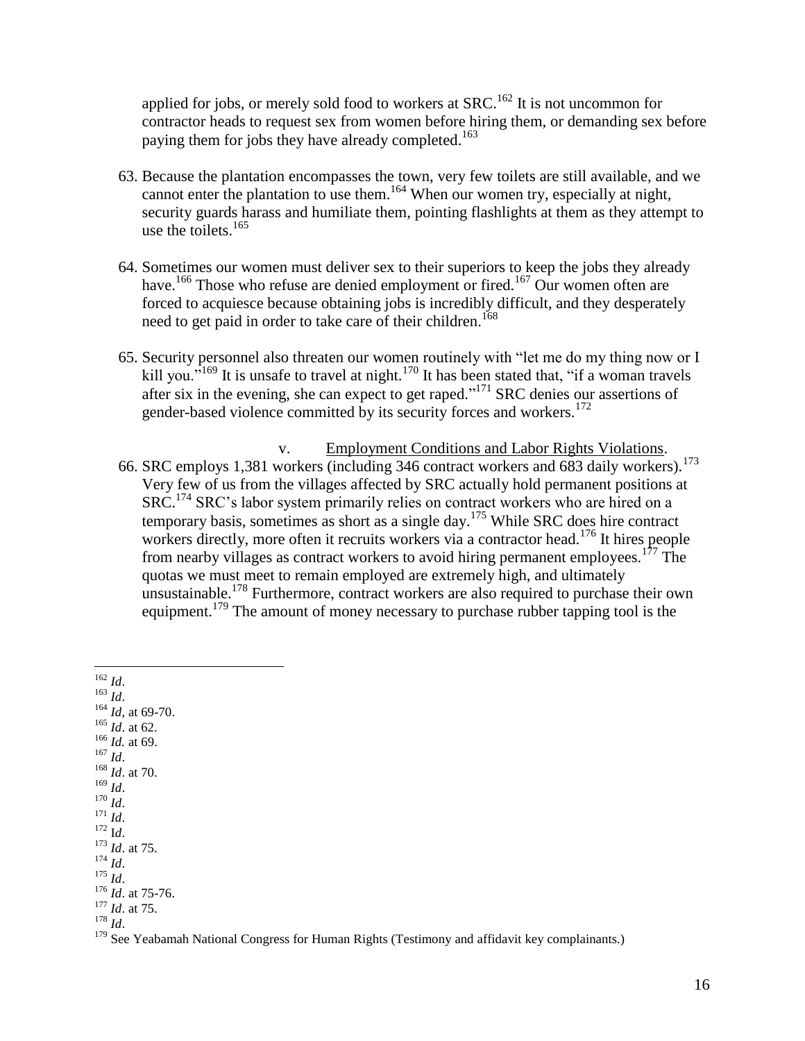applied for jobs, or merely sold food to workers at SRC.[162] It is not uncommon for contractor heads to request sex from women before hiring them, or demanding sex before paying them for jobs they have already completed.[163]

63. Because the plantation encompasses the town, very few toilets are still available, and we cannot enter the plantation to use them.[164] When our women try, especially at night, security guards harass and humiliate them, pointing flashlights at them as they attempt to use the toilets.[165]

64. Sometimes our women must deliver sex to their superiors to keep the jobs they already have.[166] Those who refuse are denied employment or fired.[167] Our women often are forced to acquiesce because obtaining jobs is incredibly difficult, and they desperately need to get paid in order to take care of their children.[168]

65. Security personnel also threaten our women routinely with "let me do my thing now or I kill you."[169] It is unsafe to travel at night.[170] It has been stated that, "if a woman travels after six in the evening, she can expect to get raped."[171] SRC denies our assertions of gender-based violence committed by its security forces and workers.[172]

v. <u>Employment Conditions and Labor Rights Violations</u>.

66. SRC employs 1,381 workers (including 346 contract workers and 683 daily workers).[173] Very few of us from the villages affected by SRC actually hold permanent positions at SRC.[174] SRC's labor system primarily relies on contract workers who are hired on a temporary basis, sometimes as short as a single day.[175] While SRC does hire contract workers directly, more often it recruits workers via a contractor head.[176] It hires people from nearby villages as contract workers to avoid hiring permanent employees.[177] The quotas we must meet to remain employed are extremely high, and ultimately unsustainable.[178] Furthermore, contract workers are also required to purchase their own equipment.[179] The amount of money necessary to purchase rubber tapping tool is the

---

[162] *Id*.
[163] *Id*.
[164] *Id*, at 69-70.
[165] *Id*. at 62.
[166] *Id.* at 69.
[167] *Id*.
[168] *Id*. at 70.
[169] *Id*.
[170] *Id*.
[171] *Id*.
[172] Id.
[173] *Id*. at 75.
[174] *Id*.
[175] *Id*.
[176] *Id*. at 75-76.
[177] *Id*. at 75.
[178] *Id*.
[179] See Yeabamah National Congress for Human Rights (Testimony and affidavit key complainants.)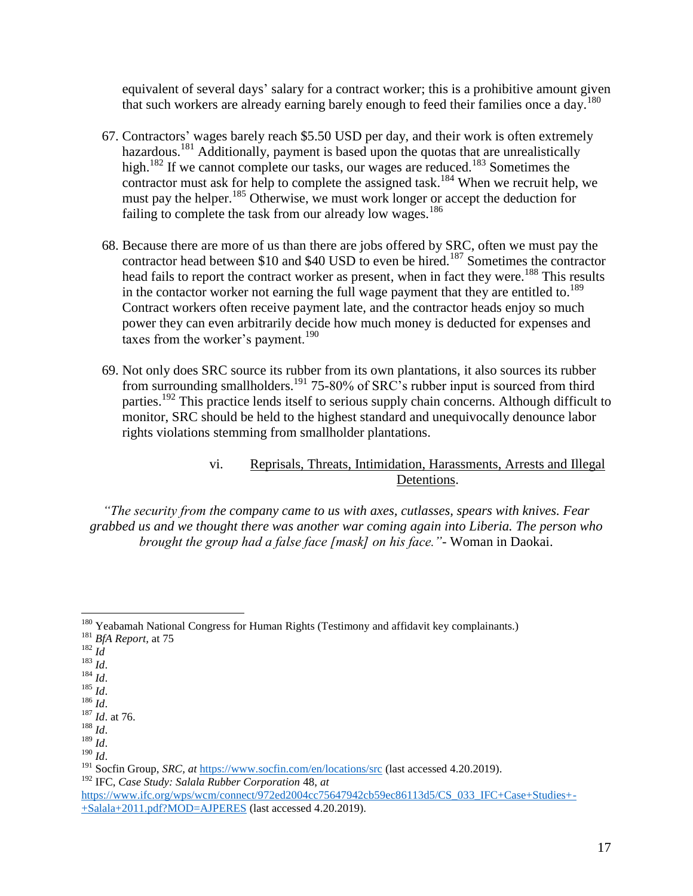equivalent of several days' salary for a contract worker; this is a prohibitive amount given that such workers are already earning barely enough to feed their families once a day.[180]

67. Contractors' wages barely reach $5.50 USD per day, and their work is often extremely hazardous.[181] Additionally, payment is based upon the quotas that are unrealistically high.[182] If we cannot complete our tasks, our wages are reduced.[183] Sometimes the contractor must ask for help to complete the assigned task.[184] When we recruit help, we must pay the helper.[185] Otherwise, we must work longer or accept the deduction for failing to complete the task from our already low wages.[186]

68. Because there are more of us than there are jobs offered by SRC, often we must pay the contractor head between $10 and $40 USD to even be hired.[187] Sometimes the contractor head fails to report the contract worker as present, when in fact they were.[188] This results in the contactor worker not earning the full wage payment that they are entitled to.[189] Contract workers often receive payment late, and the contractor heads enjoy so much power they can even arbitrarily decide how much money is deducted for expenses and taxes from the worker's payment.[190]

69. Not only does SRC source its rubber from its own plantations, it also sources its rubber from surrounding smallholders.[191] 75-80% of SRC's rubber input is sourced from third parties.[192] This practice lends itself to serious supply chain concerns. Although difficult to monitor, SRC should be held to the highest standard and unequivocally denounce labor rights violations stemming from smallholder plantations.

### vi. Reprisals, Threats, Intimidation, Harassments, Arrests and Illegal Detentions.

*"The security from the company came to us with axes, cutlasses, spears with knives. Fear grabbed us and we thought there was another war coming again into Liberia. The person who brought the group had a false face [mask] on his face."*- Woman in Daokai.

---

[180] Yeabamah National Congress for Human Rights (Testimony and affidavit key complainants.)
[181] *BfA Report*, at 75
[182] *Id*
[183] *Id*.
[184] *Id*.
[185] *Id*.
[186] *Id*.
[187] *Id*. at 76.
[188] *Id*.
[189] *Id*.
[190] *Id*.
[191] Socfin Group, *SRC, at* https://www.socfin.com/en/locations/src (last accessed 4.20.2019).
[192] IFC, *Case Study: Salala Rubber Corporation* 48, *at* https://www.ifc.org/wps/wcm/connect/972ed2004cc75647942cb59ec86113d5/CS_033_IFC+Case+Studies+-+Salala+2011.pdf?MOD=AJPERES (last accessed 4.20.2019).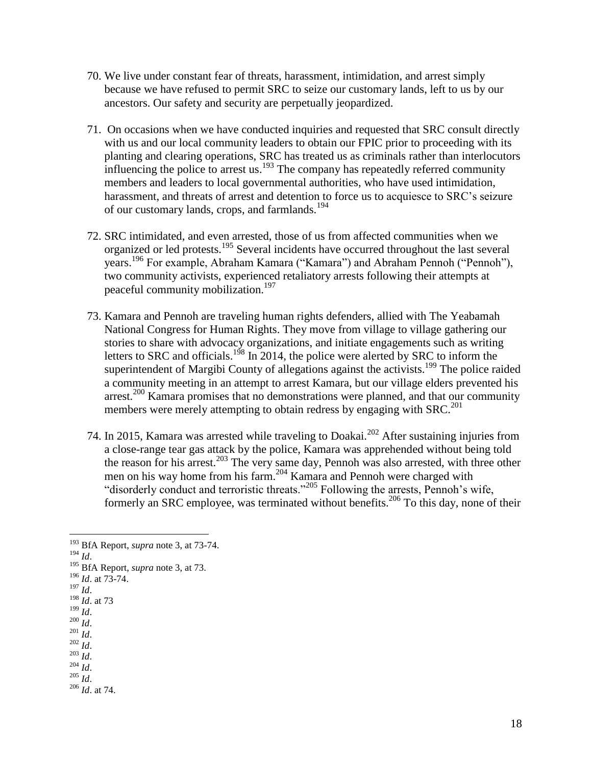70. We live under constant fear of threats, harassment, intimidation, and arrest simply because we have refused to permit SRC to seize our customary lands, left to us by our ancestors. Our safety and security are perpetually jeopardized.

71. On occasions when we have conducted inquiries and requested that SRC consult directly with us and our local community leaders to obtain our FPIC prior to proceeding with its planting and clearing operations, SRC has treated us as criminals rather than interlocutors influencing the police to arrest us.[193] The company has repeatedly referred community members and leaders to local governmental authorities, who have used intimidation, harassment, and threats of arrest and detention to force us to acquiesce to SRC's seizure of our customary lands, crops, and farmlands.[194]

72. SRC intimidated, and even arrested, those of us from affected communities when we organized or led protests.[195] Several incidents have occurred throughout the last several years.[196] For example, Abraham Kamara ("Kamara") and Abraham Pennoh ("Pennoh"), two community activists, experienced retaliatory arrests following their attempts at peaceful community mobilization.[197]

73. Kamara and Pennoh are traveling human rights defenders, allied with The Yeabamah National Congress for Human Rights. They move from village to village gathering our stories to share with advocacy organizations, and initiate engagements such as writing letters to SRC and officials.[198] In 2014, the police were alerted by SRC to inform the superintendent of Margibi County of allegations against the activists.[199] The police raided a community meeting in an attempt to arrest Kamara, but our village elders prevented his arrest.[200] Kamara promises that no demonstrations were planned, and that our community members were merely attempting to obtain redress by engaging with SRC.[201]

74. In 2015, Kamara was arrested while traveling to Doakai.[202] After sustaining injuries from a close-range tear gas attack by the police, Kamara was apprehended without being told the reason for his arrest.[203] The very same day, Pennoh was also arrested, with three other men on his way home from his farm.[204] Kamara and Pennoh were charged with "disorderly conduct and terroristic threats."[205] Following the arrests, Pennoh's wife, formerly an SRC employee, was terminated without benefits.[206] To this day, none of their

---

[193] BfA Report, *supra* note 3, at 73-74.
[194] *Id*.
[195] BfA Report, *supra* note 3, at 73.
[196] *Id*. at 73-74.
[197] *Id*.
[198] *Id*. at 73
[199] *Id*.
[200] *Id*.
[201] *Id*.
[202] *Id*.
[203] *Id*.
[204] *Id*.
[205] *Id*.
[206] *Id*. at 74.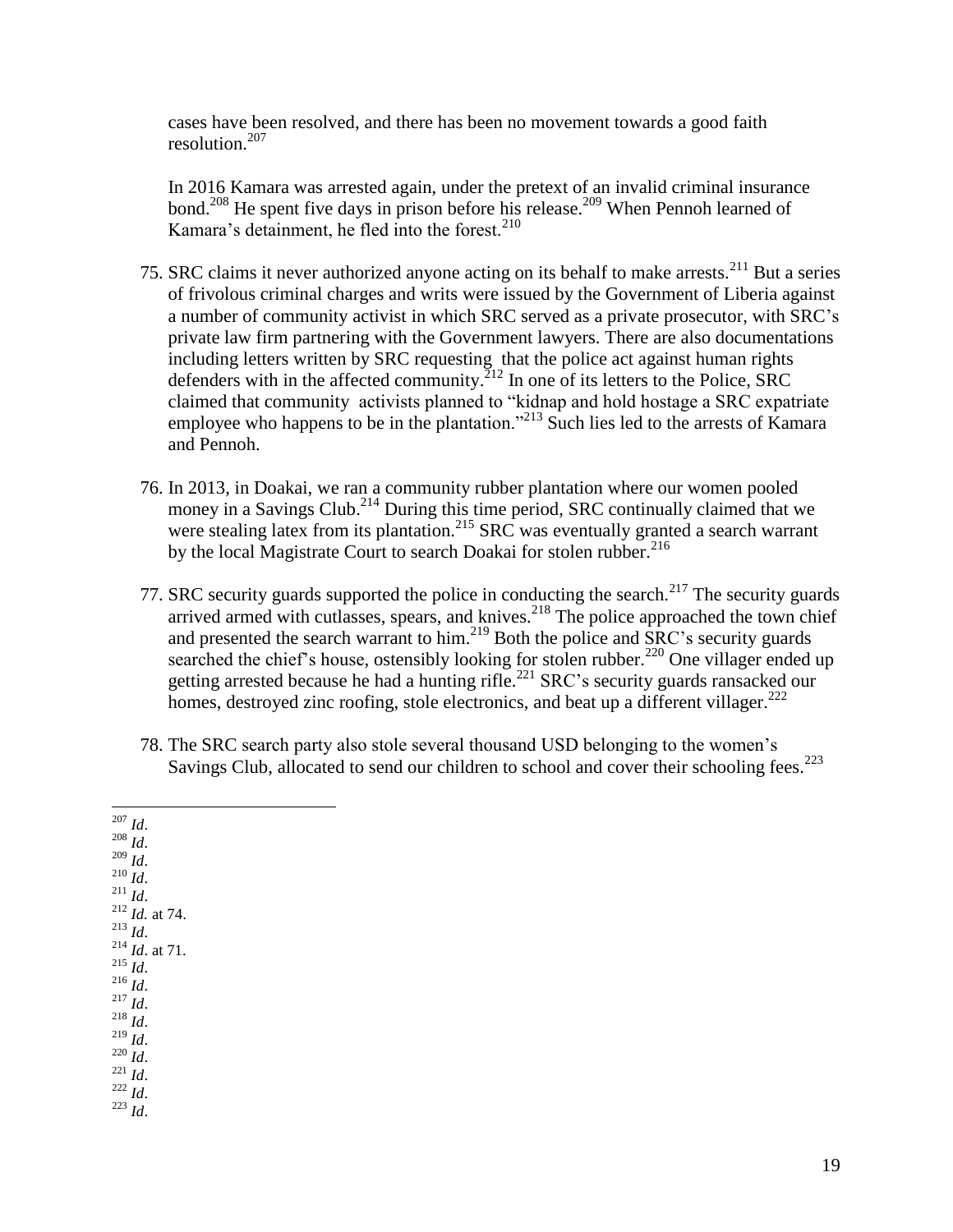cases have been resolved, and there has been no movement towards a good faith resolution.[207]

In 2016 Kamara was arrested again, under the pretext of an invalid criminal insurance bond.[208] He spent five days in prison before his release.[209] When Pennoh learned of Kamara's detainment, he fled into the forest.[210]

75. SRC claims it never authorized anyone acting on its behalf to make arrests.[211] But a series of frivolous criminal charges and writs were issued by the Government of Liberia against a number of community activist in which SRC served as a private prosecutor, with SRC's private law firm partnering with the Government lawyers. There are also documentations including letters written by SRC requesting that the police act against human rights defenders with in the affected community.[212] In one of its letters to the Police, SRC claimed that community activists planned to "kidnap and hold hostage a SRC expatriate employee who happens to be in the plantation."[213] Such lies led to the arrests of Kamara and Pennoh.

76. In 2013, in Doakai, we ran a community rubber plantation where our women pooled money in a Savings Club.[214] During this time period, SRC continually claimed that we were stealing latex from its plantation.[215] SRC was eventually granted a search warrant by the local Magistrate Court to search Doakai for stolen rubber.[216]

77. SRC security guards supported the police in conducting the search.[217] The security guards arrived armed with cutlasses, spears, and knives.[218] The police approached the town chief and presented the search warrant to him.[219] Both the police and SRC's security guards searched the chief's house, ostensibly looking for stolen rubber.[220] One villager ended up getting arrested because he had a hunting rifle.[221] SRC's security guards ransacked our homes, destroyed zinc roofing, stole electronics, and beat up a different villager.[222]

78. The SRC search party also stole several thousand USD belonging to the women's Savings Club, allocated to send our children to school and cover their schooling fees.[223]

---

[207] *Id*.
[208] *Id*.
[209] *Id*.
[210] *Id*.
[211] *Id*.
[212] *Id.* at 74.
[213] *Id*.
[214] *Id*. at 71.
[215] *Id*.
[216] *Id*.
[217] *Id*.
[218] *Id*.
[219] *Id*.
[220] *Id*.
[221] *Id*.
[222] *Id*.
[223] *Id*.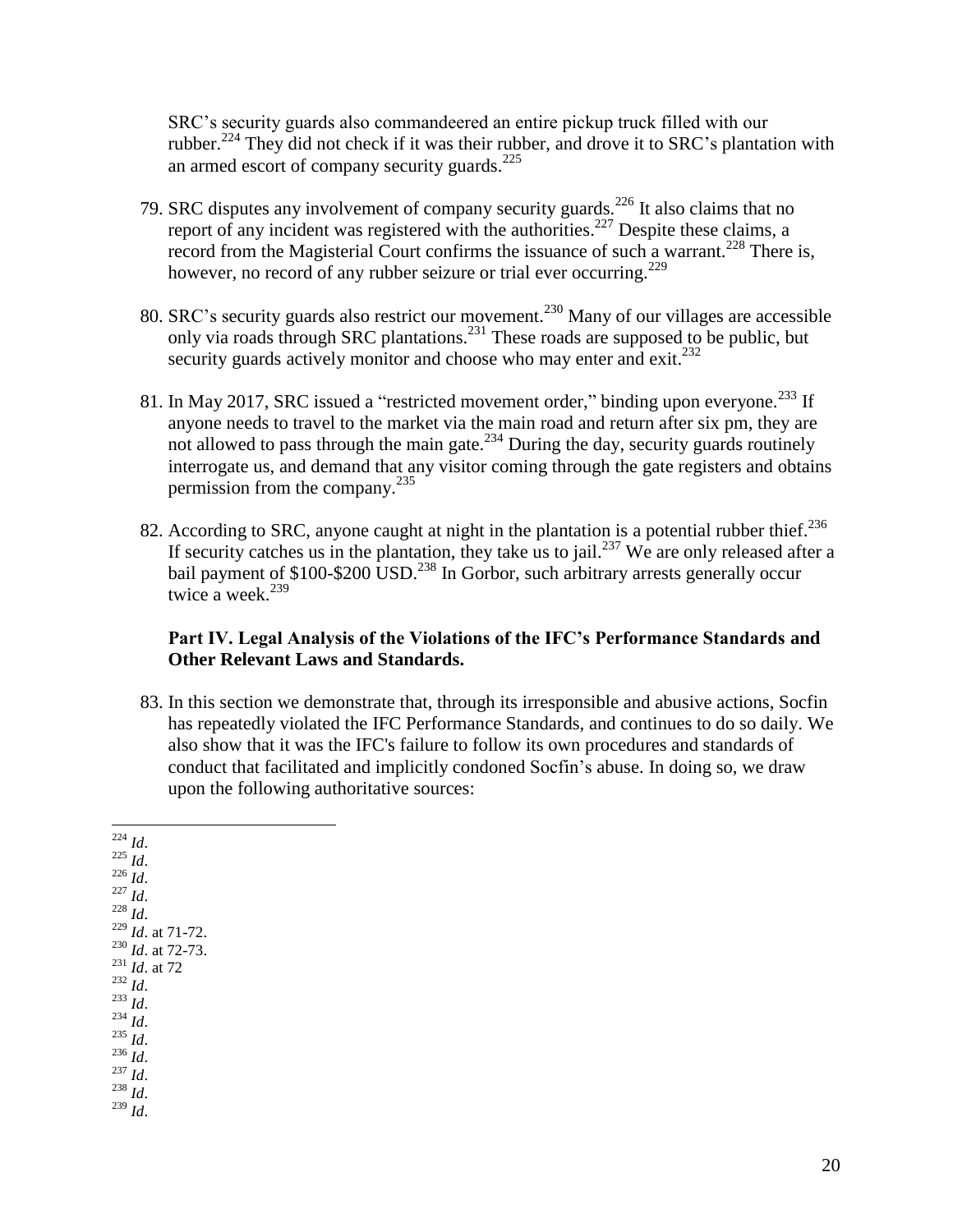SRC's security guards also commandeered an entire pickup truck filled with our rubber.[224] They did not check if it was their rubber, and drove it to SRC's plantation with an armed escort of company security guards.[225]

79. SRC disputes any involvement of company security guards.[226] It also claims that no report of any incident was registered with the authorities.[227] Despite these claims, a record from the Magisterial Court confirms the issuance of such a warrant.[228] There is, however, no record of any rubber seizure or trial ever occurring.[229]

80. SRC's security guards also restrict our movement.[230] Many of our villages are accessible only via roads through SRC plantations.[231] These roads are supposed to be public, but security guards actively monitor and choose who may enter and exit.[232]

81. In May 2017, SRC issued a "restricted movement order," binding upon everyone.[233] If anyone needs to travel to the market via the main road and return after six pm, they are not allowed to pass through the main gate.[234] During the day, security guards routinely interrogate us, and demand that any visitor coming through the gate registers and obtains permission from the company.[235]

82. According to SRC, anyone caught at night in the plantation is a potential rubber thief.[236] If security catches us in the plantation, they take us to jail.[237] We are only released after a bail payment of \$100-\$200 USD.[238] In Gorbor, such arbitrary arrests generally occur twice a week.[239]

### Part IV. Legal Analysis of the Violations of the IFC's Performance Standards and Other Relevant Laws and Standards.

83. In this section we demonstrate that, through its irresponsible and abusive actions, Socfin has repeatedly violated the IFC Performance Standards, and continues to do so daily. We also show that it was the IFC's failure to follow its own procedures and standards of conduct that facilitated and implicitly condoned Socfin's abuse. In doing so, we draw upon the following authoritative sources:

---

[224] *Id*.
[225] *Id*.
[226] *Id*.
[227] *Id*.
[228] *Id*.
[229] *Id*. at 71-72.
[230] *Id*. at 72-73.
[231] *Id*. at 72
[232] *Id*.
[233] *Id*.
[234] *Id*.
[235] *Id*.
[236] *Id*.
[237] *Id*.
[238] *Id*.
[239] *Id*.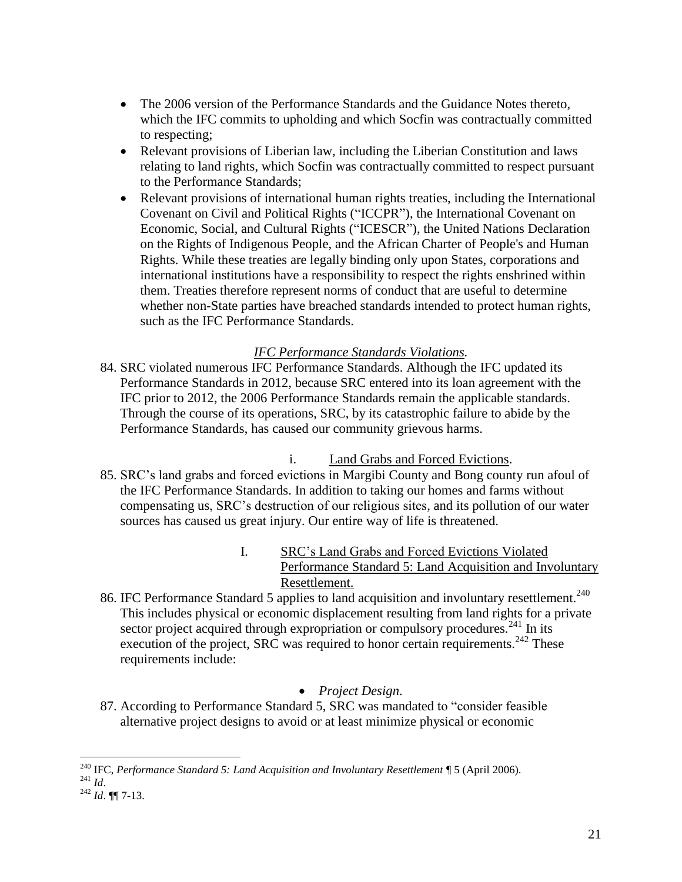- The 2006 version of the Performance Standards and the Guidance Notes thereto, which the IFC commits to upholding and which Socfin was contractually committed to respecting;
- Relevant provisions of Liberian law, including the Liberian Constitution and laws relating to land rights, which Socfin was contractually committed to respect pursuant to the Performance Standards;
- Relevant provisions of international human rights treaties, including the International Covenant on Civil and Political Rights ("ICCPR"), the International Covenant on Economic, Social, and Cultural Rights ("ICESCR"), the United Nations Declaration on the Rights of Indigenous People, and the African Charter of People's and Human Rights. While these treaties are legally binding only upon States, corporations and international institutions have a responsibility to respect the rights enshrined within them. Treaties therefore represent norms of conduct that are useful to determine whether non-State parties have breached standards intended to protect human rights, such as the IFC Performance Standards.

*IFC Performance Standards Violations.*

84. SRC violated numerous IFC Performance Standards. Although the IFC updated its Performance Standards in 2012, because SRC entered into its loan agreement with the IFC prior to 2012, the 2006 Performance Standards remain the applicable standards. Through the course of its operations, SRC, by its catastrophic failure to abide by the Performance Standards, has caused our community grievous harms.

i. Land Grabs and Forced Evictions.

85. SRC's land grabs and forced evictions in Margibi County and Bong county run afoul of the IFC Performance Standards. In addition to taking our homes and farms without compensating us, SRC's destruction of our religious sites, and its pollution of our water sources has caused us great injury. Our entire way of life is threatened.

I. SRC's Land Grabs and Forced Evictions Violated Performance Standard 5: Land Acquisition and Involuntary Resettlement.

86. IFC Performance Standard 5 applies to land acquisition and involuntary resettlement.[240] This includes physical or economic displacement resulting from land rights for a private sector project acquired through expropriation or compulsory procedures.[241] In its execution of the project, SRC was required to honor certain requirements.[242] These requirements include:

- *Project Design*.

87. According to Performance Standard 5, SRC was mandated to "consider feasible alternative project designs to avoid or at least minimize physical or economic

---

[240] IFC, *Performance Standard 5: Land Acquisition and Involuntary Resettlement* ¶ 5 (April 2006).

[241] *Id*.

[242] *Id*. ¶¶ 7-13.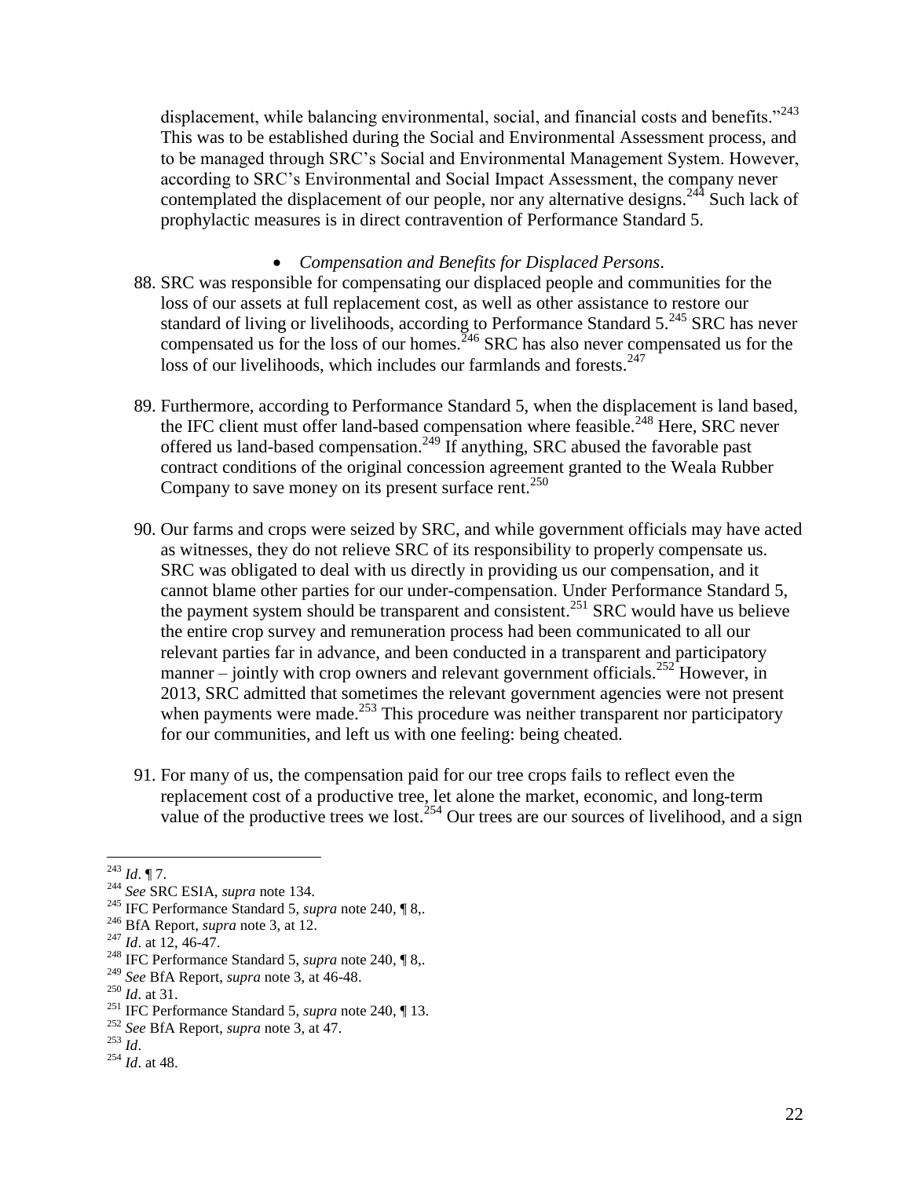displacement, while balancing environmental, social, and financial costs and benefits."[243] This was to be established during the Social and Environmental Assessment process, and to be managed through SRC's Social and Environmental Management System. However, according to SRC's Environmental and Social Impact Assessment, the company never contemplated the displacement of our people, nor any alternative designs.[244] Such lack of prophylactic measures is in direct contravention of Performance Standard 5.

- *Compensation and Benefits for Displaced Persons*.

88. SRC was responsible for compensating our displaced people and communities for the loss of our assets at full replacement cost, as well as other assistance to restore our standard of living or livelihoods, according to Performance Standard 5.[245] SRC has never compensated us for the loss of our homes.[246] SRC has also never compensated us for the loss of our livelihoods, which includes our farmlands and forests.[247]

89. Furthermore, according to Performance Standard 5, when the displacement is land based, the IFC client must offer land-based compensation where feasible.[248] Here, SRC never offered us land-based compensation.[249] If anything, SRC abused the favorable past contract conditions of the original concession agreement granted to the Weala Rubber Company to save money on its present surface rent.[250]

90. Our farms and crops were seized by SRC, and while government officials may have acted as witnesses, they do not relieve SRC of its responsibility to properly compensate us. SRC was obligated to deal with us directly in providing us our compensation, and it cannot blame other parties for our under-compensation. Under Performance Standard 5, the payment system should be transparent and consistent.[251] SRC would have us believe the entire crop survey and remuneration process had been communicated to all our relevant parties far in advance, and been conducted in a transparent and participatory manner – jointly with crop owners and relevant government officials.[252] However, in 2013, SRC admitted that sometimes the relevant government agencies were not present when payments were made.[253] This procedure was neither transparent nor participatory for our communities, and left us with one feeling: being cheated.

91. For many of us, the compensation paid for our tree crops fails to reflect even the replacement cost of a productive tree, let alone the market, economic, and long-term value of the productive trees we lost.[254] Our trees are our sources of livelihood, and a sign

---

[243] *Id*. ¶ 7.
[244] *See* SRC ESIA, *supra* note 134.
[245] IFC Performance Standard 5, *supra* note 240, ¶ 8,.
[246] BfA Report, *supra* note 3, at 12.
[247] *Id*. at 12, 46-47.
[248] IFC Performance Standard 5, *supra* note 240, ¶ 8,.
[249] *See* BfA Report, *supra* note 3, at 46-48.
[250] *Id*. at 31.
[251] IFC Performance Standard 5, *supra* note 240, ¶ 13.
[252] *See* BfA Report, *supra* note 3, at 47.
[253] *Id*.
[254] *Id*. at 48.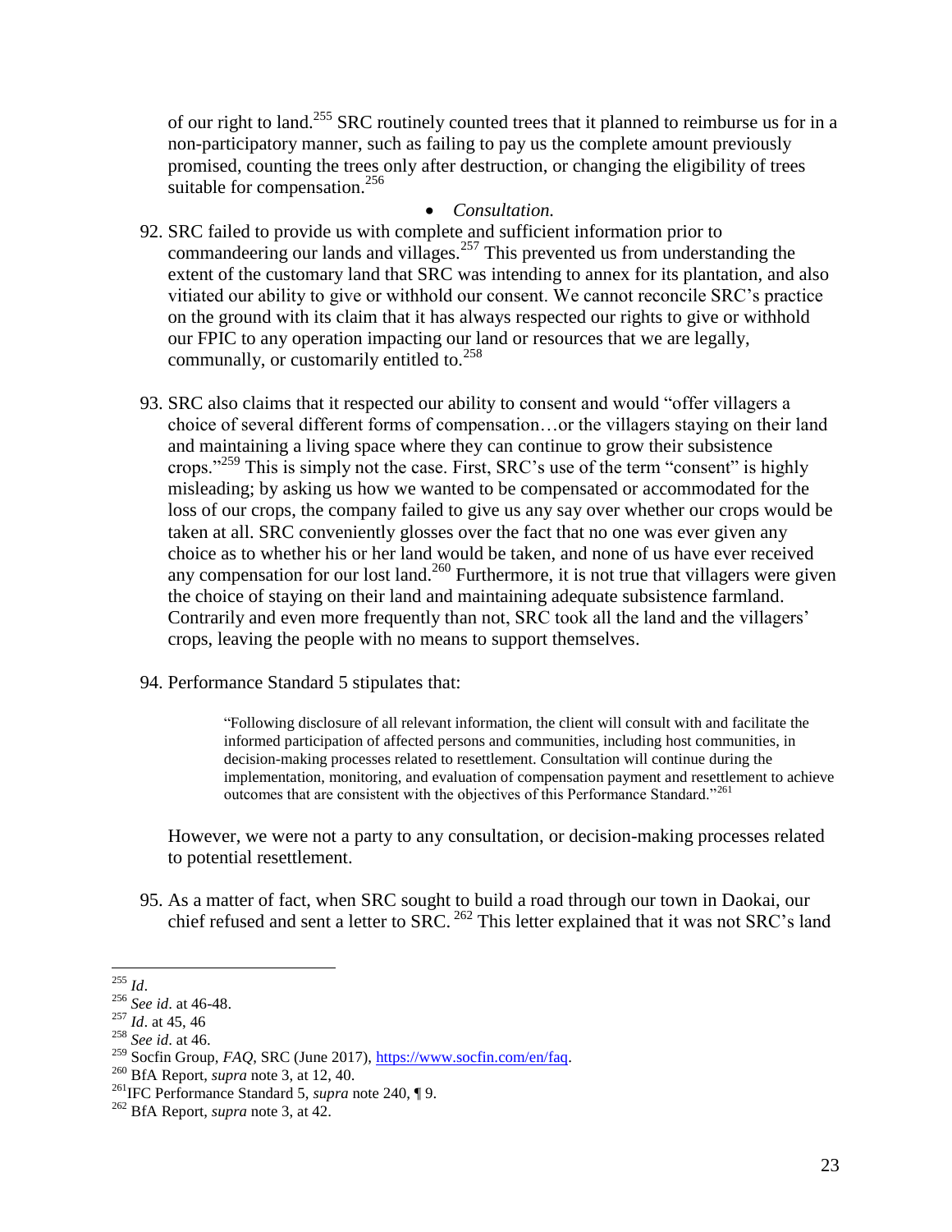of our right to land.[255] SRC routinely counted trees that it planned to reimburse us for in a non-participatory manner, such as failing to pay us the complete amount previously promised, counting the trees only after destruction, or changing the eligibility of trees suitable for compensation.[256]

- *Consultation.*

92. SRC failed to provide us with complete and sufficient information prior to commandeering our lands and villages.[257] This prevented us from understanding the extent of the customary land that SRC was intending to annex for its plantation, and also vitiated our ability to give or withhold our consent. We cannot reconcile SRC's practice on the ground with its claim that it has always respected our rights to give or withhold our FPIC to any operation impacting our land or resources that we are legally, communally, or customarily entitled to.[258]

93. SRC also claims that it respected our ability to consent and would "offer villagers a choice of several different forms of compensation…or the villagers staying on their land and maintaining a living space where they can continue to grow their subsistence crops."[259] This is simply not the case. First, SRC's use of the term "consent" is highly misleading; by asking us how we wanted to be compensated or accommodated for the loss of our crops, the company failed to give us any say over whether our crops would be taken at all. SRC conveniently glosses over the fact that no one was ever given any choice as to whether his or her land would be taken, and none of us have ever received any compensation for our lost land.[260] Furthermore, it is not true that villagers were given the choice of staying on their land and maintaining adequate subsistence farmland. Contrarily and even more frequently than not, SRC took all the land and the villagers' crops, leaving the people with no means to support themselves.

94. Performance Standard 5 stipulates that:

> "Following disclosure of all relevant information, the client will consult with and facilitate the informed participation of affected persons and communities, including host communities, in decision-making processes related to resettlement. Consultation will continue during the implementation, monitoring, and evaluation of compensation payment and resettlement to achieve outcomes that are consistent with the objectives of this Performance Standard."[261]

However, we were not a party to any consultation, or decision-making processes related to potential resettlement.

95. As a matter of fact, when SRC sought to build a road through our town in Daokai, our chief refused and sent a letter to SRC.[262] This letter explained that it was not SRC's land

---

[255] *Id*.

[256] *See id*. at 46-48.

[257] *Id*. at 45, 46

[258] *See id*. at 46.

[259] Socfin Group, *FAQ*, SRC (June 2017), https://www.socfin.com/en/faq.

[260] BfA Report, *supra* note 3, at 12, 40.

[261] IFC Performance Standard 5, *supra* note 240, ¶ 9.

[262] BfA Report, *supra* note 3, at 42.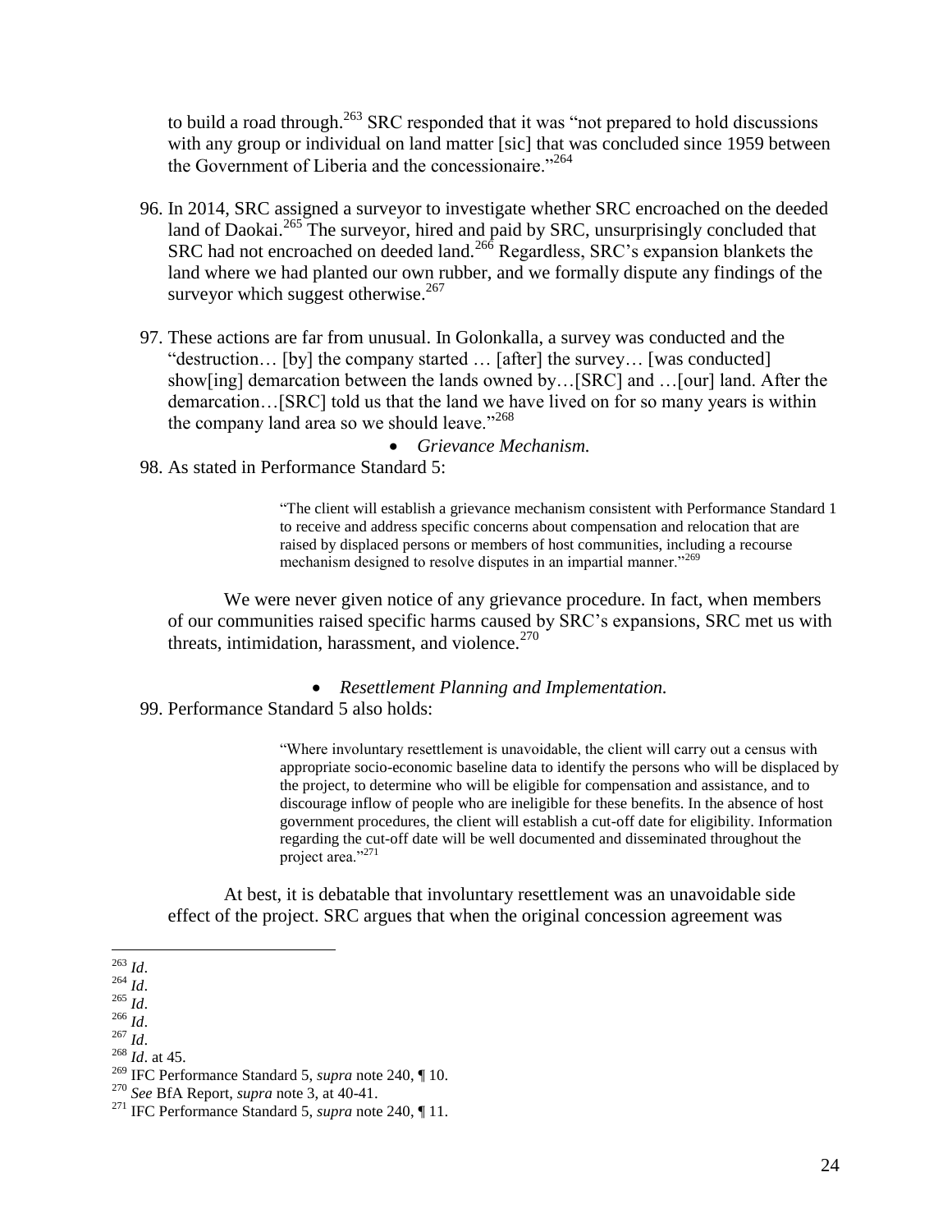to build a road through.[263] SRC responded that it was "not prepared to hold discussions with any group or individual on land matter [sic] that was concluded since 1959 between the Government of Liberia and the concessionaire."[264]

96. In 2014, SRC assigned a surveyor to investigate whether SRC encroached on the deeded land of Daokai.[265] The surveyor, hired and paid by SRC, unsurprisingly concluded that SRC had not encroached on deeded land.[266] Regardless, SRC's expansion blankets the land where we had planted our own rubber, and we formally dispute any findings of the surveyor which suggest otherwise.[267]

97. These actions are far from unusual. In Golonkalla, a survey was conducted and the "destruction… [by] the company started … [after] the survey… [was conducted] show[ing] demarcation between the lands owned by…[SRC] and …[our] land. After the demarcation…[SRC] told us that the land we have lived on for so many years is within the company land area so we should leave."[268]

- *Grievance Mechanism.*

98. As stated in Performance Standard 5:

> "The client will establish a grievance mechanism consistent with Performance Standard 1 to receive and address specific concerns about compensation and relocation that are raised by displaced persons or members of host communities, including a recourse mechanism designed to resolve disputes in an impartial manner."[269]

We were never given notice of any grievance procedure. In fact, when members of our communities raised specific harms caused by SRC's expansions, SRC met us with threats, intimidation, harassment, and violence.[270]

- *Resettlement Planning and Implementation.*

99. Performance Standard 5 also holds:

> "Where involuntary resettlement is unavoidable, the client will carry out a census with appropriate socio-economic baseline data to identify the persons who will be displaced by the project, to determine who will be eligible for compensation and assistance, and to discourage inflow of people who are ineligible for these benefits. In the absence of host government procedures, the client will establish a cut-off date for eligibility. Information regarding the cut-off date will be well documented and disseminated throughout the project area."[271]

At best, it is debatable that involuntary resettlement was an unavoidable side effect of the project. SRC argues that when the original concession agreement was

---

[263] *Id*.
[264] *Id*.
[265] *Id*.
[266] *Id*.
[267] *Id*.
[268] *Id*. at 45.
[269] IFC Performance Standard 5, *supra* note 240, ¶ 10.
[270] *See* BfA Report, *supra* note 3, at 40-41.
[271] IFC Performance Standard 5, *supra* note 240, ¶ 11.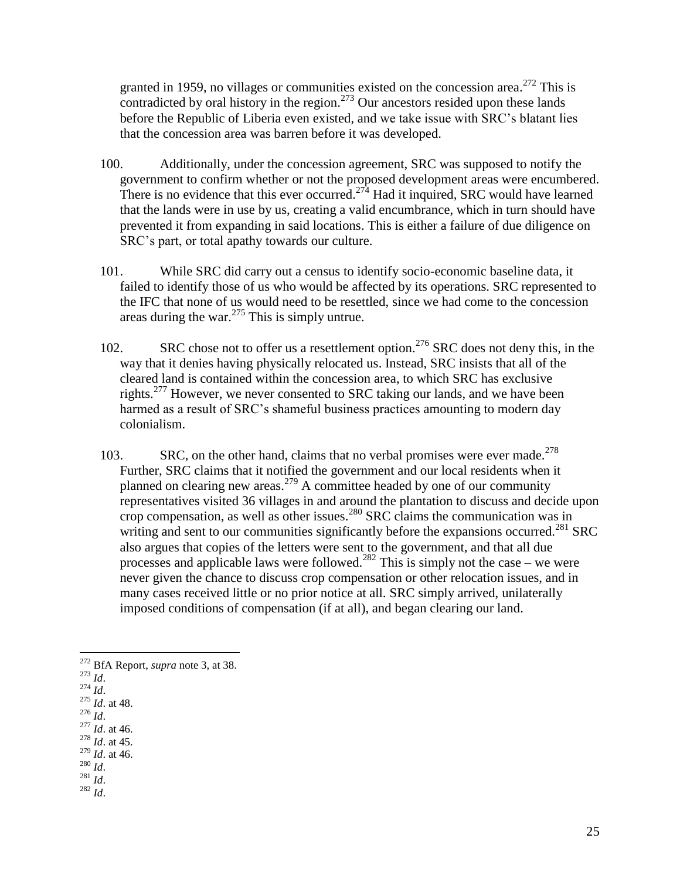granted in 1959, no villages or communities existed on the concession area.[272] This is contradicted by oral history in the region.[273] Our ancestors resided upon these lands before the Republic of Liberia even existed, and we take issue with SRC's blatant lies that the concession area was barren before it was developed.

100. Additionally, under the concession agreement, SRC was supposed to notify the government to confirm whether or not the proposed development areas were encumbered. There is no evidence that this ever occurred.[274] Had it inquired, SRC would have learned that the lands were in use by us, creating a valid encumbrance, which in turn should have prevented it from expanding in said locations. This is either a failure of due diligence on SRC's part, or total apathy towards our culture.

101. While SRC did carry out a census to identify socio-economic baseline data, it failed to identify those of us who would be affected by its operations. SRC represented to the IFC that none of us would need to be resettled, since we had come to the concession areas during the war.[275] This is simply untrue.

102. SRC chose not to offer us a resettlement option.[276] SRC does not deny this, in the way that it denies having physically relocated us. Instead, SRC insists that all of the cleared land is contained within the concession area, to which SRC has exclusive rights.[277] However, we never consented to SRC taking our lands, and we have been harmed as a result of SRC's shameful business practices amounting to modern day colonialism.

103. SRC, on the other hand, claims that no verbal promises were ever made.[278] Further, SRC claims that it notified the government and our local residents when it planned on clearing new areas.[279] A committee headed by one of our community representatives visited 36 villages in and around the plantation to discuss and decide upon crop compensation, as well as other issues.[280] SRC claims the communication was in writing and sent to our communities significantly before the expansions occurred.[281] SRC also argues that copies of the letters were sent to the government, and that all due processes and applicable laws were followed.[282] This is simply not the case – we were never given the chance to discuss crop compensation or other relocation issues, and in many cases received little or no prior notice at all. SRC simply arrived, unilaterally imposed conditions of compensation (if at all), and began clearing our land.

---

[272] BfA Report, *supra* note 3, at 38.
[273] *Id*.
[274] *Id*.
[275] *Id*. at 48.
[276] *Id*.
[277] *Id*. at 46.
[278] *Id*. at 45.
[279] *Id*. at 46.
[280] *Id*.
[281] *Id*.
[282] *Id*.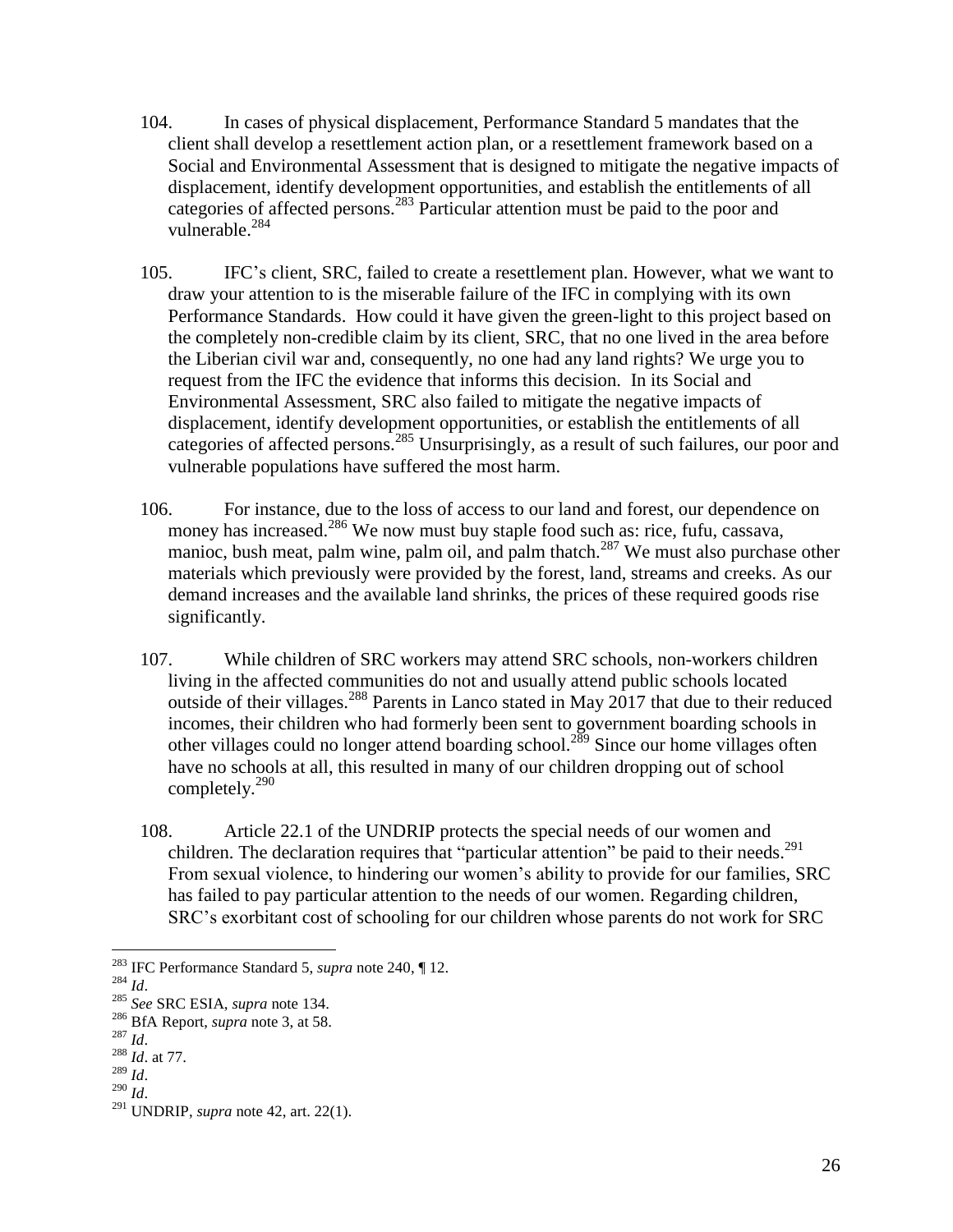104. In cases of physical displacement, Performance Standard 5 mandates that the client shall develop a resettlement action plan, or a resettlement framework based on a Social and Environmental Assessment that is designed to mitigate the negative impacts of displacement, identify development opportunities, and establish the entitlements of all categories of affected persons.[283] Particular attention must be paid to the poor and vulnerable.[284]

105. IFC's client, SRC, failed to create a resettlement plan. However, what we want to draw your attention to is the miserable failure of the IFC in complying with its own Performance Standards. How could it have given the green-light to this project based on the completely non-credible claim by its client, SRC, that no one lived in the area before the Liberian civil war and, consequently, no one had any land rights? We urge you to request from the IFC the evidence that informs this decision. In its Social and Environmental Assessment, SRC also failed to mitigate the negative impacts of displacement, identify development opportunities, or establish the entitlements of all categories of affected persons.[285] Unsurprisingly, as a result of such failures, our poor and vulnerable populations have suffered the most harm.

106. For instance, due to the loss of access to our land and forest, our dependence on money has increased.[286] We now must buy staple food such as: rice, fufu, cassava, manioc, bush meat, palm wine, palm oil, and palm thatch.[287] We must also purchase other materials which previously were provided by the forest, land, streams and creeks. As our demand increases and the available land shrinks, the prices of these required goods rise significantly.

107. While children of SRC workers may attend SRC schools, non-workers children living in the affected communities do not and usually attend public schools located outside of their villages.[288] Parents in Lanco stated in May 2017 that due to their reduced incomes, their children who had formerly been sent to government boarding schools in other villages could no longer attend boarding school.[289] Since our home villages often have no schools at all, this resulted in many of our children dropping out of school completely.[290]

108. Article 22.1 of the UNDRIP protects the special needs of our women and children. The declaration requires that "particular attention" be paid to their needs.[291] From sexual violence, to hindering our women's ability to provide for our families, SRC has failed to pay particular attention to the needs of our women. Regarding children, SRC's exorbitant cost of schooling for our children whose parents do not work for SRC

---

[283] IFC Performance Standard 5, *supra* note 240, ¶ 12.

[284] *Id*.

[285] *See* SRC ESIA, *supra* note 134.

[286] BfA Report, *supra* note 3, at 58.

[287] *Id*.

[288] *Id*. at 77.

[289] *Id*.

[290] *Id*.

[291] UNDRIP, *supra* note 42, art. 22(1).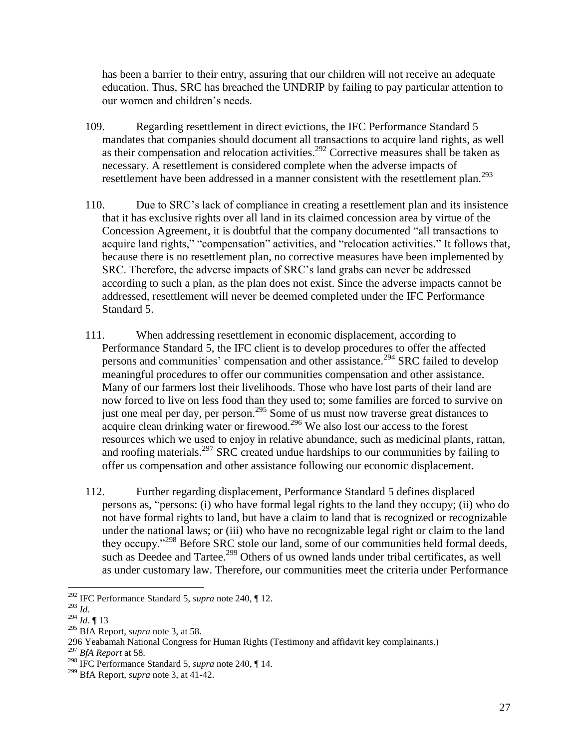has been a barrier to their entry, assuring that our children will not receive an adequate education. Thus, SRC has breached the UNDRIP by failing to pay particular attention to our women and children's needs.

109. Regarding resettlement in direct evictions, the IFC Performance Standard 5 mandates that companies should document all transactions to acquire land rights, as well as their compensation and relocation activities.[292] Corrective measures shall be taken as necessary. A resettlement is considered complete when the adverse impacts of resettlement have been addressed in a manner consistent with the resettlement plan.[293]

110. Due to SRC's lack of compliance in creating a resettlement plan and its insistence that it has exclusive rights over all land in its claimed concession area by virtue of the Concession Agreement, it is doubtful that the company documented "all transactions to acquire land rights," "compensation" activities, and "relocation activities." It follows that, because there is no resettlement plan, no corrective measures have been implemented by SRC. Therefore, the adverse impacts of SRC's land grabs can never be addressed according to such a plan, as the plan does not exist. Since the adverse impacts cannot be addressed, resettlement will never be deemed completed under the IFC Performance Standard 5.

111. When addressing resettlement in economic displacement, according to Performance Standard 5, the IFC client is to develop procedures to offer the affected persons and communities' compensation and other assistance.[294] SRC failed to develop meaningful procedures to offer our communities compensation and other assistance. Many of our farmers lost their livelihoods. Those who have lost parts of their land are now forced to live on less food than they used to; some families are forced to survive on just one meal per day, per person.[295] Some of us must now traverse great distances to acquire clean drinking water or firewood.[296] We also lost our access to the forest resources which we used to enjoy in relative abundance, such as medicinal plants, rattan, and roofing materials.[297] SRC created undue hardships to our communities by failing to offer us compensation and other assistance following our economic displacement.

112. Further regarding displacement, Performance Standard 5 defines displaced persons as, "persons: (i) who have formal legal rights to the land they occupy; (ii) who do not have formal rights to land, but have a claim to land that is recognized or recognizable under the national laws; or (iii) who have no recognizable legal right or claim to the land they occupy."[298] Before SRC stole our land, some of our communities held formal deeds, such as Deedee and Tartee.[299] Others of us owned lands under tribal certificates, as well as under customary law. Therefore, our communities meet the criteria under Performance

---

[292] IFC Performance Standard 5, *supra* note 240, ¶ 12.

[293] *Id*.

[294] *Id*. ¶ 13

[295] BfA Report, *supra* note 3, at 58.

296 Yeabamah National Congress for Human Rights (Testimony and affidavit key complainants.)

[297] *BfA Report* at 58.

[298] IFC Performance Standard 5, *supra* note 240, ¶ 14.

[299] BfA Report, *supra* note 3, at 41-42.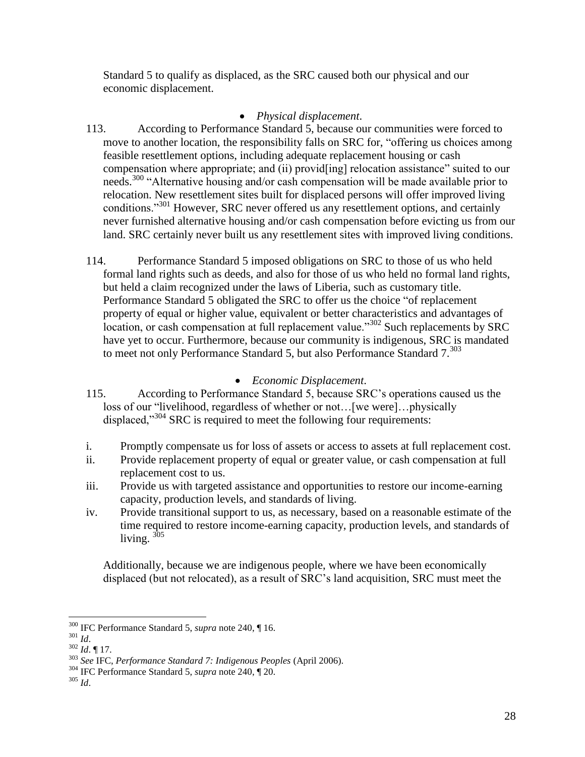Standard 5 to qualify as displaced, as the SRC caused both our physical and our economic displacement.

- *Physical displacement*.

113. According to Performance Standard 5, because our communities were forced to move to another location, the responsibility falls on SRC for, "offering us choices among feasible resettlement options, including adequate replacement housing or cash compensation where appropriate; and (ii) provid[ing] relocation assistance" suited to our needs.[300] "Alternative housing and/or cash compensation will be made available prior to relocation. New resettlement sites built for displaced persons will offer improved living conditions."[301] However, SRC never offered us any resettlement options, and certainly never furnished alternative housing and/or cash compensation before evicting us from our land. SRC certainly never built us any resettlement sites with improved living conditions.

114. Performance Standard 5 imposed obligations on SRC to those of us who held formal land rights such as deeds, and also for those of us who held no formal land rights, but held a claim recognized under the laws of Liberia, such as customary title. Performance Standard 5 obligated the SRC to offer us the choice "of replacement property of equal or higher value, equivalent or better characteristics and advantages of location, or cash compensation at full replacement value."[302] Such replacements by SRC have yet to occur. Furthermore, because our community is indigenous, SRC is mandated to meet not only Performance Standard 5, but also Performance Standard 7.[303]

- *Economic Displacement*.

115. According to Performance Standard 5, because SRC's operations caused us the loss of our "livelihood, regardless of whether or not…[we were]…physically displaced,"[304] SRC is required to meet the following four requirements:

i. Promptly compensate us for loss of assets or access to assets at full replacement cost.
ii. Provide replacement property of equal or greater value, or cash compensation at full replacement cost to us.
iii. Provide us with targeted assistance and opportunities to restore our income-earning capacity, production levels, and standards of living.
iv. Provide transitional support to us, as necessary, based on a reasonable estimate of the time required to restore income-earning capacity, production levels, and standards of living.[305]

Additionally, because we are indigenous people, where we have been economically displaced (but not relocated), as a result of SRC's land acquisition, SRC must meet the

---

[300] IFC Performance Standard 5, *supra* note 240, ¶ 16.
[301] *Id*.
[302] *Id*. ¶ 17.
[303] *See* IFC, *Performance Standard 7: Indigenous Peoples* (April 2006).
[304] IFC Performance Standard 5, *supra* note 240, ¶ 20.
[305] *Id*.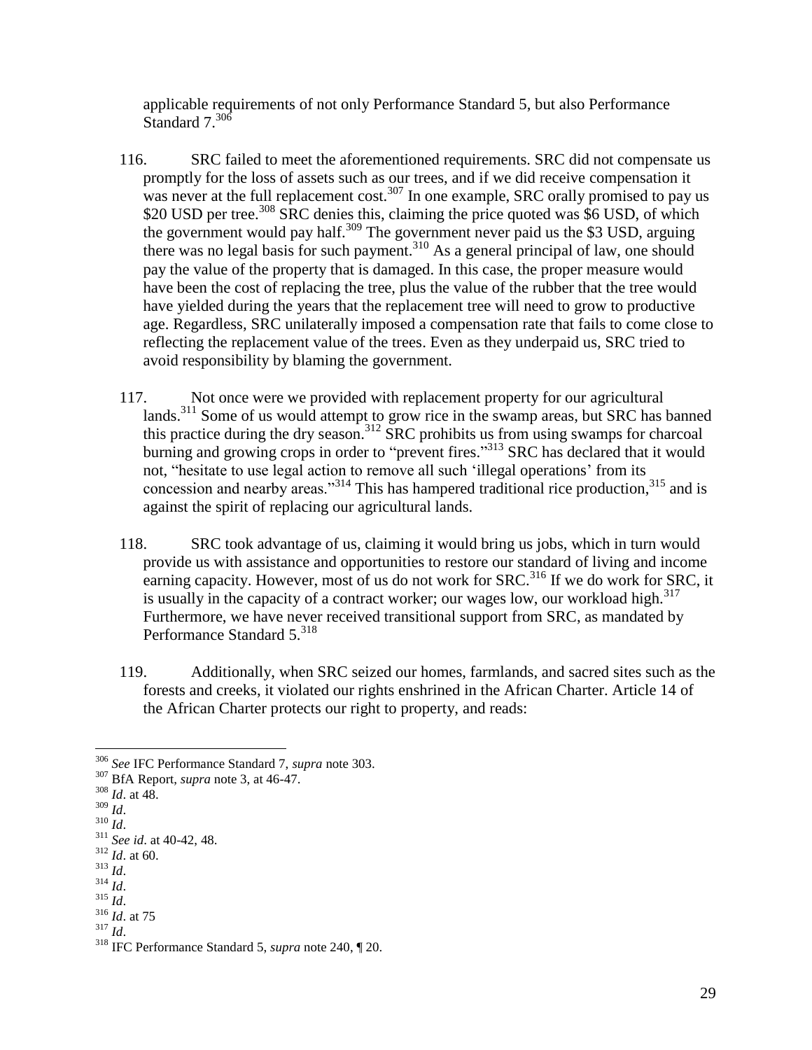applicable requirements of not only Performance Standard 5, but also Performance Standard 7.[306]

116. SRC failed to meet the aforementioned requirements. SRC did not compensate us promptly for the loss of assets such as our trees, and if we did receive compensation it was never at the full replacement cost.[307] In one example, SRC orally promised to pay us $20 USD per tree.[308] SRC denies this, claiming the price quoted was $6 USD, of which the government would pay half.[309] The government never paid us the $3 USD, arguing there was no legal basis for such payment.[310] As a general principal of law, one should pay the value of the property that is damaged. In this case, the proper measure would have been the cost of replacing the tree, plus the value of the rubber that the tree would have yielded during the years that the replacement tree will need to grow to productive age. Regardless, SRC unilaterally imposed a compensation rate that fails to come close to reflecting the replacement value of the trees. Even as they underpaid us, SRC tried to avoid responsibility by blaming the government.

117. Not once were we provided with replacement property for our agricultural lands.[311] Some of us would attempt to grow rice in the swamp areas, but SRC has banned this practice during the dry season.[312] SRC prohibits us from using swamps for charcoal burning and growing crops in order to "prevent fires."[313] SRC has declared that it would not, "hesitate to use legal action to remove all such 'illegal operations' from its concession and nearby areas."[314] This has hampered traditional rice production,[315] and is against the spirit of replacing our agricultural lands.

118. SRC took advantage of us, claiming it would bring us jobs, which in turn would provide us with assistance and opportunities to restore our standard of living and income earning capacity. However, most of us do not work for SRC.[316] If we do work for SRC, it is usually in the capacity of a contract worker; our wages low, our workload high.[317] Furthermore, we have never received transitional support from SRC, as mandated by Performance Standard 5.[318]

119. Additionally, when SRC seized our homes, farmlands, and sacred sites such as the forests and creeks, it violated our rights enshrined in the African Charter. Article 14 of the African Charter protects our right to property, and reads:

---

[306] *See* IFC Performance Standard 7, *supra* note 303.
[307] BfA Report, *supra* note 3, at 46-47.
[308] *Id*. at 48.
[309] *Id*.
[310] *Id*.
[311] *See id*. at 40-42, 48.
[312] *Id*. at 60.
[313] *Id*.
[314] *Id*.
[315] *Id*.
[316] *Id*. at 75
[317] *Id*.
[318] IFC Performance Standard 5, *supra* note 240, ¶ 20.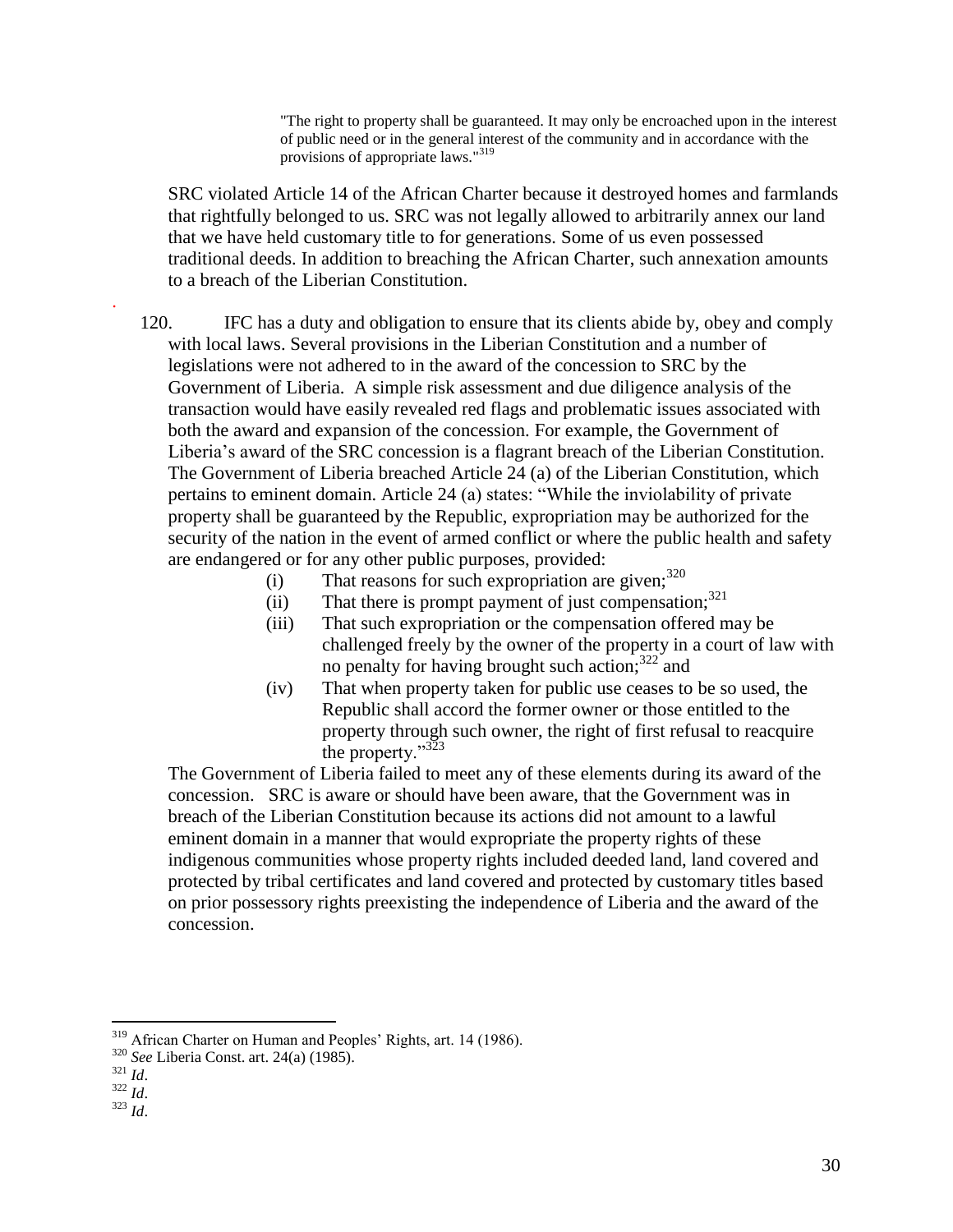> "The right to property shall be guaranteed. It may only be encroached upon in the interest of public need or in the general interest of the community and in accordance with the provisions of appropriate laws."[319]

SRC violated Article 14 of the African Charter because it destroyed homes and farmlands that rightfully belonged to us. SRC was not legally allowed to arbitrarily annex our land that we have held customary title to for generations. Some of us even possessed traditional deeds. In addition to breaching the African Charter, such annexation amounts to a breach of the Liberian Constitution.

120. IFC has a duty and obligation to ensure that its clients abide by, obey and comply with local laws. Several provisions in the Liberian Constitution and a number of legislations were not adhered to in the award of the concession to SRC by the Government of Liberia. A simple risk assessment and due diligence analysis of the transaction would have easily revealed red flags and problematic issues associated with both the award and expansion of the concession. For example, the Government of Liberia's award of the SRC concession is a flagrant breach of the Liberian Constitution. The Government of Liberia breached Article 24 (a) of the Liberian Constitution, which pertains to eminent domain. Article 24 (a) states: "While the inviolability of private property shall be guaranteed by the Republic, expropriation may be authorized for the security of the nation in the event of armed conflict or where the public health and safety are endangered or for any other public purposes, provided:

(i) That reasons for such expropriation are given;[320]

(ii) That there is prompt payment of just compensation;[321]

(iii) That such expropriation or the compensation offered may be challenged freely by the owner of the property in a court of law with no penalty for having brought such action;[322] and

(iv) That when property taken for public use ceases to be so used, the Republic shall accord the former owner or those entitled to the property through such owner, the right of first refusal to reacquire the property."[323]

The Government of Liberia failed to meet any of these elements during its award of the concession. SRC is aware or should have been aware, that the Government was in breach of the Liberian Constitution because its actions did not amount to a lawful eminent domain in a manner that would expropriate the property rights of these indigenous communities whose property rights included deeded land, land covered and protected by tribal certificates and land covered and protected by customary titles based on prior possessory rights preexisting the independence of Liberia and the award of the concession.

---

[319] African Charter on Human and Peoples' Rights, art. 14 (1986).

[320] *See* Liberia Const. art. 24(a) (1985).

[321] *Id*.

[322] *Id*.

[323] *Id*.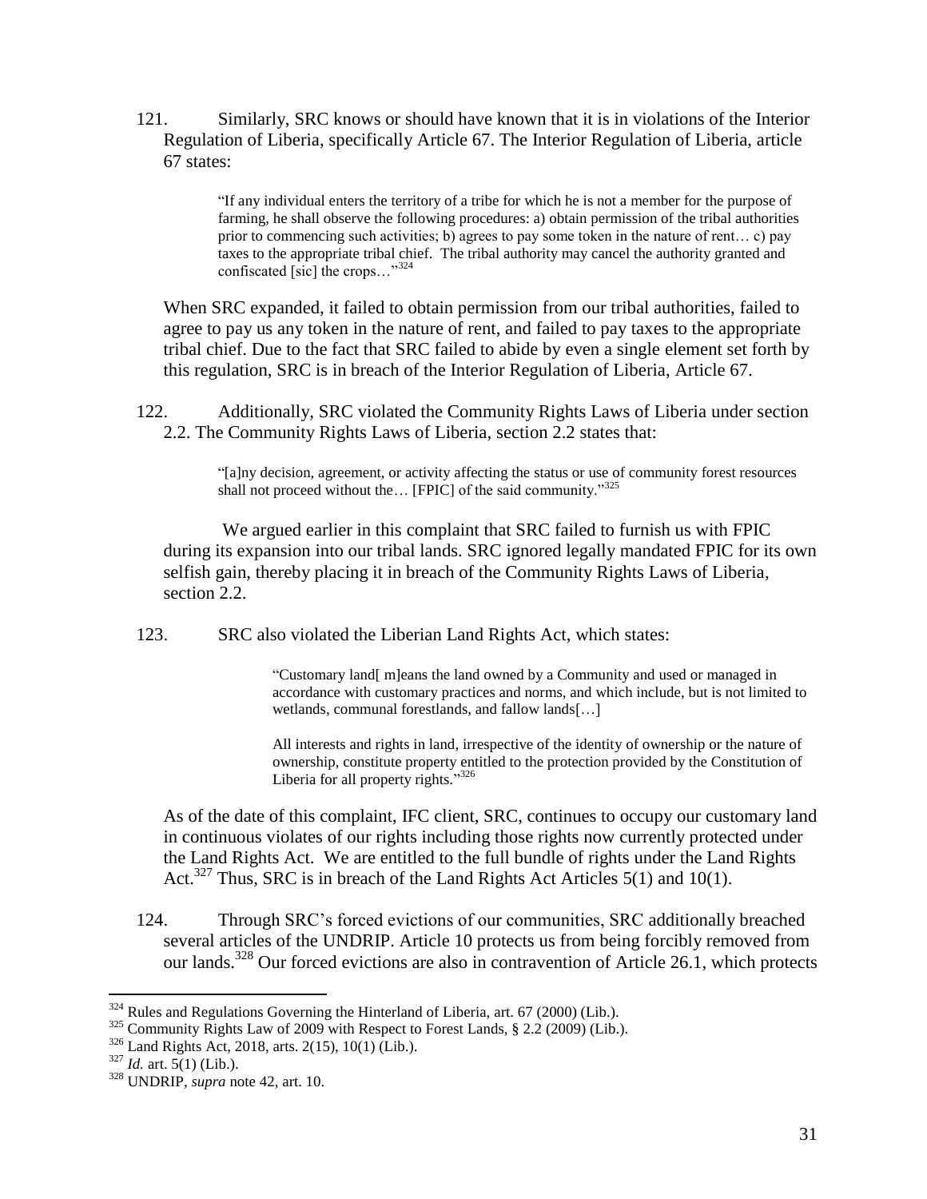121. Similarly, SRC knows or should have known that it is in violations of the Interior Regulation of Liberia, specifically Article 67. The Interior Regulation of Liberia, article 67 states:

> "If any individual enters the territory of a tribe for which he is not a member for the purpose of farming, he shall observe the following procedures: a) obtain permission of the tribal authorities prior to commencing such activities; b) agrees to pay some token in the nature of rent… c) pay taxes to the appropriate tribal chief. The tribal authority may cancel the authority granted and confiscated [sic] the crops…"[324]

When SRC expanded, it failed to obtain permission from our tribal authorities, failed to agree to pay us any token in the nature of rent, and failed to pay taxes to the appropriate tribal chief. Due to the fact that SRC failed to abide by even a single element set forth by this regulation, SRC is in breach of the Interior Regulation of Liberia, Article 67.

122. Additionally, SRC violated the Community Rights Laws of Liberia under section 2.2. The Community Rights Laws of Liberia, section 2.2 states that:

> "[a]ny decision, agreement, or activity affecting the status or use of community forest resources shall not proceed without the… [FPIC] of the said community."[325]

We argued earlier in this complaint that SRC failed to furnish us with FPIC during its expansion into our tribal lands. SRC ignored legally mandated FPIC for its own selfish gain, thereby placing it in breach of the Community Rights Laws of Liberia, section 2.2.

123. SRC also violated the Liberian Land Rights Act, which states:

> "Customary land[ m]eans the land owned by a Community and used or managed in accordance with customary practices and norms, and which include, but is not limited to wetlands, communal forestlands, and fallow lands[…]
>
> All interests and rights in land, irrespective of the identity of ownership or the nature of ownership, constitute property entitled to the protection provided by the Constitution of Liberia for all property rights."[326]

As of the date of this complaint, IFC client, SRC, continues to occupy our customary land in continuous violates of our rights including those rights now currently protected under the Land Rights Act. We are entitled to the full bundle of rights under the Land Rights Act.[327] Thus, SRC is in breach of the Land Rights Act Articles 5(1) and 10(1).

124. Through SRC's forced evictions of our communities, SRC additionally breached several articles of the UNDRIP. Article 10 protects us from being forcibly removed from our lands.[328] Our forced evictions are also in contravention of Article 26.1, which protects

---

[324] Rules and Regulations Governing the Hinterland of Liberia, art. 67 (2000) (Lib.).

[325] Community Rights Law of 2009 with Respect to Forest Lands, § 2.2 (2009) (Lib.).

[326] Land Rights Act, 2018, arts. 2(15), 10(1) (Lib.).

[327] *Id.* art. 5(1) (Lib.).

[328] UNDRIP, *supra* note 42, art. 10.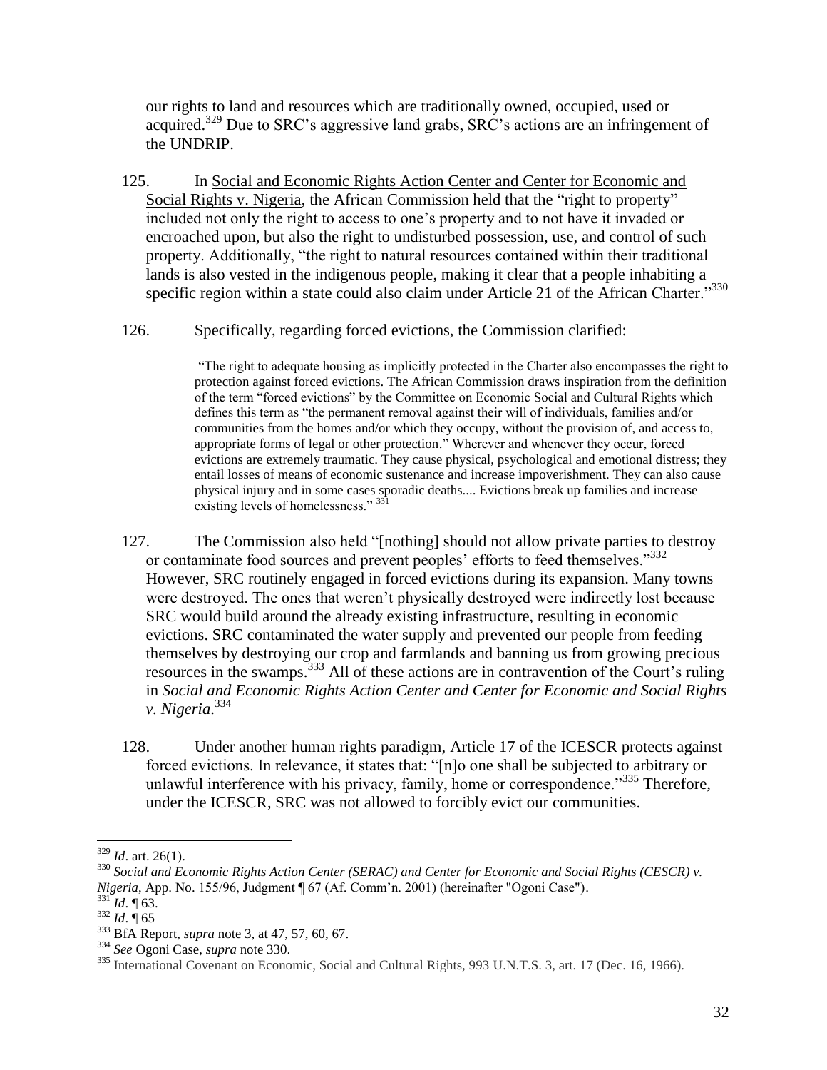our rights to land and resources which are traditionally owned, occupied, used or acquired.[329] Due to SRC's aggressive land grabs, SRC's actions are an infringement of the UNDRIP.

125. In Social and Economic Rights Action Center and Center for Economic and Social Rights v. Nigeria, the African Commission held that the "right to property" included not only the right to access to one's property and to not have it invaded or encroached upon, but also the right to undisturbed possession, use, and control of such property. Additionally, "the right to natural resources contained within their traditional lands is also vested in the indigenous people, making it clear that a people inhabiting a specific region within a state could also claim under Article 21 of the African Charter."[330]

126. Specifically, regarding forced evictions, the Commission clarified:

> "The right to adequate housing as implicitly protected in the Charter also encompasses the right to protection against forced evictions. The African Commission draws inspiration from the definition of the term "forced evictions" by the Committee on Economic Social and Cultural Rights which defines this term as "the permanent removal against their will of individuals, families and/or communities from the homes and/or which they occupy, without the provision of, and access to, appropriate forms of legal or other protection." Wherever and whenever they occur, forced evictions are extremely traumatic. They cause physical, psychological and emotional distress; they entail losses of means of economic sustenance and increase impoverishment. They can also cause physical injury and in some cases sporadic deaths.... Evictions break up families and increase existing levels of homelessness." [331]

127. The Commission also held "[nothing] should not allow private parties to destroy or contaminate food sources and prevent peoples' efforts to feed themselves."[332] However, SRC routinely engaged in forced evictions during its expansion. Many towns were destroyed. The ones that weren't physically destroyed were indirectly lost because SRC would build around the already existing infrastructure, resulting in economic evictions. SRC contaminated the water supply and prevented our people from feeding themselves by destroying our crop and farmlands and banning us from growing precious resources in the swamps.[333] All of these actions are in contravention of the Court's ruling in *Social and Economic Rights Action Center and Center for Economic and Social Rights v. Nigeria*.[334]

128. Under another human rights paradigm, Article 17 of the ICESCR protects against forced evictions. In relevance, it states that: "[n]o one shall be subjected to arbitrary or unlawful interference with his privacy, family, home or correspondence."[335] Therefore, under the ICESCR, SRC was not allowed to forcibly evict our communities.

---

[329] *Id*. art. 26(1).

[330] *Social and Economic Rights Action Center (SERAC) and Center for Economic and Social Rights (CESCR) v. Nigeria*, App. No. 155/96, Judgment ¶ 67 (Af. Comm'n. 2001) (hereinafter "Ogoni Case").

[331] *Id*. ¶ 63.

[332] *Id*. ¶ 65

[333] BfA Report, *supra* note 3, at 47, 57, 60, 67.

[334] *See* Ogoni Case, *supra* note 330.

[335] International Covenant on Economic, Social and Cultural Rights, 993 U.N.T.S. 3, art. 17 (Dec. 16, 1966).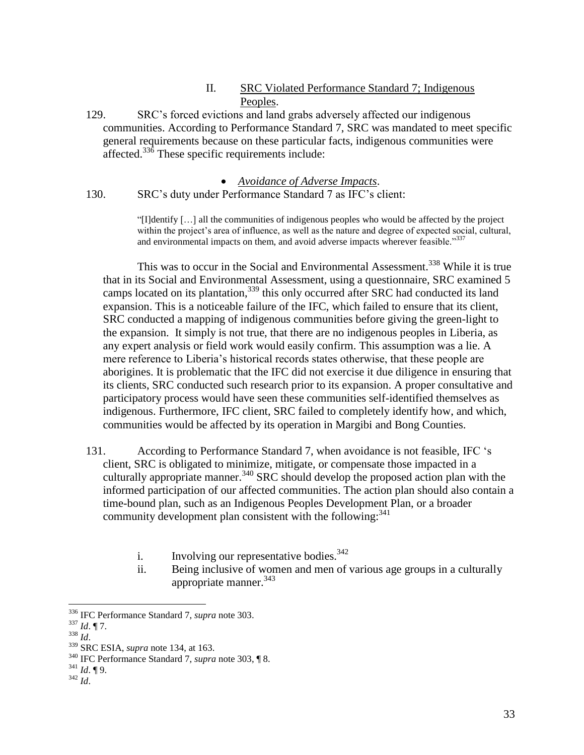### II. SRC Violated Performance Standard 7; Indigenous Peoples.

129. SRC's forced evictions and land grabs adversely affected our indigenous communities. According to Performance Standard 7, SRC was mandated to meet specific general requirements because on these particular facts, indigenous communities were affected.[336] These specific requirements include:

- *Avoidance of Adverse Impacts*.

130. SRC's duty under Performance Standard 7 as IFC's client:

> "[I]dentify […] all the communities of indigenous peoples who would be affected by the project within the project's area of influence, as well as the nature and degree of expected social, cultural, and environmental impacts on them, and avoid adverse impacts wherever feasible."[337]

This was to occur in the Social and Environmental Assessment.[338] While it is true that in its Social and Environmental Assessment, using a questionnaire, SRC examined 5 camps located on its plantation,[339] this only occurred after SRC had conducted its land expansion. This is a noticeable failure of the IFC, which failed to ensure that its client, SRC conducted a mapping of indigenous communities before giving the green-light to the expansion. It simply is not true, that there are no indigenous peoples in Liberia, as any expert analysis or field work would easily confirm. This assumption was a lie. A mere reference to Liberia's historical records states otherwise, that these people are aborigines. It is problematic that the IFC did not exercise it due diligence in ensuring that its clients, SRC conducted such research prior to its expansion. A proper consultative and participatory process would have seen these communities self-identified themselves as indigenous. Furthermore, IFC client, SRC failed to completely identify how, and which, communities would be affected by its operation in Margibi and Bong Counties.

131. According to Performance Standard 7, when avoidance is not feasible, IFC 's client, SRC is obligated to minimize, mitigate, or compensate those impacted in a culturally appropriate manner.[340] SRC should develop the proposed action plan with the informed participation of our affected communities. The action plan should also contain a time-bound plan, such as an Indigenous Peoples Development Plan, or a broader community development plan consistent with the following:[341]

i. Involving our representative bodies.[342]

ii. Being inclusive of women and men of various age groups in a culturally appropriate manner.[343]

---

[336] IFC Performance Standard 7, *supra* note 303.

[337] *Id*. ¶ 7.

[338] *Id*.

[339] SRC ESIA, *supra* note 134, at 163.

[340] IFC Performance Standard 7, *supra* note 303, ¶ 8.

[341] *Id*. ¶ 9.

[342] *Id*.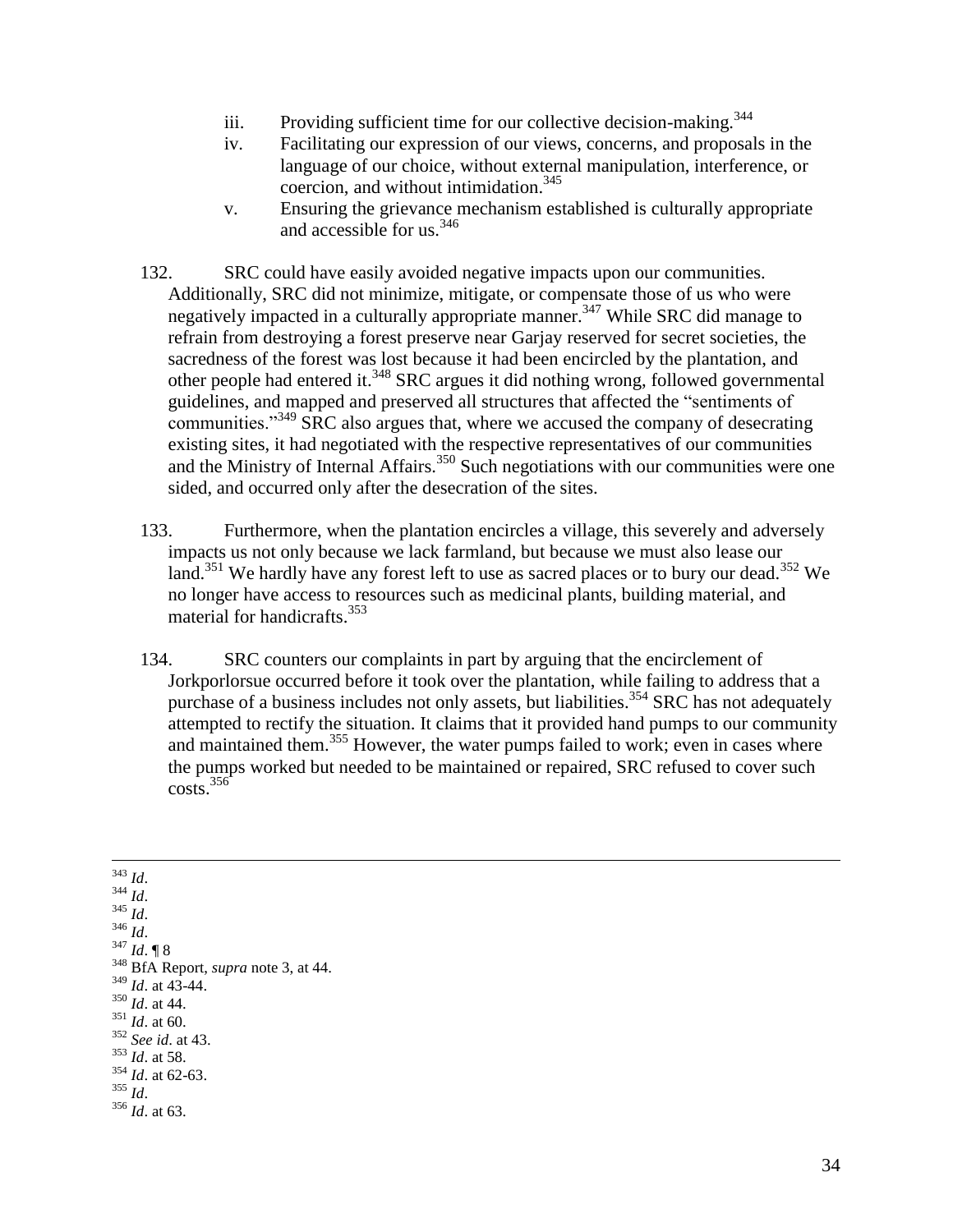iii. Providing sufficient time for our collective decision-making.[344]
iv. Facilitating our expression of our views, concerns, and proposals in the language of our choice, without external manipulation, interference, or coercion, and without intimidation.[345]
v. Ensuring the grievance mechanism established is culturally appropriate and accessible for us.[346]

132. SRC could have easily avoided negative impacts upon our communities. Additionally, SRC did not minimize, mitigate, or compensate those of us who were negatively impacted in a culturally appropriate manner.[347] While SRC did manage to refrain from destroying a forest preserve near Garjay reserved for secret societies, the sacredness of the forest was lost because it had been encircled by the plantation, and other people had entered it.[348] SRC argues it did nothing wrong, followed governmental guidelines, and mapped and preserved all structures that affected the "sentiments of communities."[349] SRC also argues that, where we accused the company of desecrating existing sites, it had negotiated with the respective representatives of our communities and the Ministry of Internal Affairs.[350] Such negotiations with our communities were one sided, and occurred only after the desecration of the sites.

133. Furthermore, when the plantation encircles a village, this severely and adversely impacts us not only because we lack farmland, but because we must also lease our land.[351] We hardly have any forest left to use as sacred places or to bury our dead.[352] We no longer have access to resources such as medicinal plants, building material, and material for handicrafts.[353]

134. SRC counters our complaints in part by arguing that the encirclement of Jorkporlorsue occurred before it took over the plantation, while failing to address that a purchase of a business includes not only assets, but liabilities.[354] SRC has not adequately attempted to rectify the situation. It claims that it provided hand pumps to our community and maintained them.[355] However, the water pumps failed to work; even in cases where the pumps worked but needed to be maintained or repaired, SRC refused to cover such costs.[356]

---

[343] *Id*.
[344] *Id*.
[345] *Id*.
[346] *Id*.
[347] *Id*. ¶ 8
[348] BfA Report, *supra* note 3, at 44.
[349] *Id*. at 43-44.
[350] *Id*. at 44.
[351] *Id*. at 60.
[352] *See id*. at 43.
[353] *Id*. at 58.
[354] *Id*. at 62-63.
[355] *Id*.
[356] *Id*. at 63.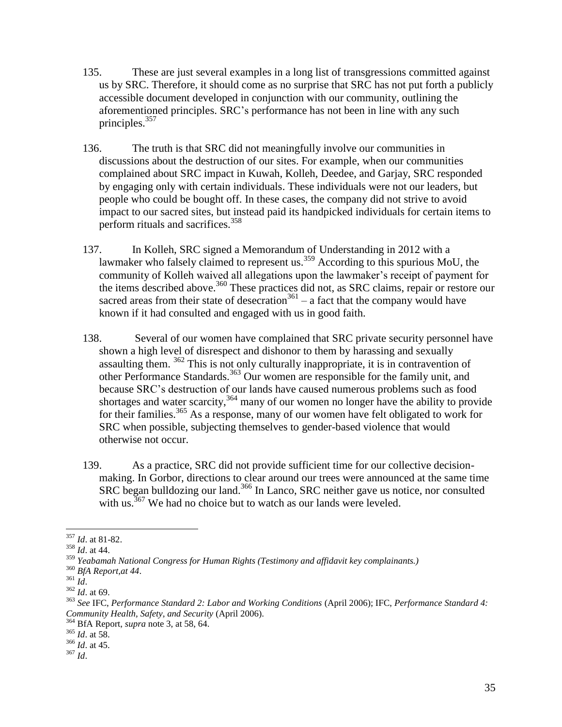135. These are just several examples in a long list of transgressions committed against us by SRC. Therefore, it should come as no surprise that SRC has not put forth a publicly accessible document developed in conjunction with our community, outlining the aforementioned principles. SRC's performance has not been in line with any such principles.[357]

136. The truth is that SRC did not meaningfully involve our communities in discussions about the destruction of our sites. For example, when our communities complained about SRC impact in Kuwah, Kolleh, Deedee, and Garjay, SRC responded by engaging only with certain individuals. These individuals were not our leaders, but people who could be bought off. In these cases, the company did not strive to avoid impact to our sacred sites, but instead paid its handpicked individuals for certain items to perform rituals and sacrifices.[358]

137. In Kolleh, SRC signed a Memorandum of Understanding in 2012 with a lawmaker who falsely claimed to represent us.[359] According to this spurious MoU, the community of Kolleh waived all allegations upon the lawmaker's receipt of payment for the items described above.[360] These practices did not, as SRC claims, repair or restore our sacred areas from their state of desecration[361] – a fact that the company would have known if it had consulted and engaged with us in good faith.

138. Several of our women have complained that SRC private security personnel have shown a high level of disrespect and dishonor to them by harassing and sexually assaulting them.[362] This is not only culturally inappropriate, it is in contravention of other Performance Standards.[363] Our women are responsible for the family unit, and because SRC's destruction of our lands have caused numerous problems such as food shortages and water scarcity,[364] many of our women no longer have the ability to provide for their families.[365] As a response, many of our women have felt obligated to work for SRC when possible, subjecting themselves to gender-based violence that would otherwise not occur.

139. As a practice, SRC did not provide sufficient time for our collective decision-making. In Gorbor, directions to clear around our trees were announced at the same time SRC began bulldozing our land.[366] In Lanco, SRC neither gave us notice, nor consulted with us.[367] We had no choice but to watch as our lands were leveled.

---

[357] *Id*. at 81-82.

[358] *Id*. at 44.

[359] *Yeabamah National Congress for Human Rights (Testimony and affidavit key complainants.)*

[360] *BfA Report,at 44*.

[361] *Id*.

[362] *Id*. at 69.

[363] *See* IFC, *Performance Standard 2: Labor and Working Conditions* (April 2006); IFC, *Performance Standard 4: Community Health, Safety, and Security* (April 2006).

[364] BfA Report, *supra* note 3, at 58, 64.

[365] *Id*. at 58.

[366] *Id*. at 45.

[367] *Id*.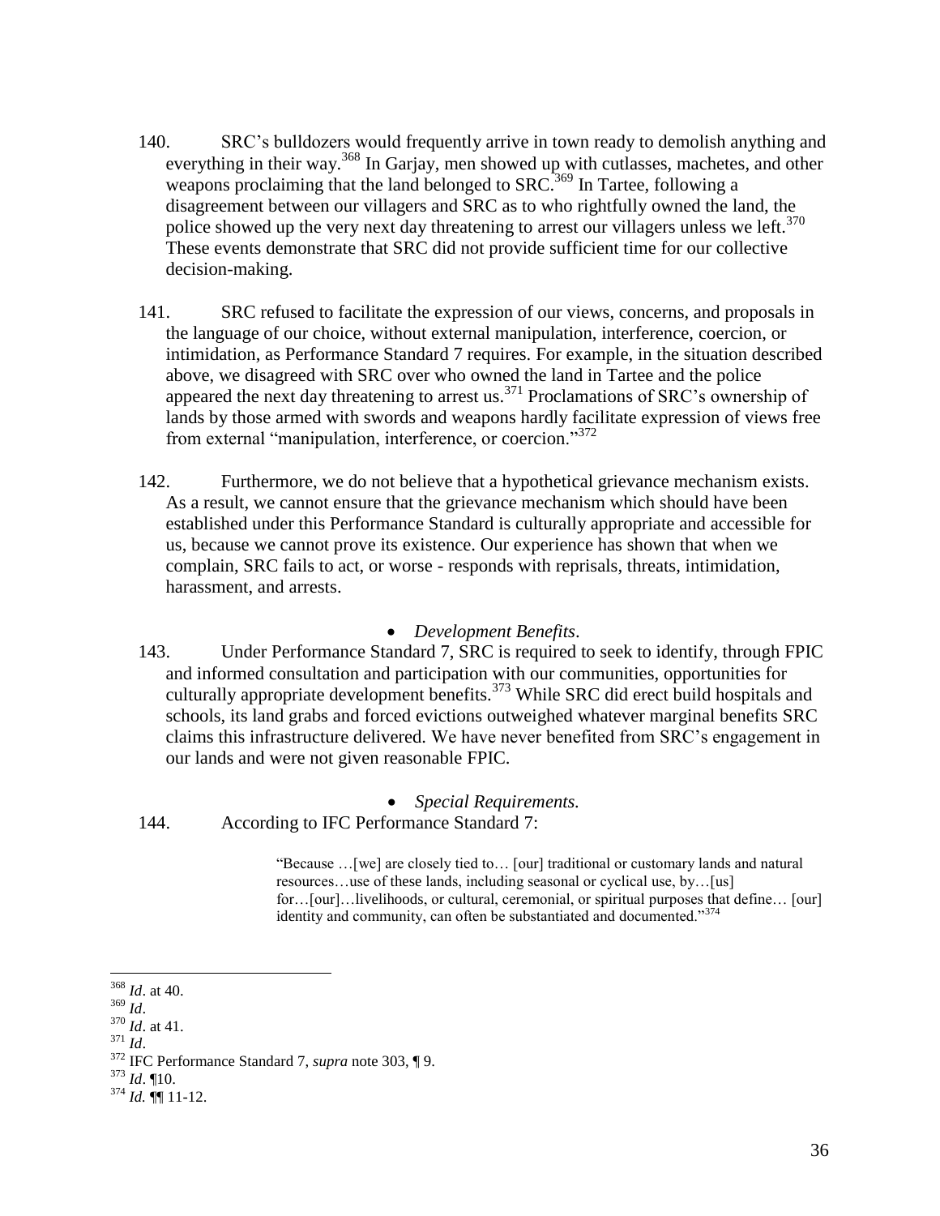140. SRC's bulldozers would frequently arrive in town ready to demolish anything and everything in their way.[368] In Garjay, men showed up with cutlasses, machetes, and other weapons proclaiming that the land belonged to SRC.[369] In Tartee, following a disagreement between our villagers and SRC as to who rightfully owned the land, the police showed up the very next day threatening to arrest our villagers unless we left.[370] These events demonstrate that SRC did not provide sufficient time for our collective decision-making.

141. SRC refused to facilitate the expression of our views, concerns, and proposals in the language of our choice, without external manipulation, interference, coercion, or intimidation, as Performance Standard 7 requires. For example, in the situation described above, we disagreed with SRC over who owned the land in Tartee and the police appeared the next day threatening to arrest us.[371] Proclamations of SRC's ownership of lands by those armed with swords and weapons hardly facilitate expression of views free from external "manipulation, interference, or coercion."[372]

142. Furthermore, we do not believe that a hypothetical grievance mechanism exists. As a result, we cannot ensure that the grievance mechanism which should have been established under this Performance Standard is culturally appropriate and accessible for us, because we cannot prove its existence. Our experience has shown that when we complain, SRC fails to act, or worse - responds with reprisals, threats, intimidation, harassment, and arrests.

- *Development Benefits*.

143. Under Performance Standard 7, SRC is required to seek to identify, through FPIC and informed consultation and participation with our communities, opportunities for culturally appropriate development benefits.[373] While SRC did erect build hospitals and schools, its land grabs and forced evictions outweighed whatever marginal benefits SRC claims this infrastructure delivered. We have never benefited from SRC's engagement in our lands and were not given reasonable FPIC.

- *Special Requirements.*

144. According to IFC Performance Standard 7:

> "Because …[we] are closely tied to… [our] traditional or customary lands and natural resources…use of these lands, including seasonal or cyclical use, by…[us] for…[our]…livelihoods, or cultural, ceremonial, or spiritual purposes that define… [our] identity and community, can often be substantiated and documented."[374]

---

[368] *Id*. at 40.
[369] *Id*.
[370] *Id*. at 41.
[371] *Id*.
[372] IFC Performance Standard 7, *supra* note 303, ¶ 9.
[373] *Id*. ¶10.
[374] *Id.* ¶¶ 11-12.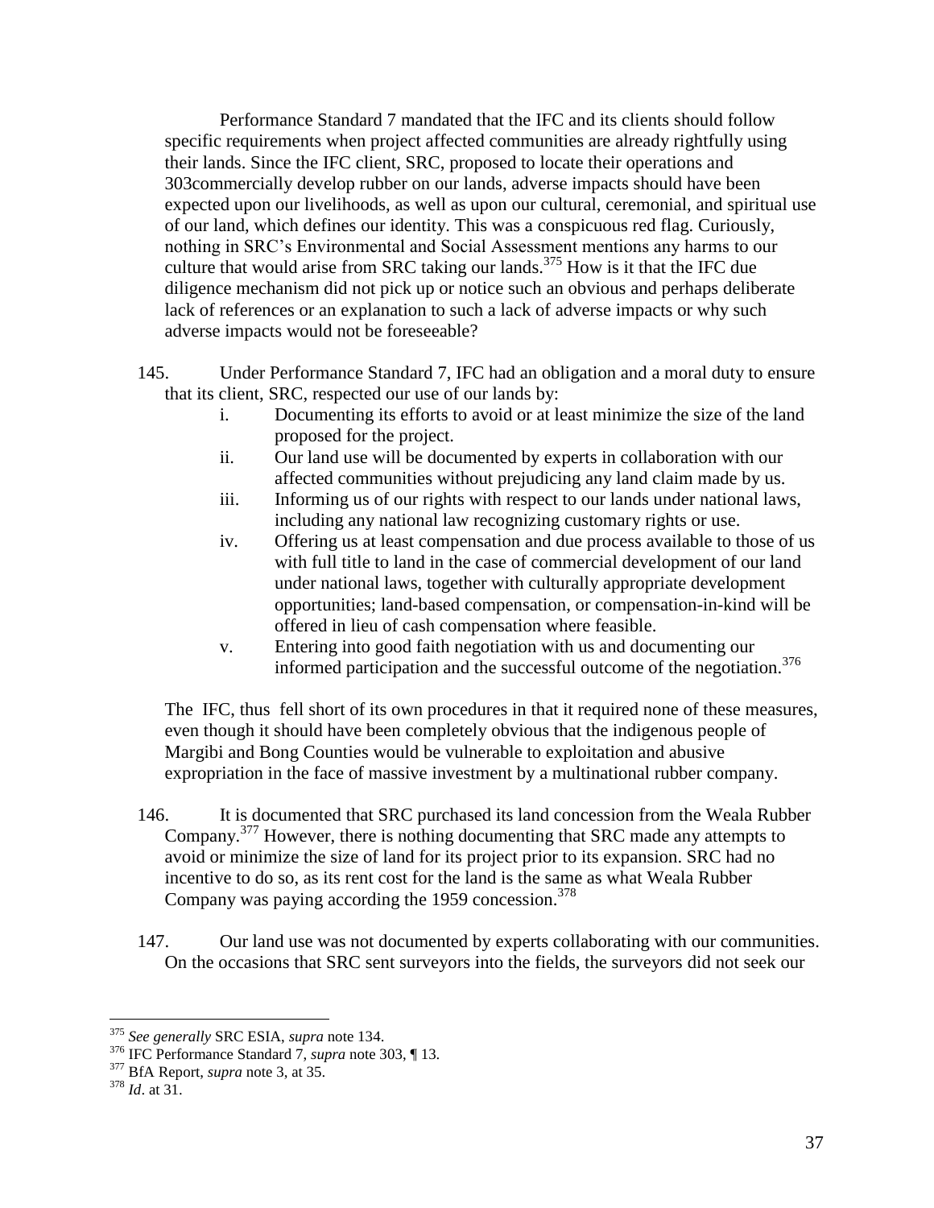Performance Standard 7 mandated that the IFC and its clients should follow specific requirements when project affected communities are already rightfully using their lands. Since the IFC client, SRC, proposed to locate their operations and 303commercially develop rubber on our lands, adverse impacts should have been expected upon our livelihoods, as well as upon our cultural, ceremonial, and spiritual use of our land, which defines our identity. This was a conspicuous red flag. Curiously, nothing in SRC's Environmental and Social Assessment mentions any harms to our culture that would arise from SRC taking our lands.[375] How is it that the IFC due diligence mechanism did not pick up or notice such an obvious and perhaps deliberate lack of references or an explanation to such a lack of adverse impacts or why such adverse impacts would not be foreseeable?

145. Under Performance Standard 7, IFC had an obligation and a moral duty to ensure that its client, SRC, respected our use of our lands by:

i. Documenting its efforts to avoid or at least minimize the size of the land proposed for the project.
ii. Our land use will be documented by experts in collaboration with our affected communities without prejudicing any land claim made by us.
iii. Informing us of our rights with respect to our lands under national laws, including any national law recognizing customary rights or use.
iv. Offering us at least compensation and due process available to those of us with full title to land in the case of commercial development of our land under national laws, together with culturally appropriate development opportunities; land-based compensation, or compensation-in-kind will be offered in lieu of cash compensation where feasible.
v. Entering into good faith negotiation with us and documenting our informed participation and the successful outcome of the negotiation.[376]

The IFC, thus fell short of its own procedures in that it required none of these measures, even though it should have been completely obvious that the indigenous people of Margibi and Bong Counties would be vulnerable to exploitation and abusive expropriation in the face of massive investment by a multinational rubber company.

146. It is documented that SRC purchased its land concession from the Weala Rubber Company.[377] However, there is nothing documenting that SRC made any attempts to avoid or minimize the size of land for its project prior to its expansion. SRC had no incentive to do so, as its rent cost for the land is the same as what Weala Rubber Company was paying according the 1959 concession.[378]

147. Our land use was not documented by experts collaborating with our communities. On the occasions that SRC sent surveyors into the fields, the surveyors did not seek our

---

[375] *See generally* SRC ESIA, *supra* note 134.

[376] IFC Performance Standard 7, *supra* note 303, ¶ 13.

[377] BfA Report, *supra* note 3, at 35.

[378] *Id*. at 31.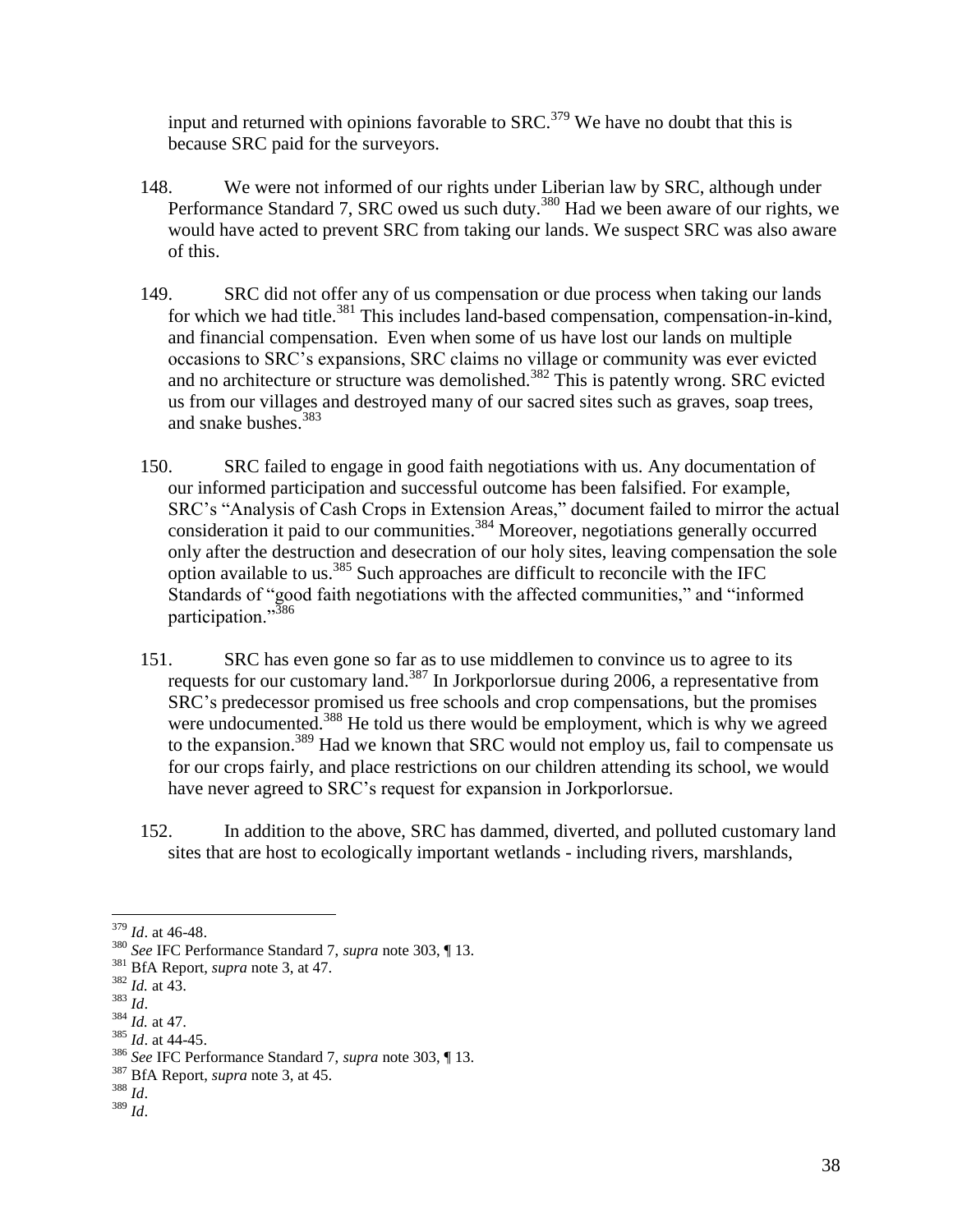input and returned with opinions favorable to SRC.[379] We have no doubt that this is because SRC paid for the surveyors.

148. We were not informed of our rights under Liberian law by SRC, although under Performance Standard 7, SRC owed us such duty.[380] Had we been aware of our rights, we would have acted to prevent SRC from taking our lands. We suspect SRC was also aware of this.

149. SRC did not offer any of us compensation or due process when taking our lands for which we had title.[381] This includes land-based compensation, compensation-in-kind, and financial compensation. Even when some of us have lost our lands on multiple occasions to SRC's expansions, SRC claims no village or community was ever evicted and no architecture or structure was demolished.[382] This is patently wrong. SRC evicted us from our villages and destroyed many of our sacred sites such as graves, soap trees, and snake bushes.[383]

150. SRC failed to engage in good faith negotiations with us. Any documentation of our informed participation and successful outcome has been falsified. For example, SRC's "Analysis of Cash Crops in Extension Areas," document failed to mirror the actual consideration it paid to our communities.[384] Moreover, negotiations generally occurred only after the destruction and desecration of our holy sites, leaving compensation the sole option available to us.[385] Such approaches are difficult to reconcile with the IFC Standards of "good faith negotiations with the affected communities," and "informed participation."[386]

151. SRC has even gone so far as to use middlemen to convince us to agree to its requests for our customary land.[387] In Jorkporlorsue during 2006, a representative from SRC's predecessor promised us free schools and crop compensations, but the promises were undocumented.[388] He told us there would be employment, which is why we agreed to the expansion.[389] Had we known that SRC would not employ us, fail to compensate us for our crops fairly, and place restrictions on our children attending its school, we would have never agreed to SRC's request for expansion in Jorkporlorsue.

152. In addition to the above, SRC has dammed, diverted, and polluted customary land sites that are host to ecologically important wetlands - including rivers, marshlands,

---

[379] *Id*. at 46-48.

[380] *See* IFC Performance Standard 7, *supra* note 303, ¶ 13.

[381] BfA Report, *supra* note 3, at 47.

[382] *Id.* at 43.

[383] *Id*.

[384] *Id.* at 47.

[385] *Id*. at 44-45.

[386] *See* IFC Performance Standard 7, *supra* note 303, ¶ 13.

[387] BfA Report, *supra* note 3, at 45.

[388] *Id*.

[389] *Id*.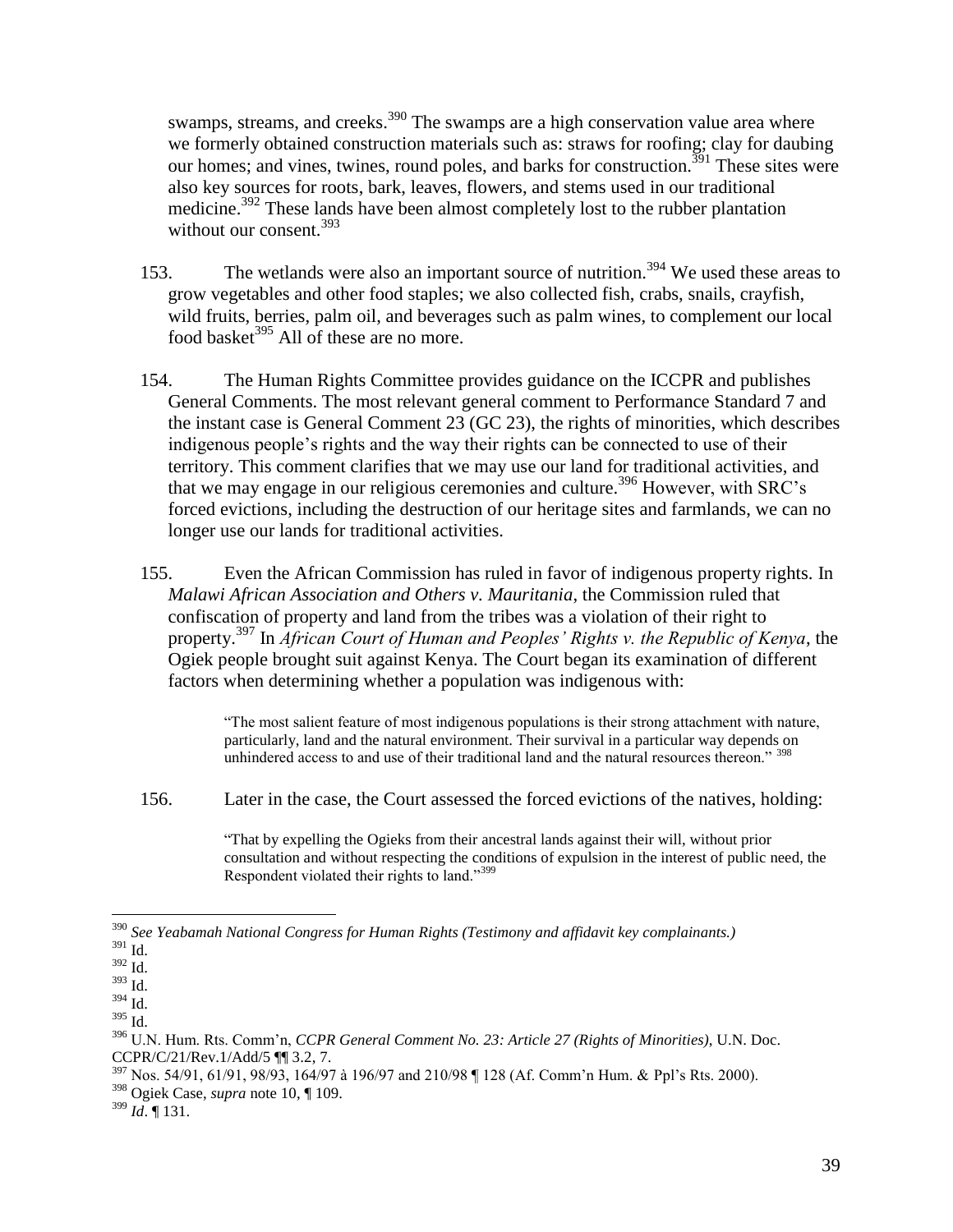swamps, streams, and creeks.[390] The swamps are a high conservation value area where we formerly obtained construction materials such as: straws for roofing; clay for daubing our homes; and vines, twines, round poles, and barks for construction.[391] These sites were also key sources for roots, bark, leaves, flowers, and stems used in our traditional medicine.[392] These lands have been almost completely lost to the rubber plantation without our consent.[393]

153. The wetlands were also an important source of nutrition.[394] We used these areas to grow vegetables and other food staples; we also collected fish, crabs, snails, crayfish, wild fruits, berries, palm oil, and beverages such as palm wines, to complement our local food basket[395] All of these are no more.

154. The Human Rights Committee provides guidance on the ICCPR and publishes General Comments. The most relevant general comment to Performance Standard 7 and the instant case is General Comment 23 (GC 23), the rights of minorities, which describes indigenous people's rights and the way their rights can be connected to use of their territory. This comment clarifies that we may use our land for traditional activities, and that we may engage in our religious ceremonies and culture.[396] However, with SRC's forced evictions, including the destruction of our heritage sites and farmlands, we can no longer use our lands for traditional activities.

155. Even the African Commission has ruled in favor of indigenous property rights. In *Malawi African Association and Others v. Mauritania*, the Commission ruled that confiscation of property and land from the tribes was a violation of their right to property.[397] In *African Court of Human and Peoples' Rights v. the Republic of Kenya*, the Ogiek people brought suit against Kenya. The Court began its examination of different factors when determining whether a population was indigenous with:

> "The most salient feature of most indigenous populations is their strong attachment with nature, particularly, land and the natural environment. Their survival in a particular way depends on unhindered access to and use of their traditional land and the natural resources thereon." [398]

156. Later in the case, the Court assessed the forced evictions of the natives, holding:

> "That by expelling the Ogieks from their ancestral lands against their will, without prior consultation and without respecting the conditions of expulsion in the interest of public need, the Respondent violated their rights to land."[399]

---

[390] *See Yeabamah National Congress for Human Rights (Testimony and affidavit key complainants.)*

[391] Id.

[392] Id.

[393] Id.

[394] Id.

[395] Id.

[396] U.N. Hum. Rts. Comm'n, *CCPR General Comment No. 23: Article 27 (Rights of Minorities)*, U.N. Doc. CCPR/C/21/Rev.1/Add/5 ¶¶ 3.2, 7.

[397] Nos. 54/91, 61/91, 98/93, 164/97 à 196/97 and 210/98 ¶ 128 (Af. Comm'n Hum. & Ppl's Rts. 2000).

[398] Ogiek Case, *supra* note 10, ¶ 109.

[399] *Id*. ¶ 131.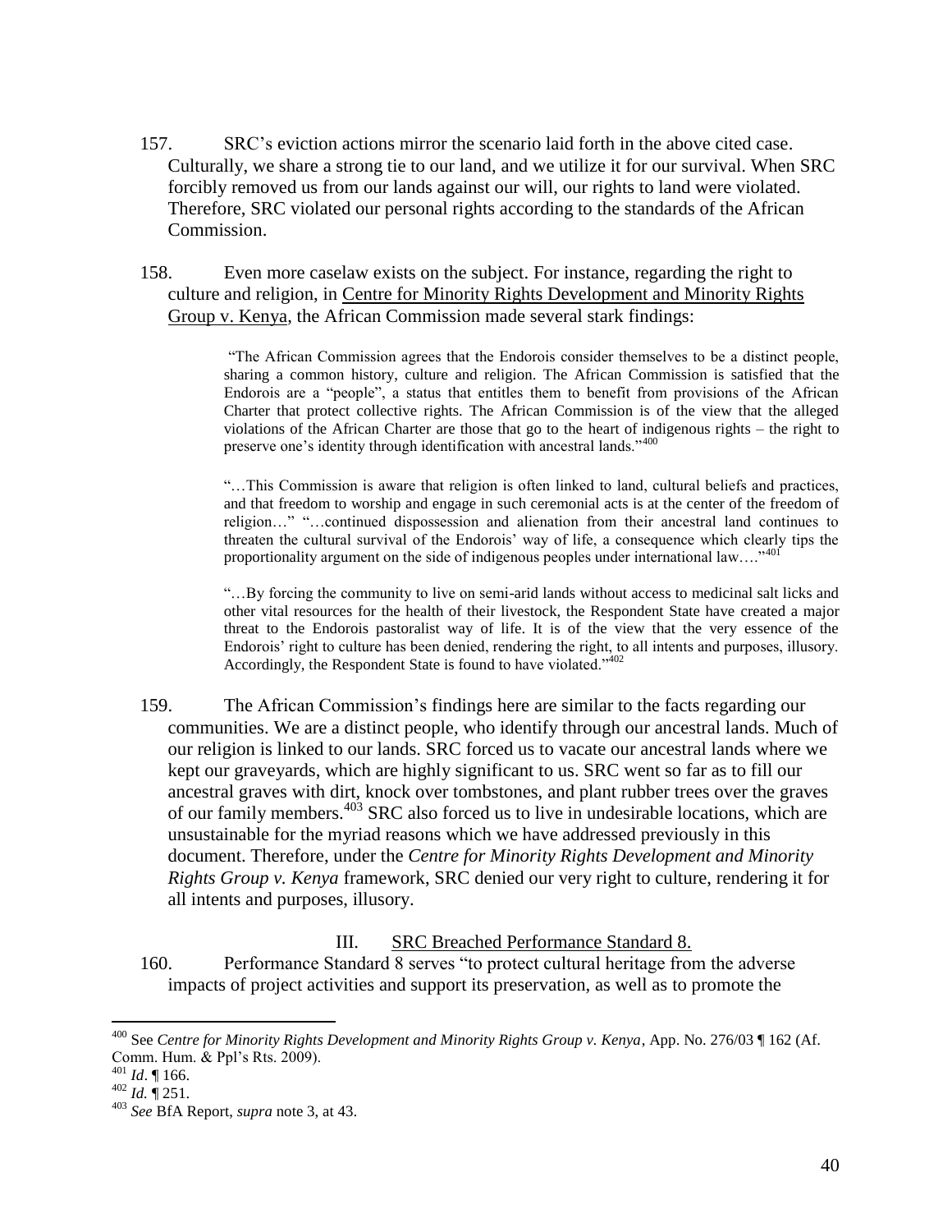157. SRC's eviction actions mirror the scenario laid forth in the above cited case. Culturally, we share a strong tie to our land, and we utilize it for our survival. When SRC forcibly removed us from our lands against our will, our rights to land were violated. Therefore, SRC violated our personal rights according to the standards of the African Commission.

158. Even more caselaw exists on the subject. For instance, regarding the right to culture and religion, in Centre for Minority Rights Development and Minority Rights Group v. Kenya, the African Commission made several stark findings:

> "The African Commission agrees that the Endorois consider themselves to be a distinct people, sharing a common history, culture and religion. The African Commission is satisfied that the Endorois are a "people", a status that entitles them to benefit from provisions of the African Charter that protect collective rights. The African Commission is of the view that the alleged violations of the African Charter are those that go to the heart of indigenous rights – the right to preserve one's identity through identification with ancestral lands."[400]
>
> "…This Commission is aware that religion is often linked to land, cultural beliefs and practices, and that freedom to worship and engage in such ceremonial acts is at the center of the freedom of religion…" "…continued dispossession and alienation from their ancestral land continues to threaten the cultural survival of the Endorois' way of life, a consequence which clearly tips the proportionality argument on the side of indigenous peoples under international law…."[401]
>
> "…By forcing the community to live on semi-arid lands without access to medicinal salt licks and other vital resources for the health of their livestock, the Respondent State have created a major threat to the Endorois pastoralist way of life. It is of the view that the very essence of the Endorois' right to culture has been denied, rendering the right, to all intents and purposes, illusory. Accordingly, the Respondent State is found to have violated."[402]

159. The African Commission's findings here are similar to the facts regarding our communities. We are a distinct people, who identify through our ancestral lands. Much of our religion is linked to our lands. SRC forced us to vacate our ancestral lands where we kept our graveyards, which are highly significant to us. SRC went so far as to fill our ancestral graves with dirt, knock over tombstones, and plant rubber trees over the graves of our family members.[403] SRC also forced us to live in undesirable locations, which are unsustainable for the myriad reasons which we have addressed previously in this document. Therefore, under the *Centre for Minority Rights Development and Minority Rights Group v. Kenya* framework, SRC denied our very right to culture, rendering it for all intents and purposes, illusory.

### III. SRC Breached Performance Standard 8.

160. Performance Standard 8 serves "to protect cultural heritage from the adverse impacts of project activities and support its preservation, as well as to promote the

---

[400] See *Centre for Minority Rights Development and Minority Rights Group v. Kenya*, App. No. 276/03 ¶ 162 (Af. Comm. Hum. & Ppl's Rts. 2009).

[401] *Id*. ¶ 166.

[402] *Id.* ¶ 251.

[403] *See* BfA Report, *supra* note 3, at 43.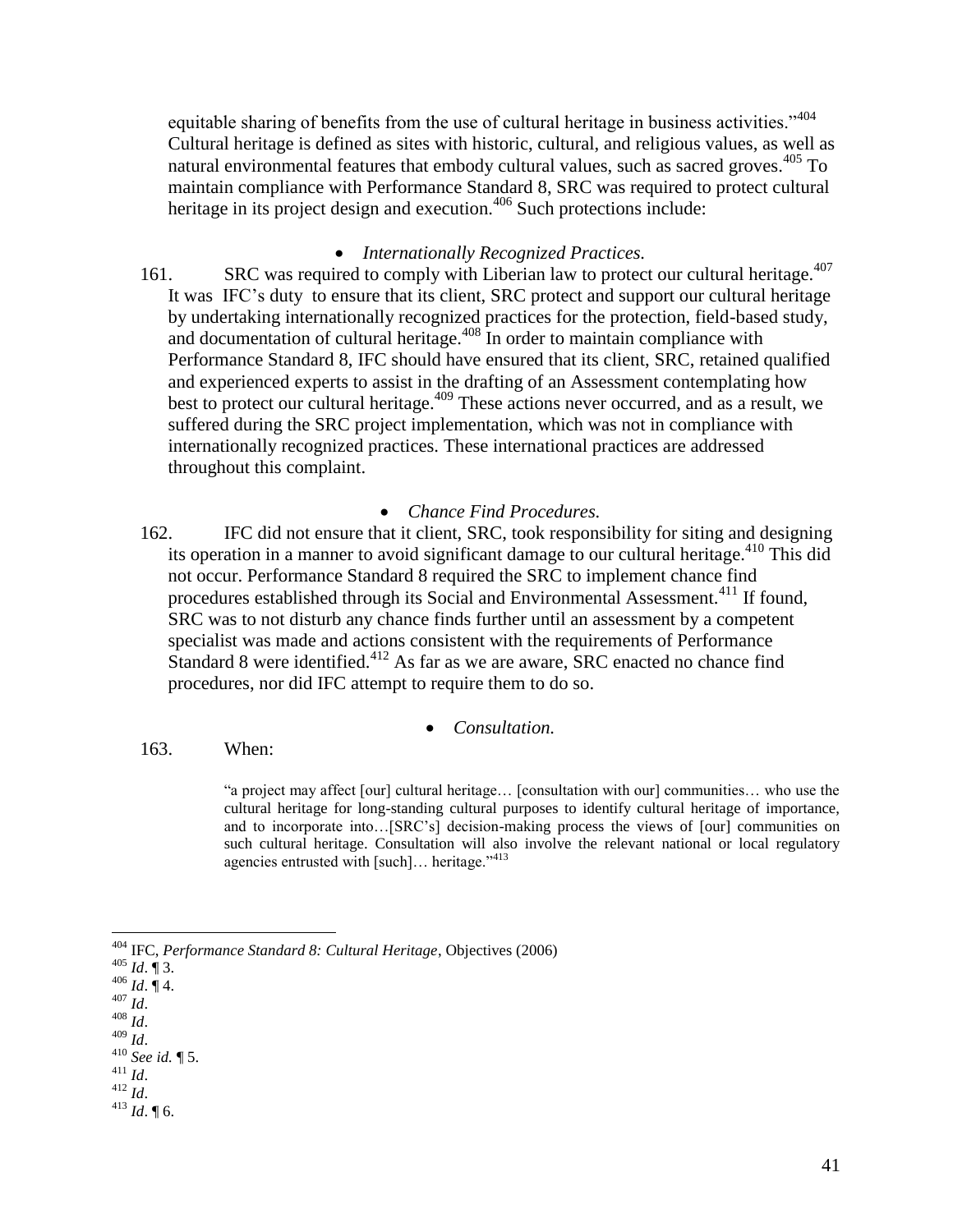equitable sharing of benefits from the use of cultural heritage in business activities."[404] Cultural heritage is defined as sites with historic, cultural, and religious values, as well as natural environmental features that embody cultural values, such as sacred groves.[405] To maintain compliance with Performance Standard 8, SRC was required to protect cultural heritage in its project design and execution.[406] Such protections include:

- *Internationally Recognized Practices.*

161. SRC was required to comply with Liberian law to protect our cultural heritage.[407] It was IFC's duty to ensure that its client, SRC protect and support our cultural heritage by undertaking internationally recognized practices for the protection, field-based study, and documentation of cultural heritage.[408] In order to maintain compliance with Performance Standard 8, IFC should have ensured that its client, SRC, retained qualified and experienced experts to assist in the drafting of an Assessment contemplating how best to protect our cultural heritage.[409] These actions never occurred, and as a result, we suffered during the SRC project implementation, which was not in compliance with internationally recognized practices. These international practices are addressed throughout this complaint.

- *Chance Find Procedures.*

162. IFC did not ensure that it client, SRC, took responsibility for siting and designing its operation in a manner to avoid significant damage to our cultural heritage.[410] This did not occur. Performance Standard 8 required the SRC to implement chance find procedures established through its Social and Environmental Assessment.[411] If found, SRC was to not disturb any chance finds further until an assessment by a competent specialist was made and actions consistent with the requirements of Performance Standard 8 were identified.[412] As far as we are aware, SRC enacted no chance find procedures, nor did IFC attempt to require them to do so.

- *Consultation.*

163. When:

> "a project may affect [our] cultural heritage… [consultation with our] communities… who use the cultural heritage for long-standing cultural purposes to identify cultural heritage of importance, and to incorporate into…[SRC's] decision-making process the views of [our] communities on such cultural heritage. Consultation will also involve the relevant national or local regulatory agencies entrusted with [such]… heritage."[413]

---

[404] IFC, *Performance Standard 8: Cultural Heritage*, Objectives (2006)
[405] *Id*. ¶ 3.
[406] *Id*. ¶ 4.
[407] *Id*.
[408] *Id*.
[409] *Id*.
[410] *See id.* ¶ 5.
[411] *Id*.
[412] *Id*.
[413] *Id*. ¶ 6.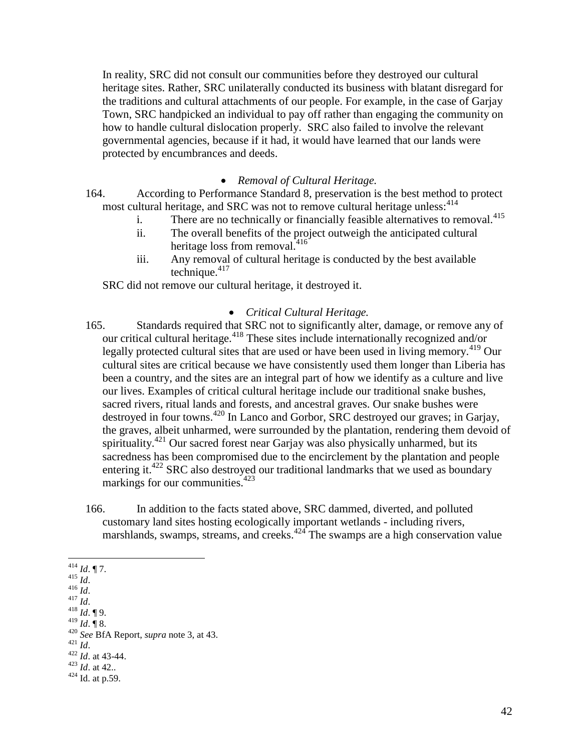In reality, SRC did not consult our communities before they destroyed our cultural heritage sites. Rather, SRC unilaterally conducted its business with blatant disregard for the traditions and cultural attachments of our people. For example, in the case of Garjay Town, SRC handpicked an individual to pay off rather than engaging the community on how to handle cultural dislocation properly. SRC also failed to involve the relevant governmental agencies, because if it had, it would have learned that our lands were protected by encumbrances and deeds.

- *Removal of Cultural Heritage.*

164. According to Performance Standard 8, preservation is the best method to protect most cultural heritage, and SRC was not to remove cultural heritage unless:[414]

  i. There are no technically or financially feasible alternatives to removal.[415]
  ii. The overall benefits of the project outweigh the anticipated cultural heritage loss from removal.[416]
  iii. Any removal of cultural heritage is conducted by the best available technique.[417]

SRC did not remove our cultural heritage, it destroyed it.

- *Critical Cultural Heritage.*

165. Standards required that SRC not to significantly alter, damage, or remove any of our critical cultural heritage.[418] These sites include internationally recognized and/or legally protected cultural sites that are used or have been used in living memory.[419] Our cultural sites are critical because we have consistently used them longer than Liberia has been a country, and the sites are an integral part of how we identify as a culture and live our lives. Examples of critical cultural heritage include our traditional snake bushes, sacred rivers, ritual lands and forests, and ancestral graves. Our snake bushes were destroyed in four towns.[420] In Lanco and Gorbor, SRC destroyed our graves; in Garjay, the graves, albeit unharmed, were surrounded by the plantation, rendering them devoid of spirituality.[421] Our sacred forest near Garjay was also physically unharmed, but its sacredness has been compromised due to the encirclement by the plantation and people entering it.[422] SRC also destroyed our traditional landmarks that we used as boundary markings for our communities.[423]

166. In addition to the facts stated above, SRC dammed, diverted, and polluted customary land sites hosting ecologically important wetlands - including rivers, marshlands, swamps, streams, and creeks.[424] The swamps are a high conservation value

---

[414] *Id*. ¶ 7.
[415] *Id*.
[416] *Id*.
[417] *Id*.
[418] *Id*. ¶ 9.
[419] *Id*. ¶ 8.
[420] *See* BfA Report, *supra* note 3, at 43.
[421] *Id*.
[422] *Id*. at 43-44.
[423] *Id*. at 42..
[424] Id. at p.59.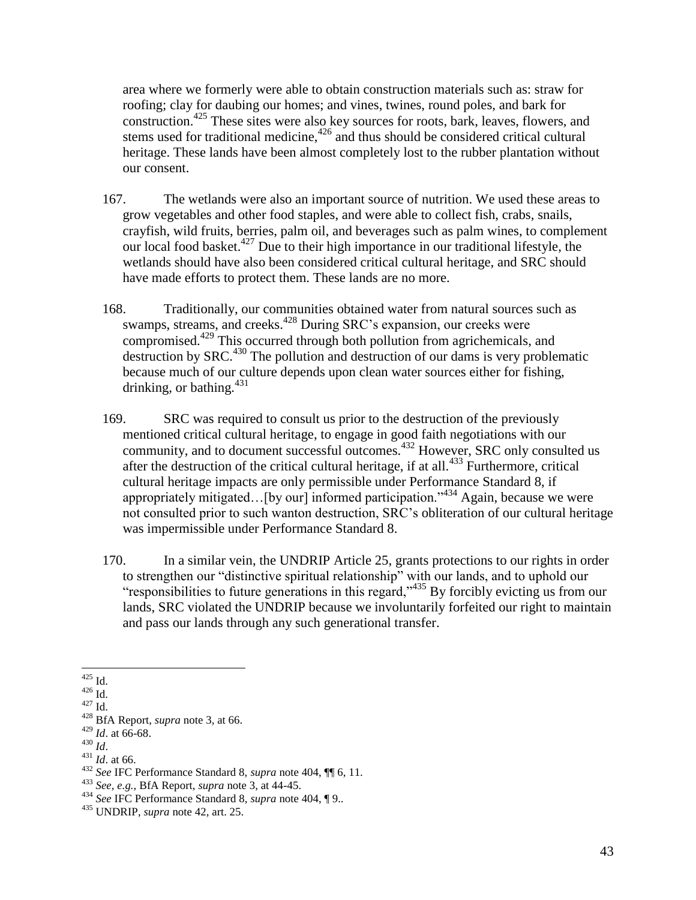area where we formerly were able to obtain construction materials such as: straw for roofing; clay for daubing our homes; and vines, twines, round poles, and bark for construction.[425] These sites were also key sources for roots, bark, leaves, flowers, and stems used for traditional medicine,[426] and thus should be considered critical cultural heritage. These lands have been almost completely lost to the rubber plantation without our consent.

167. The wetlands were also an important source of nutrition. We used these areas to grow vegetables and other food staples, and were able to collect fish, crabs, snails, crayfish, wild fruits, berries, palm oil, and beverages such as palm wines, to complement our local food basket.[427] Due to their high importance in our traditional lifestyle, the wetlands should have also been considered critical cultural heritage, and SRC should have made efforts to protect them. These lands are no more.

168. Traditionally, our communities obtained water from natural sources such as swamps, streams, and creeks.[428] During SRC's expansion, our creeks were compromised.[429] This occurred through both pollution from agrichemicals, and destruction by SRC.[430] The pollution and destruction of our dams is very problematic because much of our culture depends upon clean water sources either for fishing, drinking, or bathing.[431]

169. SRC was required to consult us prior to the destruction of the previously mentioned critical cultural heritage, to engage in good faith negotiations with our community, and to document successful outcomes.[432] However, SRC only consulted us after the destruction of the critical cultural heritage, if at all.[433] Furthermore, critical cultural heritage impacts are only permissible under Performance Standard 8, if appropriately mitigated…[by our] informed participation."[434] Again, because we were not consulted prior to such wanton destruction, SRC's obliteration of our cultural heritage was impermissible under Performance Standard 8.

170. In a similar vein, the UNDRIP Article 25, grants protections to our rights in order to strengthen our "distinctive spiritual relationship" with our lands, and to uphold our "responsibilities to future generations in this regard,"[435] By forcibly evicting us from our lands, SRC violated the UNDRIP because we involuntarily forfeited our right to maintain and pass our lands through any such generational transfer.

---

[425] Id.

[426] Id.

[427] Id.

[428] BfA Report, *supra* note 3, at 66.

[429] *Id*. at 66-68.

[430] *Id*.

[431] *Id*. at 66.

[432] *See* IFC Performance Standard 8, *supra* note 404, ¶¶ 6, 11.

[433] *See, e.g.*, BfA Report, *supra* note 3, at 44-45.

[434] *See* IFC Performance Standard 8, *supra* note 404, ¶ 9..

[435] UNDRIP, *supra* note 42, art. 25.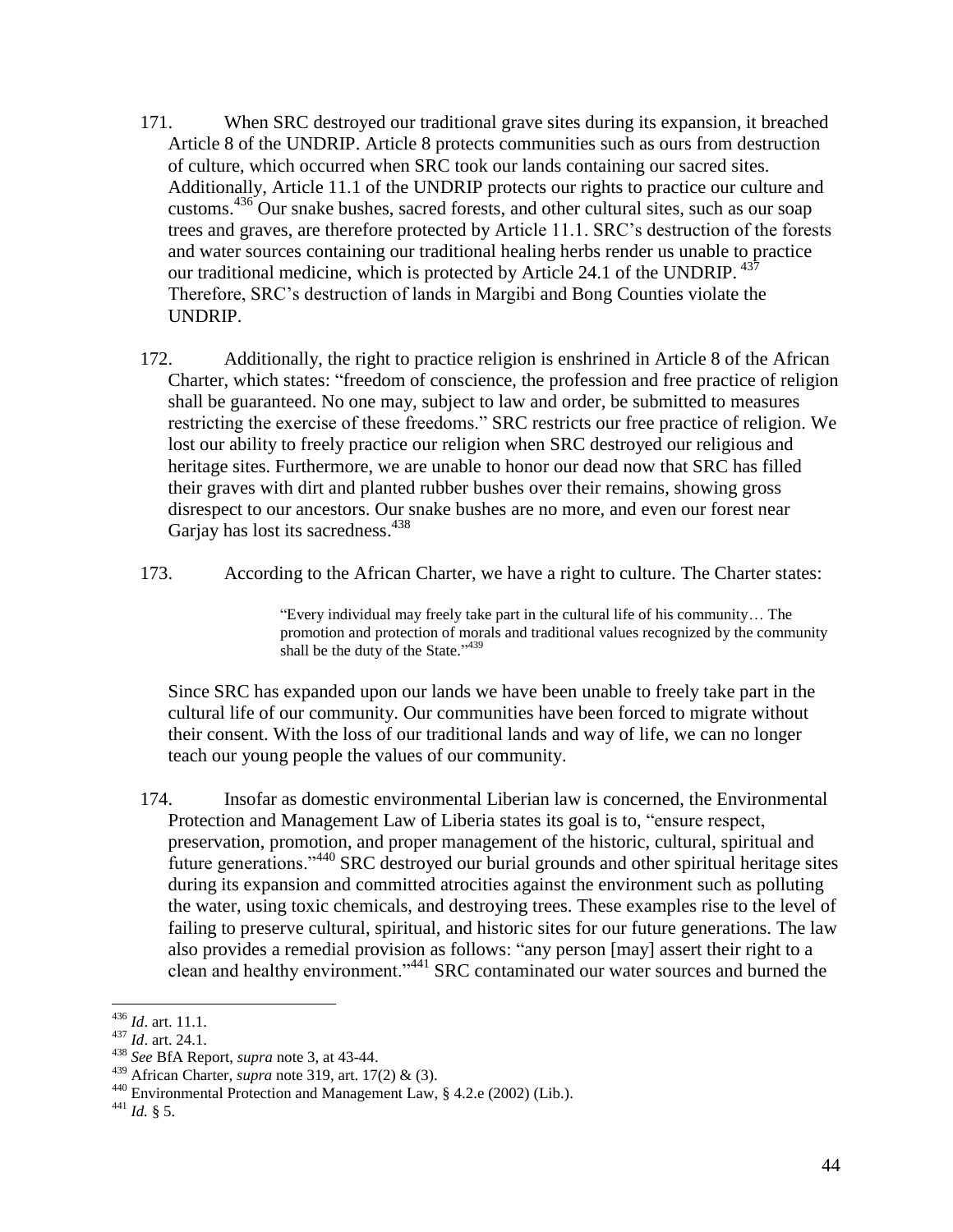171. When SRC destroyed our traditional grave sites during its expansion, it breached Article 8 of the UNDRIP. Article 8 protects communities such as ours from destruction of culture, which occurred when SRC took our lands containing our sacred sites. Additionally, Article 11.1 of the UNDRIP protects our rights to practice our culture and customs.[436] Our snake bushes, sacred forests, and other cultural sites, such as our soap trees and graves, are therefore protected by Article 11.1. SRC's destruction of the forests and water sources containing our traditional healing herbs render us unable to practice our traditional medicine, which is protected by Article 24.1 of the UNDRIP.[437] Therefore, SRC's destruction of lands in Margibi and Bong Counties violate the UNDRIP.

172. Additionally, the right to practice religion is enshrined in Article 8 of the African Charter, which states: "freedom of conscience, the profession and free practice of religion shall be guaranteed. No one may, subject to law and order, be submitted to measures restricting the exercise of these freedoms." SRC restricts our free practice of religion. We lost our ability to freely practice our religion when SRC destroyed our religious and heritage sites. Furthermore, we are unable to honor our dead now that SRC has filled their graves with dirt and planted rubber bushes over their remains, showing gross disrespect to our ancestors. Our snake bushes are no more, and even our forest near Garjay has lost its sacredness.[438]

173. According to the African Charter, we have a right to culture. The Charter states:

> "Every individual may freely take part in the cultural life of his community… The promotion and protection of morals and traditional values recognized by the community shall be the duty of the State."[439]

Since SRC has expanded upon our lands we have been unable to freely take part in the cultural life of our community. Our communities have been forced to migrate without their consent. With the loss of our traditional lands and way of life, we can no longer teach our young people the values of our community.

174. Insofar as domestic environmental Liberian law is concerned, the Environmental Protection and Management Law of Liberia states its goal is to, "ensure respect, preservation, promotion, and proper management of the historic, cultural, spiritual and future generations."[440] SRC destroyed our burial grounds and other spiritual heritage sites during its expansion and committed atrocities against the environment such as polluting the water, using toxic chemicals, and destroying trees. These examples rise to the level of failing to preserve cultural, spiritual, and historic sites for our future generations. The law also provides a remedial provision as follows: "any person [may] assert their right to a clean and healthy environment."[441] SRC contaminated our water sources and burned the

---

[436] *Id*. art. 11.1.

[437] *Id*. art. 24.1.

[438] *See* BfA Report, *supra* note 3, at 43-44.

[439] African Charter, *supra* note 319, art. 17(2) & (3).

[440] Environmental Protection and Management Law, § 4.2.e (2002) (Lib.).

[441] *Id.* § 5.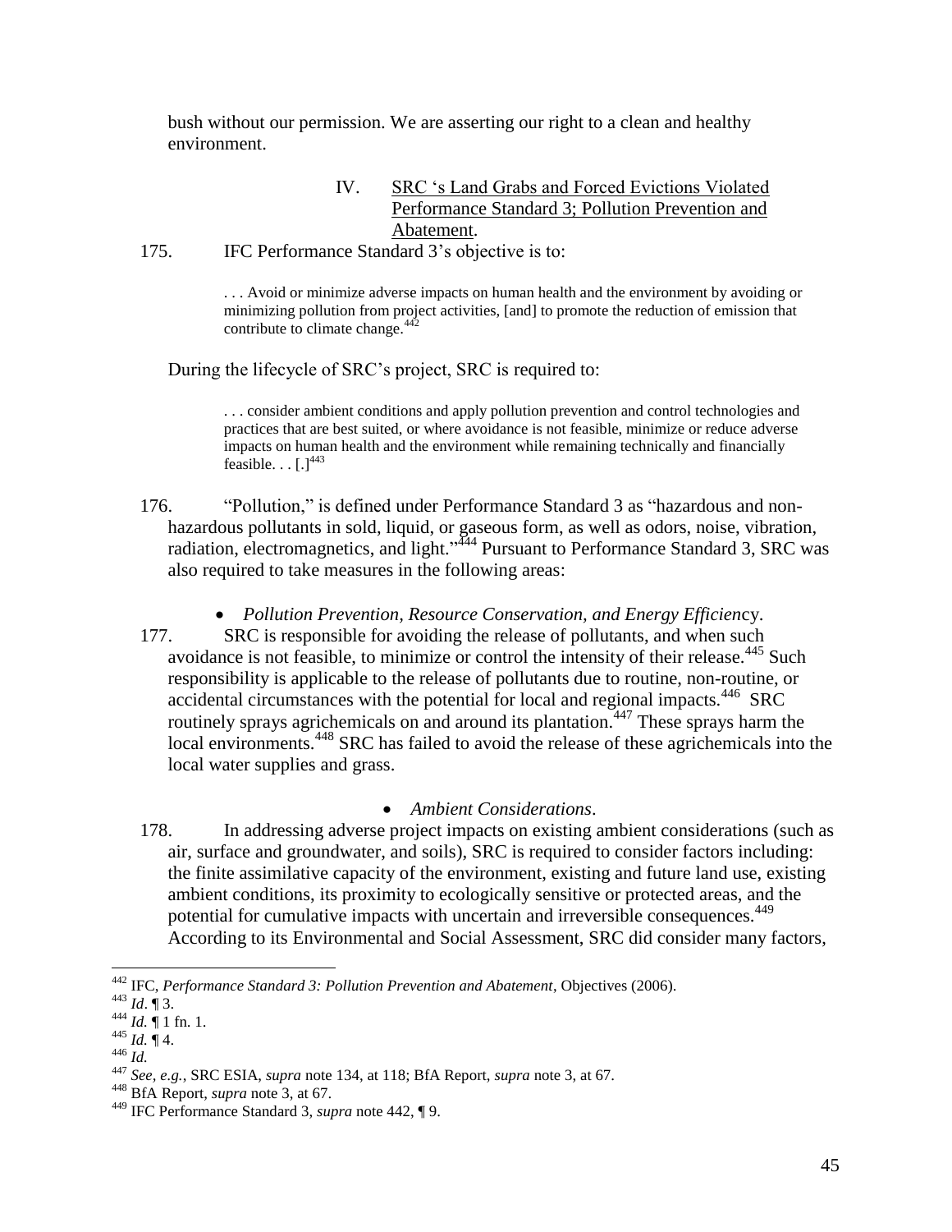bush without our permission. We are asserting our right to a clean and healthy environment.

### IV. SRC 's Land Grabs and Forced Evictions Violated Performance Standard 3; Pollution Prevention and Abatement.

175. IFC Performance Standard 3's objective is to:

> . . . Avoid or minimize adverse impacts on human health and the environment by avoiding or minimizing pollution from project activities, [and] to promote the reduction of emission that contribute to climate change.[442]

During the lifecycle of SRC's project, SRC is required to:

> . . . consider ambient conditions and apply pollution prevention and control technologies and practices that are best suited, or where avoidance is not feasible, minimize or reduce adverse impacts on human health and the environment while remaining technically and financially feasible. . . [.][443]

176. "Pollution," is defined under Performance Standard 3 as "hazardous and non-hazardous pollutants in sold, liquid, or gaseous form, as well as odors, noise, vibration, radiation, electromagnetics, and light."[444] Pursuant to Performance Standard 3, SRC was also required to take measures in the following areas:

- *Pollution Prevention, Resource Conservation, and Energy Efficienc*y.

177. SRC is responsible for avoiding the release of pollutants, and when such avoidance is not feasible, to minimize or control the intensity of their release.[445] Such responsibility is applicable to the release of pollutants due to routine, non-routine, or accidental circumstances with the potential for local and regional impacts.[446] SRC routinely sprays agrichemicals on and around its plantation.[447] These sprays harm the local environments.[448] SRC has failed to avoid the release of these agrichemicals into the local water supplies and grass.

- *Ambient Considerations*.

178. In addressing adverse project impacts on existing ambient considerations (such as air, surface and groundwater, and soils), SRC is required to consider factors including: the finite assimilative capacity of the environment, existing and future land use, existing ambient conditions, its proximity to ecologically sensitive or protected areas, and the potential for cumulative impacts with uncertain and irreversible consequences.[449] According to its Environmental and Social Assessment, SRC did consider many factors,

---

[442] IFC, *Performance Standard 3: Pollution Prevention and Abatement*, Objectives (2006).
[443] *Id*. ¶ 3.
[444] *Id.* ¶ 1 fn. 1.
[445] *Id.* ¶ 4.
[446] *Id.*
[447] *See, e.g.*, SRC ESIA, *supra* note 134, at 118; BfA Report, *supra* note 3, at 67.
[448] BfA Report, *supra* note 3, at 67.
[449] IFC Performance Standard 3, *supra* note 442, ¶ 9.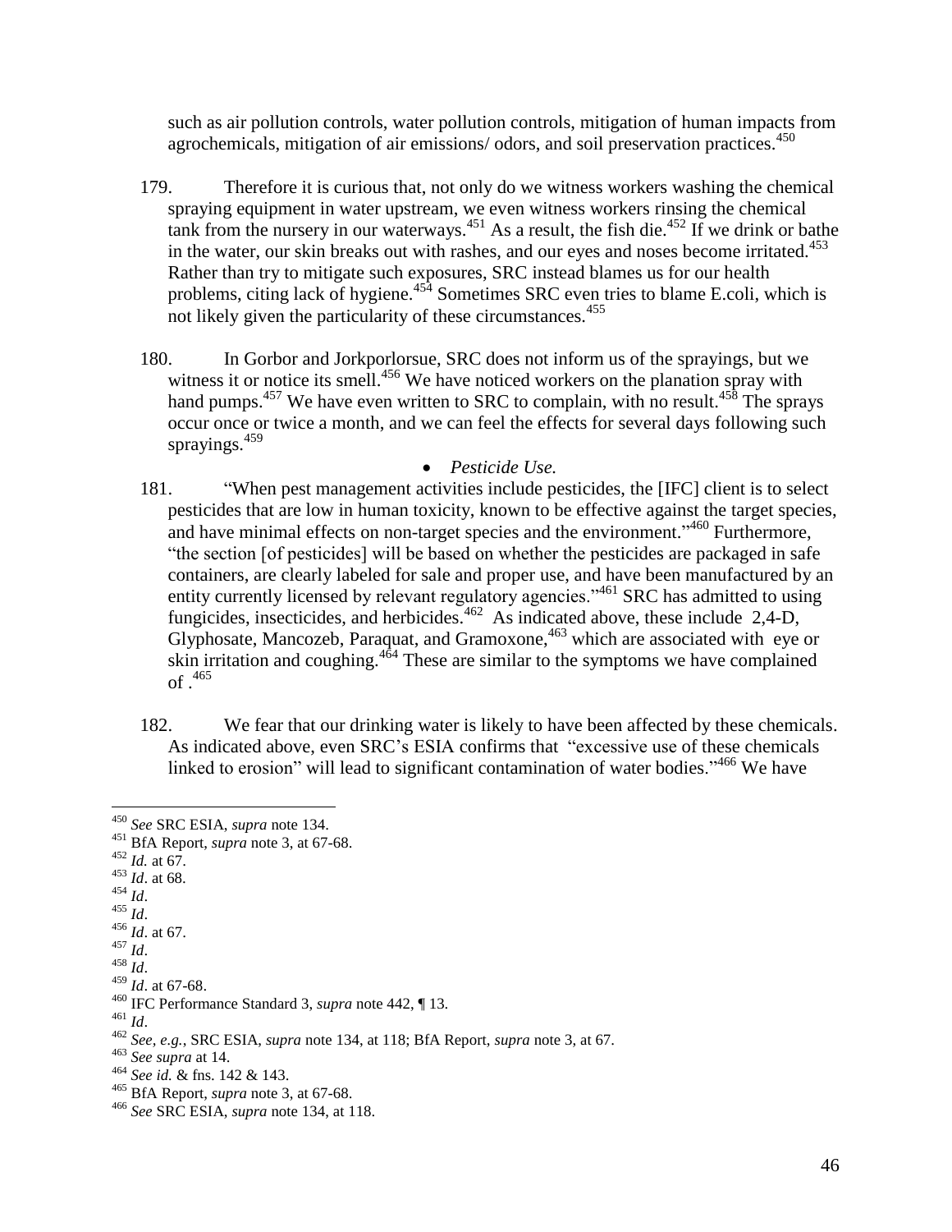such as air pollution controls, water pollution controls, mitigation of human impacts from agrochemicals, mitigation of air emissions/ odors, and soil preservation practices.[450]

179. Therefore it is curious that, not only do we witness workers washing the chemical spraying equipment in water upstream, we even witness workers rinsing the chemical tank from the nursery in our waterways.[451] As a result, the fish die.[452] If we drink or bathe in the water, our skin breaks out with rashes, and our eyes and noses become irritated.[453] Rather than try to mitigate such exposures, SRC instead blames us for our health problems, citing lack of hygiene.[454] Sometimes SRC even tries to blame E.coli, which is not likely given the particularity of these circumstances.[455]

180. In Gorbor and Jorkporlorsue, SRC does not inform us of the sprayings, but we witness it or notice its smell.[456] We have noticed workers on the planation spray with hand pumps.[457] We have even written to SRC to complain, with no result.[458] The sprays occur once or twice a month, and we can feel the effects for several days following such sprayings.[459]

- *Pesticide Use.*

181. "When pest management activities include pesticides, the [IFC] client is to select pesticides that are low in human toxicity, known to be effective against the target species, and have minimal effects on non-target species and the environment."[460] Furthermore, "the section [of pesticides] will be based on whether the pesticides are packaged in safe containers, are clearly labeled for sale and proper use, and have been manufactured by an entity currently licensed by relevant regulatory agencies."[461] SRC has admitted to using fungicides, insecticides, and herbicides.[462] As indicated above, these include 2,4-D, Glyphosate, Mancozeb, Paraquat, and Gramoxone,[463] which are associated with eye or skin irritation and coughing.[464] These are similar to the symptoms we have complained of .[465]

182. We fear that our drinking water is likely to have been affected by these chemicals. As indicated above, even SRC's ESIA confirms that "excessive use of these chemicals linked to erosion" will lead to significant contamination of water bodies."[466] We have

---

[450] *See* SRC ESIA, *supra* note 134.
[451] BfA Report, *supra* note 3, at 67-68.
[452] *Id.* at 67.
[453] *Id*. at 68.
[454] *Id*.
[455] *Id*.
[456] *Id*. at 67.
[457] *Id*.
[458] *Id*.
[459] *Id*. at 67-68.
[460] IFC Performance Standard 3, *supra* note 442, ¶ 13.
[461] *Id*.
[462] *See, e.g.*, SRC ESIA, *supra* note 134, at 118; BfA Report, *supra* note 3, at 67.
[463] *See supra* at 14.
[464] *See id.* & fns. 142 & 143.
[465] BfA Report, *supra* note 3, at 67-68.
[466] *See* SRC ESIA, *supra* note 134, at 118.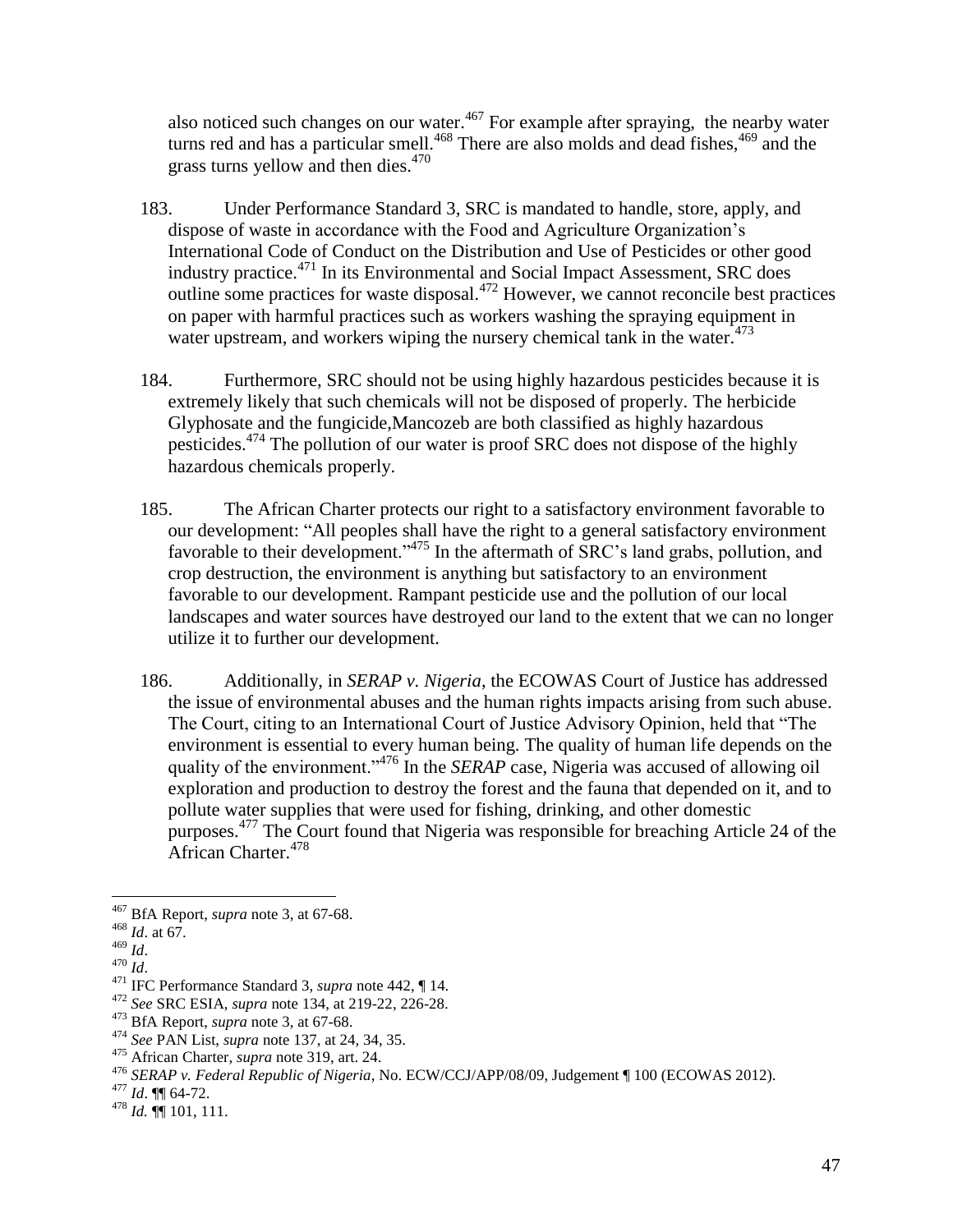also noticed such changes on our water.[467] For example after spraying, the nearby water turns red and has a particular smell.[468] There are also molds and dead fishes,[469] and the grass turns yellow and then dies.[470]

183. Under Performance Standard 3, SRC is mandated to handle, store, apply, and dispose of waste in accordance with the Food and Agriculture Organization's International Code of Conduct on the Distribution and Use of Pesticides or other good industry practice.[471] In its Environmental and Social Impact Assessment, SRC does outline some practices for waste disposal.[472] However, we cannot reconcile best practices on paper with harmful practices such as workers washing the spraying equipment in water upstream, and workers wiping the nursery chemical tank in the water.[473]

184. Furthermore, SRC should not be using highly hazardous pesticides because it is extremely likely that such chemicals will not be disposed of properly. The herbicide Glyphosate and the fungicide,Mancozeb are both classified as highly hazardous pesticides.[474] The pollution of our water is proof SRC does not dispose of the highly hazardous chemicals properly.

185. The African Charter protects our right to a satisfactory environment favorable to our development: "All peoples shall have the right to a general satisfactory environment favorable to their development."[475] In the aftermath of SRC's land grabs, pollution, and crop destruction, the environment is anything but satisfactory to an environment favorable to our development. Rampant pesticide use and the pollution of our local landscapes and water sources have destroyed our land to the extent that we can no longer utilize it to further our development.

186. Additionally, in *SERAP v. Nigeria*, the ECOWAS Court of Justice has addressed the issue of environmental abuses and the human rights impacts arising from such abuse. The Court, citing to an International Court of Justice Advisory Opinion, held that "The environment is essential to every human being. The quality of human life depends on the quality of the environment."[476] In the *SERAP* case, Nigeria was accused of allowing oil exploration and production to destroy the forest and the fauna that depended on it, and to pollute water supplies that were used for fishing, drinking, and other domestic purposes.[477] The Court found that Nigeria was responsible for breaching Article 24 of the African Charter.[478]

---

[467] BfA Report, *supra* note 3, at 67-68.

[468] *Id*. at 67.

[469] *Id*.

[470] *Id*.

[471] IFC Performance Standard 3, *supra* note 442, ¶ 14.

[472] *See* SRC ESIA, *supra* note 134, at 219-22, 226-28.

[473] BfA Report, *supra* note 3, at 67-68.

[474] *See* PAN List, *supra* note 137, at 24, 34, 35.

[475] African Charter, *supra* note 319, art. 24.

[476] *SERAP v. Federal Republic of Nigeria*, No. ECW/CCJ/APP/08/09, Judgement ¶ 100 (ECOWAS 2012).

[477] *Id*. ¶¶ 64-72.

[478] *Id.* ¶¶ 101, 111.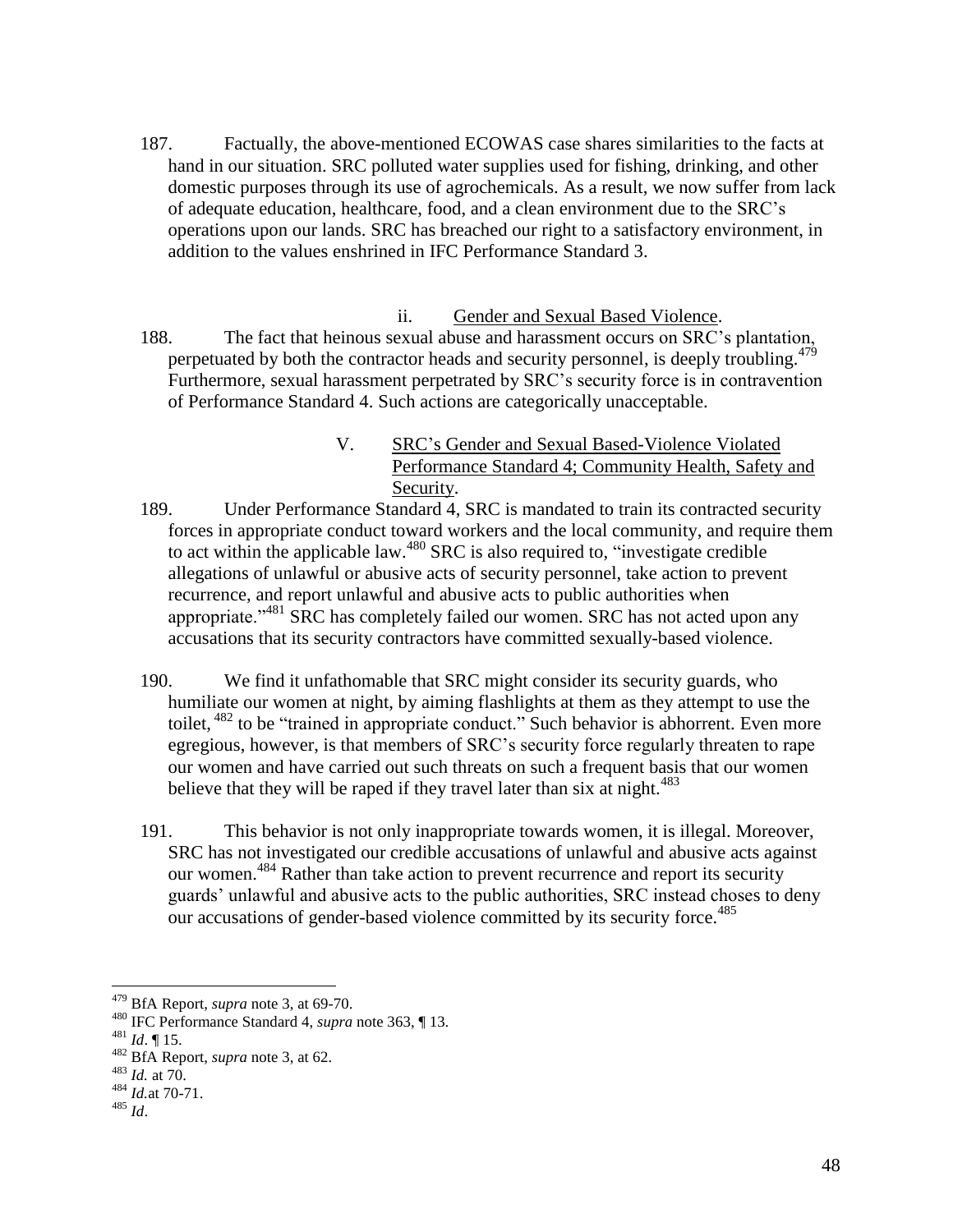187. Factually, the above-mentioned ECOWAS case shares similarities to the facts at hand in our situation. SRC polluted water supplies used for fishing, drinking, and other domestic purposes through its use of agrochemicals. As a result, we now suffer from lack of adequate education, healthcare, food, and a clean environment due to the SRC's operations upon our lands. SRC has breached our right to a satisfactory environment, in addition to the values enshrined in IFC Performance Standard 3.

ii. Gender and Sexual Based Violence.

188. The fact that heinous sexual abuse and harassment occurs on SRC's plantation, perpetuated by both the contractor heads and security personnel, is deeply troubling.[479] Furthermore, sexual harassment perpetrated by SRC's security force is in contravention of Performance Standard 4. Such actions are categorically unacceptable.

V. SRC's Gender and Sexual Based-Violence Violated Performance Standard 4; Community Health, Safety and Security.

189. Under Performance Standard 4, SRC is mandated to train its contracted security forces in appropriate conduct toward workers and the local community, and require them to act within the applicable law.[480] SRC is also required to, "investigate credible allegations of unlawful or abusive acts of security personnel, take action to prevent recurrence, and report unlawful and abusive acts to public authorities when appropriate."[481] SRC has completely failed our women. SRC has not acted upon any accusations that its security contractors have committed sexually-based violence.

190. We find it unfathomable that SRC might consider its security guards, who humiliate our women at night, by aiming flashlights at them as they attempt to use the toilet, [482] to be "trained in appropriate conduct." Such behavior is abhorrent. Even more egregious, however, is that members of SRC's security force regularly threaten to rape our women and have carried out such threats on such a frequent basis that our women believe that they will be raped if they travel later than six at night.[483]

191. This behavior is not only inappropriate towards women, it is illegal. Moreover, SRC has not investigated our credible accusations of unlawful and abusive acts against our women.[484] Rather than take action to prevent recurrence and report its security guards' unlawful and abusive acts to the public authorities, SRC instead choses to deny our accusations of gender-based violence committed by its security force.[485]

---

[479] BfA Report, *supra* note 3, at 69-70.
[480] IFC Performance Standard 4, *supra* note 363, ¶ 13.
[481] *Id*. ¶ 15.
[482] BfA Report, *supra* note 3, at 62.
[483] *Id.* at 70.
[484] *Id.*at 70-71.
[485] *Id*.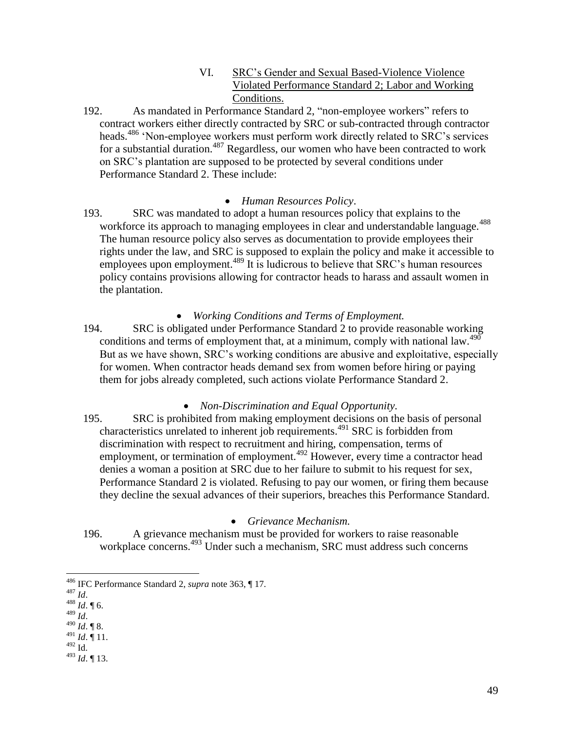## VI. SRC's Gender and Sexual Based-Violence Violence Violated Performance Standard 2; Labor and Working Conditions.

192. As mandated in Performance Standard 2, "non-employee workers" refers to contract workers either directly contracted by SRC or sub-contracted through contractor heads.[486] 'Non-employee workers must perform work directly related to SRC's services for a substantial duration.[487] Regardless, our women who have been contracted to work on SRC's plantation are supposed to be protected by several conditions under Performance Standard 2. These include:

- *Human Resources Policy*.

193. SRC was mandated to adopt a human resources policy that explains to the workforce its approach to managing employees in clear and understandable language.[488] The human resource policy also serves as documentation to provide employees their rights under the law, and SRC is supposed to explain the policy and make it accessible to employees upon employment.[489] It is ludicrous to believe that SRC's human resources policy contains provisions allowing for contractor heads to harass and assault women in the plantation.

- *Working Conditions and Terms of Employment.*

194. SRC is obligated under Performance Standard 2 to provide reasonable working conditions and terms of employment that, at a minimum, comply with national law.[490] But as we have shown, SRC's working conditions are abusive and exploitative, especially for women. When contractor heads demand sex from women before hiring or paying them for jobs already completed, such actions violate Performance Standard 2.

- *Non-Discrimination and Equal Opportunity.*

195. SRC is prohibited from making employment decisions on the basis of personal characteristics unrelated to inherent job requirements.[491] SRC is forbidden from discrimination with respect to recruitment and hiring, compensation, terms of employment, or termination of employment.[492] However, every time a contractor head denies a woman a position at SRC due to her failure to submit to his request for sex, Performance Standard 2 is violated. Refusing to pay our women, or firing them because they decline the sexual advances of their superiors, breaches this Performance Standard.

- *Grievance Mechanism.*

196. A grievance mechanism must be provided for workers to raise reasonable workplace concerns.[493] Under such a mechanism, SRC must address such concerns

---

[486] IFC Performance Standard 2, *supra* note 363, ¶ 17.

[487] *Id*.

[488] *Id*. ¶ 6.

[489] *Id*.

[490] *Id*. ¶ 8.

[491] *Id*. ¶ 11.

[492] Id.

[493] *Id*. ¶ 13.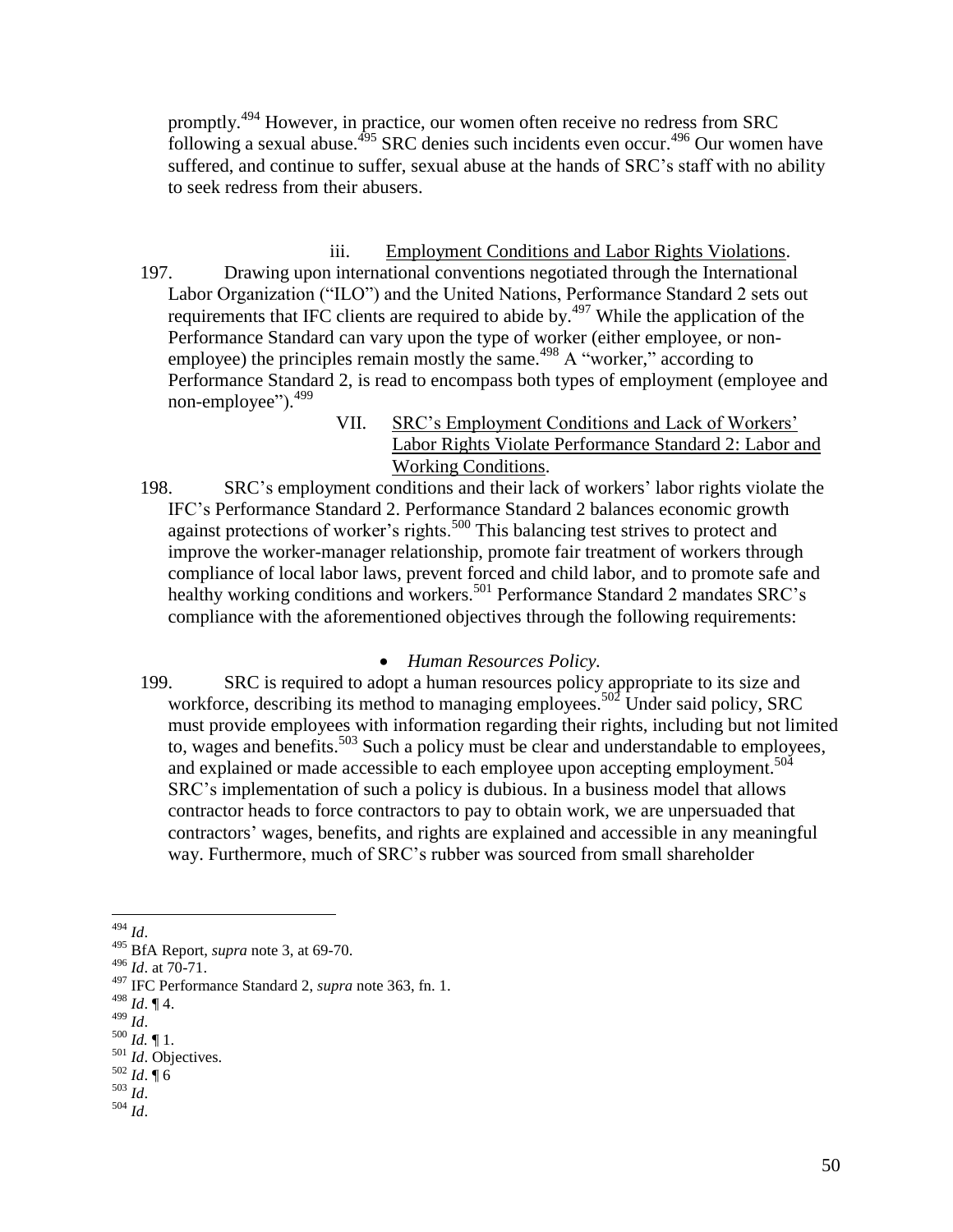promptly.[494] However, in practice, our women often receive no redress from SRC following a sexual abuse.[495] SRC denies such incidents even occur.[496] Our women have suffered, and continue to suffer, sexual abuse at the hands of SRC's staff with no ability to seek redress from their abusers.

iii. Employment Conditions and Labor Rights Violations.

197. Drawing upon international conventions negotiated through the International Labor Organization ("ILO") and the United Nations, Performance Standard 2 sets out requirements that IFC clients are required to abide by.[497] While the application of the Performance Standard can vary upon the type of worker (either employee, or non-employee) the principles remain mostly the same.[498] A "worker," according to Performance Standard 2, is read to encompass both types of employment (employee and non-employee").[499]

## VII. SRC's Employment Conditions and Lack of Workers' Labor Rights Violate Performance Standard 2: Labor and Working Conditions.

198. SRC's employment conditions and their lack of workers' labor rights violate the IFC's Performance Standard 2. Performance Standard 2 balances economic growth against protections of worker's rights.[500] This balancing test strives to protect and improve the worker-manager relationship, promote fair treatment of workers through compliance of local labor laws, prevent forced and child labor, and to promote safe and healthy working conditions and workers.[501] Performance Standard 2 mandates SRC's compliance with the aforementioned objectives through the following requirements:

- *Human Resources Policy.*

199. SRC is required to adopt a human resources policy appropriate to its size and workforce, describing its method to managing employees.[502] Under said policy, SRC must provide employees with information regarding their rights, including but not limited to, wages and benefits.[503] Such a policy must be clear and understandable to employees, and explained or made accessible to each employee upon accepting employment.[504] SRC's implementation of such a policy is dubious. In a business model that allows contractor heads to force contractors to pay to obtain work, we are unpersuaded that contractors' wages, benefits, and rights are explained and accessible in any meaningful way. Furthermore, much of SRC's rubber was sourced from small shareholder

---

[494] *Id*.
[495] BfA Report, *supra* note 3, at 69-70.
[496] *Id*. at 70-71.
[497] IFC Performance Standard 2, *supra* note 363, fn. 1.
[498] *Id*. ¶ 4.
[499] *Id*.
[500] *Id.* ¶ 1.
[501] *Id*. Objectives.
[502] *Id*. ¶ 6
[503] *Id*.
[504] *Id*.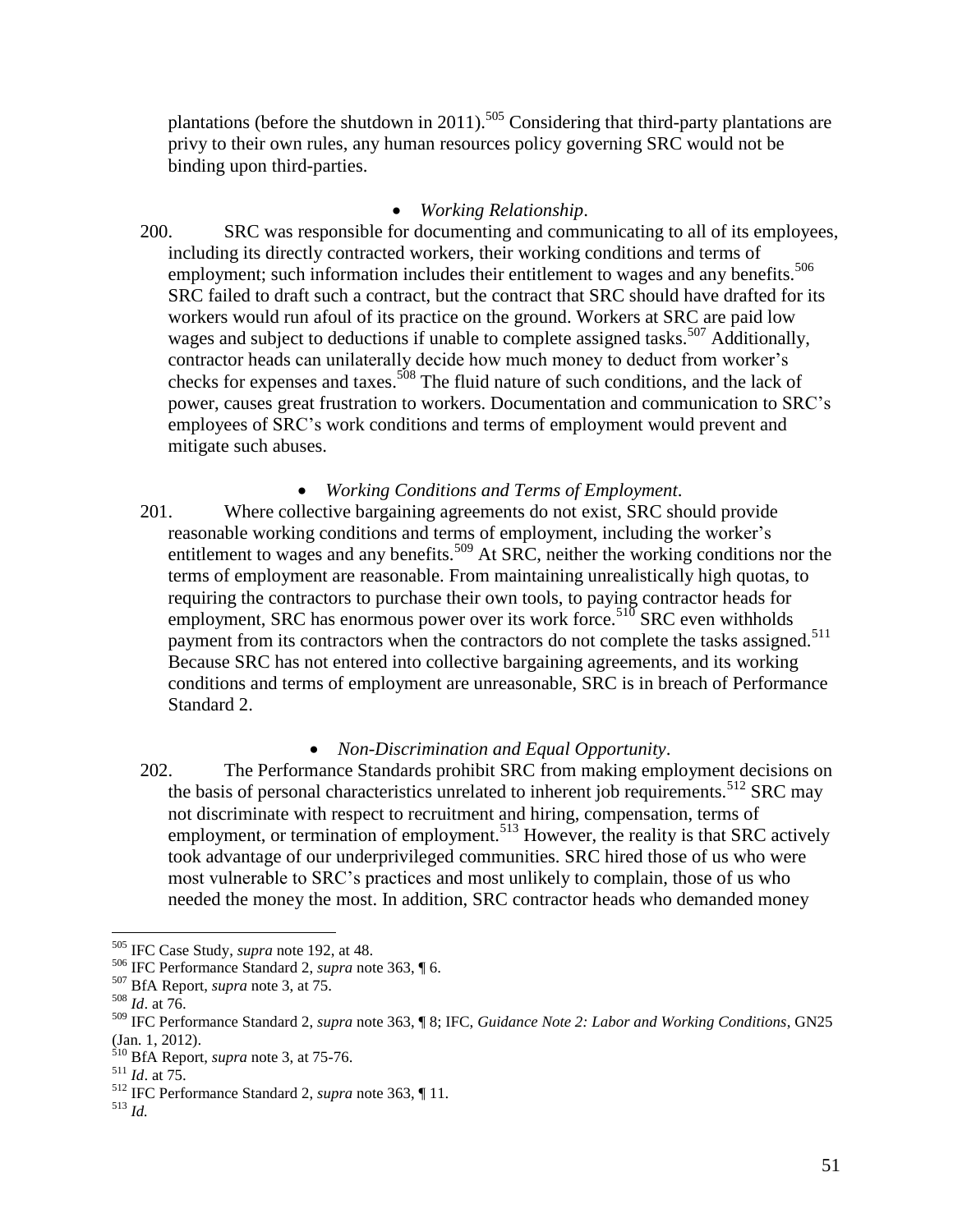plantations (before the shutdown in 2011).[505] Considering that third-party plantations are privy to their own rules, any human resources policy governing SRC would not be binding upon third-parties.

- *Working Relationship*.

200. SRC was responsible for documenting and communicating to all of its employees, including its directly contracted workers, their working conditions and terms of employment; such information includes their entitlement to wages and any benefits.[506] SRC failed to draft such a contract, but the contract that SRC should have drafted for its workers would run afoul of its practice on the ground. Workers at SRC are paid low wages and subject to deductions if unable to complete assigned tasks.[507] Additionally, contractor heads can unilaterally decide how much money to deduct from worker's checks for expenses and taxes.[508] The fluid nature of such conditions, and the lack of power, causes great frustration to workers. Documentation and communication to SRC's employees of SRC's work conditions and terms of employment would prevent and mitigate such abuses.

- *Working Conditions and Terms of Employment*.

201. Where collective bargaining agreements do not exist, SRC should provide reasonable working conditions and terms of employment, including the worker's entitlement to wages and any benefits.[509] At SRC, neither the working conditions nor the terms of employment are reasonable. From maintaining unrealistically high quotas, to requiring the contractors to purchase their own tools, to paying contractor heads for employment, SRC has enormous power over its work force.[510] SRC even withholds payment from its contractors when the contractors do not complete the tasks assigned.[511] Because SRC has not entered into collective bargaining agreements, and its working conditions and terms of employment are unreasonable, SRC is in breach of Performance Standard 2.

- *Non-Discrimination and Equal Opportunity*.

202. The Performance Standards prohibit SRC from making employment decisions on the basis of personal characteristics unrelated to inherent job requirements.[512] SRC may not discriminate with respect to recruitment and hiring, compensation, terms of employment, or termination of employment.[513] However, the reality is that SRC actively took advantage of our underprivileged communities. SRC hired those of us who were most vulnerable to SRC's practices and most unlikely to complain, those of us who needed the money the most. In addition, SRC contractor heads who demanded money

---

[505] IFC Case Study, *supra* note 192, at 48.

[506] IFC Performance Standard 2, *supra* note 363, ¶ 6.

[507] BfA Report, *supra* note 3, at 75.

[508] *Id*. at 76.

[509] IFC Performance Standard 2, *supra* note 363, ¶ 8; IFC, *Guidance Note 2: Labor and Working Conditions*, GN25 (Jan. 1, 2012).

[510] BfA Report, *supra* note 3, at 75-76.

[511] *Id*. at 75.

[512] IFC Performance Standard 2, *supra* note 363, ¶ 11.

[513] *Id.*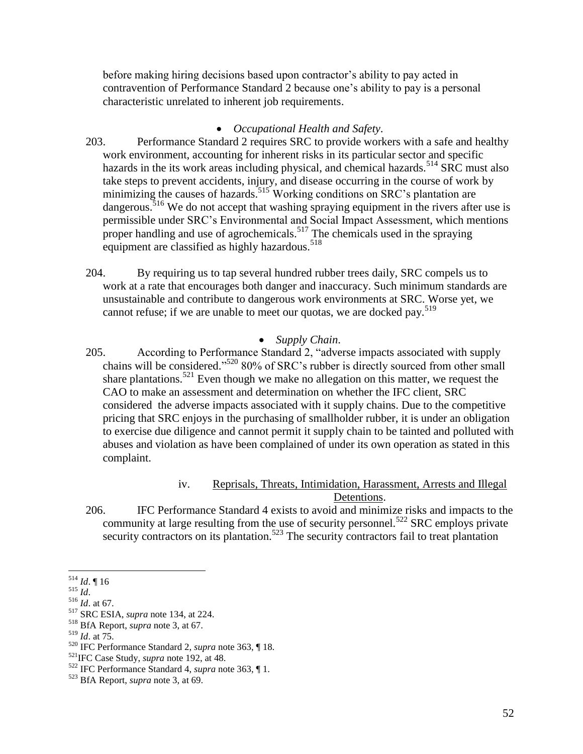before making hiring decisions based upon contractor's ability to pay acted in contravention of Performance Standard 2 because one's ability to pay is a personal characteristic unrelated to inherent job requirements.

- *Occupational Health and Safety*.

203. Performance Standard 2 requires SRC to provide workers with a safe and healthy work environment, accounting for inherent risks in its particular sector and specific hazards in the its work areas including physical, and chemical hazards.[514] SRC must also take steps to prevent accidents, injury, and disease occurring in the course of work by minimizing the causes of hazards.[515] Working conditions on SRC's plantation are dangerous.[516] We do not accept that washing spraying equipment in the rivers after use is permissible under SRC's Environmental and Social Impact Assessment, which mentions proper handling and use of agrochemicals.[517] The chemicals used in the spraying equipment are classified as highly hazardous.[518]

204. By requiring us to tap several hundred rubber trees daily, SRC compels us to work at a rate that encourages both danger and inaccuracy. Such minimum standards are unsustainable and contribute to dangerous work environments at SRC. Worse yet, we cannot refuse; if we are unable to meet our quotas, we are docked pay.[519]

- *Supply Chain*.

205. According to Performance Standard 2, "adverse impacts associated with supply chains will be considered."[520] 80% of SRC's rubber is directly sourced from other small share plantations.[521] Even though we make no allegation on this matter, we request the CAO to make an assessment and determination on whether the IFC client, SRC considered the adverse impacts associated with it supply chains. Due to the competitive pricing that SRC enjoys in the purchasing of smallholder rubber, it is under an obligation to exercise due diligence and cannot permit it supply chain to be tainted and polluted with abuses and violation as have been complained of under its own operation as stated in this complaint.

iv. Reprisals, Threats, Intimidation, Harassment, Arrests and Illegal Detentions.

206. IFC Performance Standard 4 exists to avoid and minimize risks and impacts to the community at large resulting from the use of security personnel.[522] SRC employs private security contractors on its plantation.[523] The security contractors fail to treat plantation

---

[514] *Id*. ¶ 16
[515] *Id*.
[516] *Id*. at 67.
[517] SRC ESIA, *supra* note 134, at 224.
[518] BfA Report, *supra* note 3, at 67.
[519] *Id*. at 75.
[520] IFC Performance Standard 2, *supra* note 363, ¶ 18.
[521] IFC Case Study, *supra* note 192, at 48.
[522] IFC Performance Standard 4, *supra* note 363, ¶ 1.
[523] BfA Report, *supra* note 3, at 69.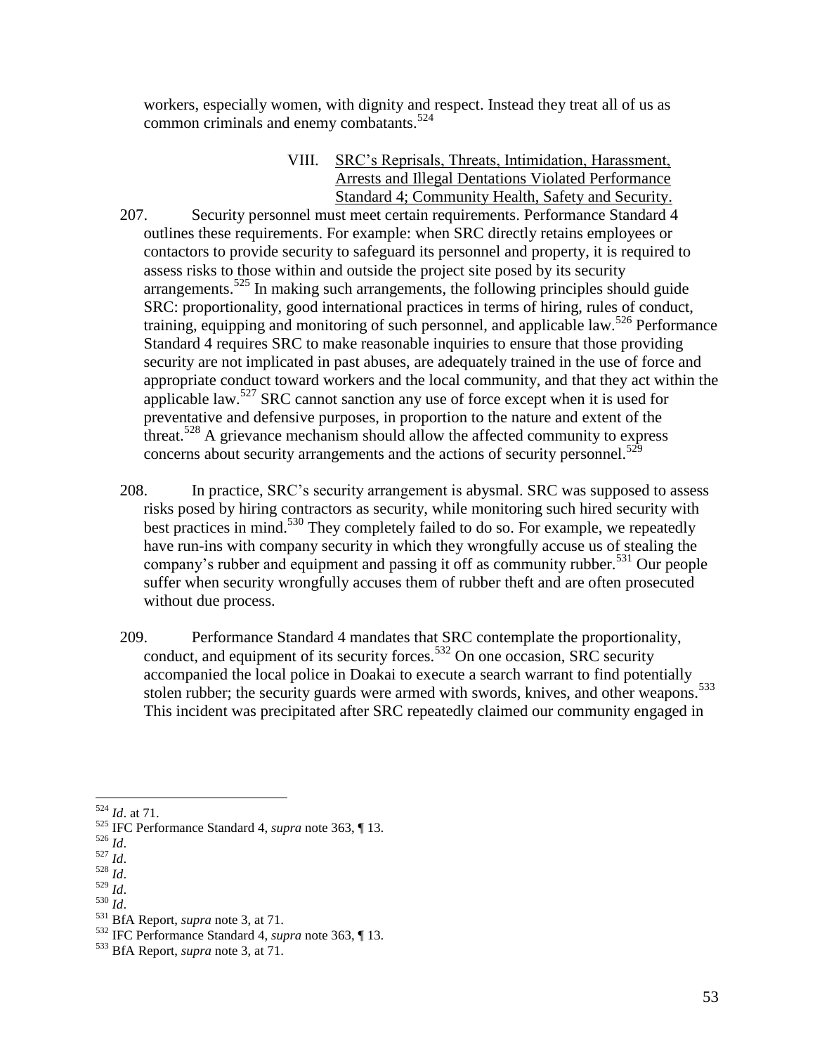workers, especially women, with dignity and respect. Instead they treat all of us as common criminals and enemy combatants.[524]

### VIII. SRC's Reprisals, Threats, Intimidation, Harassment, Arrests and Illegal Dentations Violated Performance Standard 4; Community Health, Safety and Security.

207. Security personnel must meet certain requirements. Performance Standard 4 outlines these requirements. For example: when SRC directly retains employees or contactors to provide security to safeguard its personnel and property, it is required to assess risks to those within and outside the project site posed by its security arrangements.[525] In making such arrangements, the following principles should guide SRC: proportionality, good international practices in terms of hiring, rules of conduct, training, equipping and monitoring of such personnel, and applicable law.[526] Performance Standard 4 requires SRC to make reasonable inquiries to ensure that those providing security are not implicated in past abuses, are adequately trained in the use of force and appropriate conduct toward workers and the local community, and that they act within the applicable law.[527] SRC cannot sanction any use of force except when it is used for preventative and defensive purposes, in proportion to the nature and extent of the threat.[528] A grievance mechanism should allow the affected community to express concerns about security arrangements and the actions of security personnel.[529]

208. In practice, SRC's security arrangement is abysmal. SRC was supposed to assess risks posed by hiring contractors as security, while monitoring such hired security with best practices in mind.[530] They completely failed to do so. For example, we repeatedly have run-ins with company security in which they wrongfully accuse us of stealing the company's rubber and equipment and passing it off as community rubber.[531] Our people suffer when security wrongfully accuses them of rubber theft and are often prosecuted without due process.

209. Performance Standard 4 mandates that SRC contemplate the proportionality, conduct, and equipment of its security forces.[532] On one occasion, SRC security accompanied the local police in Doakai to execute a search warrant to find potentially stolen rubber; the security guards were armed with swords, knives, and other weapons.[533] This incident was precipitated after SRC repeatedly claimed our community engaged in

---

[524] *Id*. at 71.

[525] IFC Performance Standard 4, *supra* note 363, ¶ 13.

[526] *Id*.

[527] *Id*.

[528] *Id*.

[529] *Id*.

[530] *Id*.

[531] BfA Report, *supra* note 3, at 71.

[532] IFC Performance Standard 4, *supra* note 363, ¶ 13.

[533] BfA Report, *supra* note 3, at 71.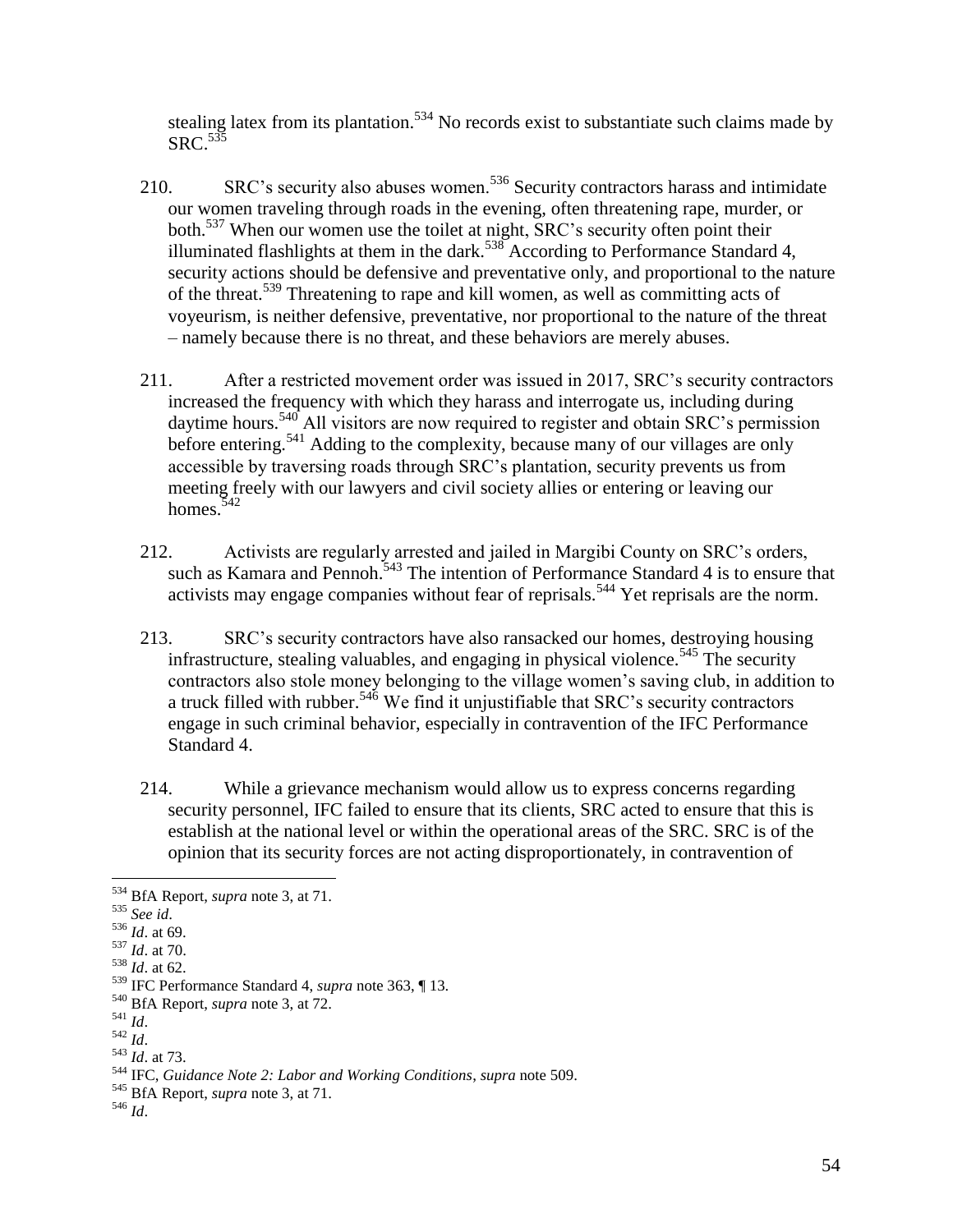stealing latex from its plantation.[534] No records exist to substantiate such claims made by SRC.[535]

210. SRC's security also abuses women.[536] Security contractors harass and intimidate our women traveling through roads in the evening, often threatening rape, murder, or both.[537] When our women use the toilet at night, SRC's security often point their illuminated flashlights at them in the dark.[538] According to Performance Standard 4, security actions should be defensive and preventative only, and proportional to the nature of the threat.[539] Threatening to rape and kill women, as well as committing acts of voyeurism, is neither defensive, preventative, nor proportional to the nature of the threat – namely because there is no threat, and these behaviors are merely abuses.

211. After a restricted movement order was issued in 2017, SRC's security contractors increased the frequency with which they harass and interrogate us, including during daytime hours.[540] All visitors are now required to register and obtain SRC's permission before entering.[541] Adding to the complexity, because many of our villages are only accessible by traversing roads through SRC's plantation, security prevents us from meeting freely with our lawyers and civil society allies or entering or leaving our homes.[542]

212. Activists are regularly arrested and jailed in Margibi County on SRC's orders, such as Kamara and Pennoh.[543] The intention of Performance Standard 4 is to ensure that activists may engage companies without fear of reprisals.[544] Yet reprisals are the norm.

213. SRC's security contractors have also ransacked our homes, destroying housing infrastructure, stealing valuables, and engaging in physical violence.[545] The security contractors also stole money belonging to the village women's saving club, in addition to a truck filled with rubber.[546] We find it unjustifiable that SRC's security contractors engage in such criminal behavior, especially in contravention of the IFC Performance Standard 4.

214. While a grievance mechanism would allow us to express concerns regarding security personnel, IFC failed to ensure that its clients, SRC acted to ensure that this is establish at the national level or within the operational areas of the SRC. SRC is of the opinion that its security forces are not acting disproportionately, in contravention of

---

[534] BfA Report, *supra* note 3, at 71.
[535] *See id*.
[536] *Id*. at 69.
[537] *Id*. at 70.
[538] *Id*. at 62.
[539] IFC Performance Standard 4, *supra* note 363, ¶ 13.
[540] BfA Report, *supra* note 3, at 72.
[541] *Id*.
[542] *Id*.
[543] *Id*. at 73.
[544] IFC, *Guidance Note 2: Labor and Working Conditions*, *supra* note 509.
[545] BfA Report, *supra* note 3, at 71.
[546] *Id*.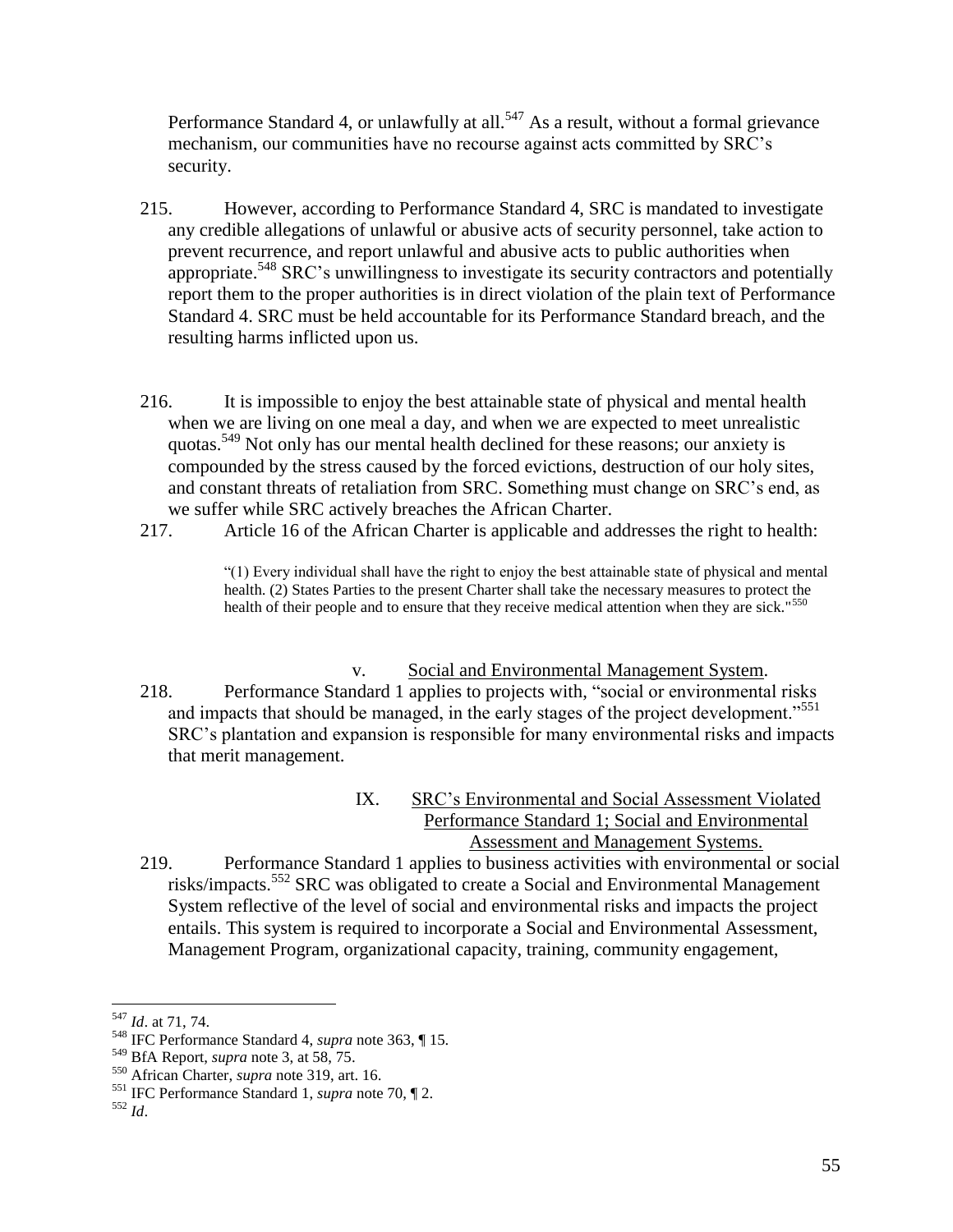Performance Standard 4, or unlawfully at all.[547] As a result, without a formal grievance mechanism, our communities have no recourse against acts committed by SRC's security.

215. However, according to Performance Standard 4, SRC is mandated to investigate any credible allegations of unlawful or abusive acts of security personnel, take action to prevent recurrence, and report unlawful and abusive acts to public authorities when appropriate.[548] SRC's unwillingness to investigate its security contractors and potentially report them to the proper authorities is in direct violation of the plain text of Performance Standard 4. SRC must be held accountable for its Performance Standard breach, and the resulting harms inflicted upon us.

216. It is impossible to enjoy the best attainable state of physical and mental health when we are living on one meal a day, and when we are expected to meet unrealistic quotas.[549] Not only has our mental health declined for these reasons; our anxiety is compounded by the stress caused by the forced evictions, destruction of our holy sites, and constant threats of retaliation from SRC. Something must change on SRC's end, as we suffer while SRC actively breaches the African Charter.

217. Article 16 of the African Charter is applicable and addresses the right to health:

> "(1) Every individual shall have the right to enjoy the best attainable state of physical and mental health. (2) States Parties to the present Charter shall take the necessary measures to protect the health of their people and to ensure that they receive medical attention when they are sick."[550]

v. Social and Environmental Management System.

218. Performance Standard 1 applies to projects with, "social or environmental risks and impacts that should be managed, in the early stages of the project development."[551] SRC's plantation and expansion is responsible for many environmental risks and impacts that merit management.

## IX. SRC's Environmental and Social Assessment Violated Performance Standard 1; Social and Environmental Assessment and Management Systems.

219. Performance Standard 1 applies to business activities with environmental or social risks/impacts.[552] SRC was obligated to create a Social and Environmental Management System reflective of the level of social and environmental risks and impacts the project entails. This system is required to incorporate a Social and Environmental Assessment, Management Program, organizational capacity, training, community engagement,

---

[547] *Id*. at 71, 74.

[548] IFC Performance Standard 4, *supra* note 363, ¶ 15.

[549] BfA Report, *supra* note 3, at 58, 75.

[550] African Charter, *supra* note 319, art. 16.

[551] IFC Performance Standard 1, *supra* note 70, ¶ 2.

[552] *Id*.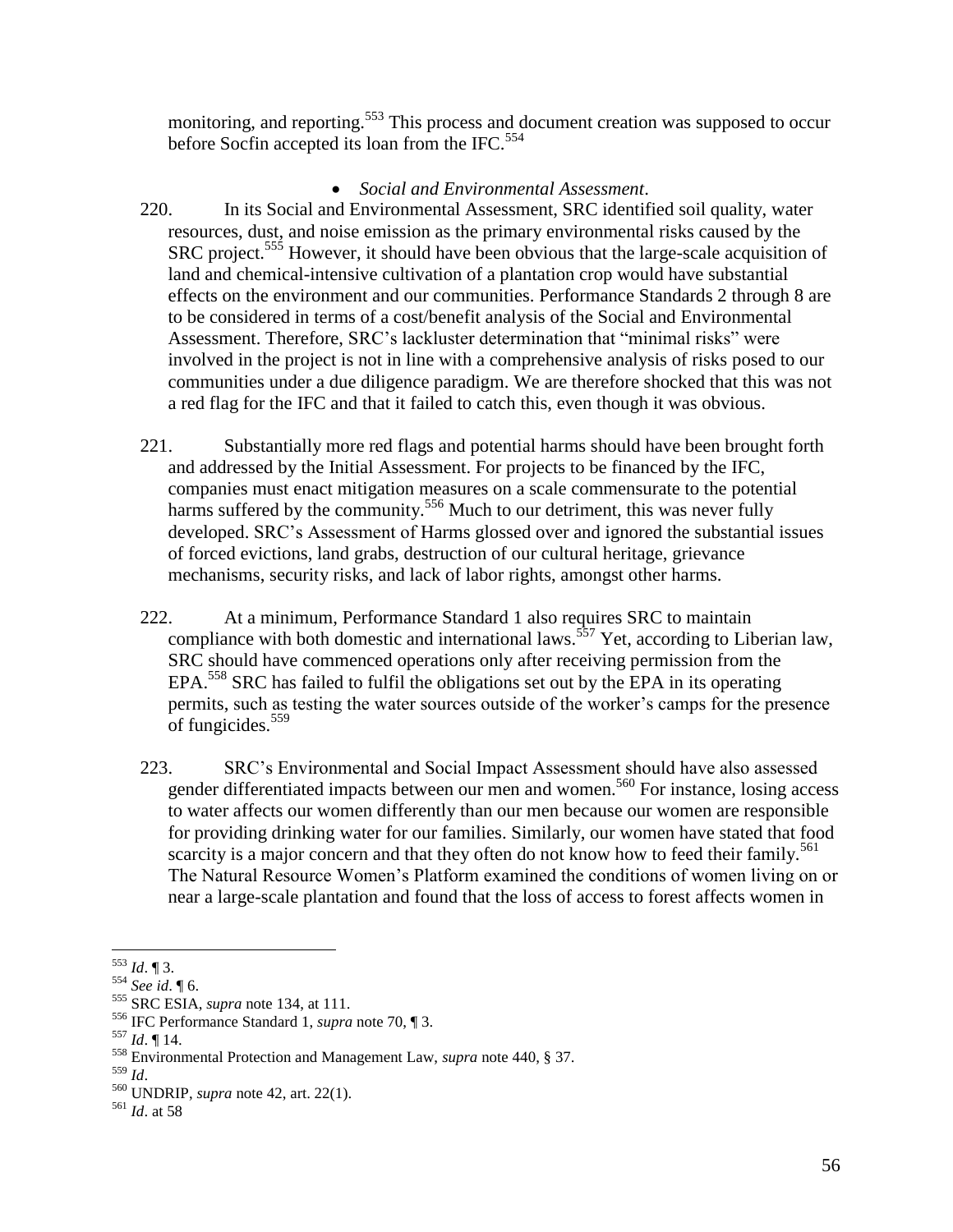monitoring, and reporting.[553] This process and document creation was supposed to occur before Socfin accepted its loan from the IFC.[554]

- *Social and Environmental Assessment*.

220. In its Social and Environmental Assessment, SRC identified soil quality, water resources, dust, and noise emission as the primary environmental risks caused by the SRC project.[555] However, it should have been obvious that the large-scale acquisition of land and chemical-intensive cultivation of a plantation crop would have substantial effects on the environment and our communities. Performance Standards 2 through 8 are to be considered in terms of a cost/benefit analysis of the Social and Environmental Assessment. Therefore, SRC's lackluster determination that "minimal risks" were involved in the project is not in line with a comprehensive analysis of risks posed to our communities under a due diligence paradigm. We are therefore shocked that this was not a red flag for the IFC and that it failed to catch this, even though it was obvious.

221. Substantially more red flags and potential harms should have been brought forth and addressed by the Initial Assessment. For projects to be financed by the IFC, companies must enact mitigation measures on a scale commensurate to the potential harms suffered by the community.[556] Much to our detriment, this was never fully developed. SRC's Assessment of Harms glossed over and ignored the substantial issues of forced evictions, land grabs, destruction of our cultural heritage, grievance mechanisms, security risks, and lack of labor rights, amongst other harms.

222. At a minimum, Performance Standard 1 also requires SRC to maintain compliance with both domestic and international laws.[557] Yet, according to Liberian law, SRC should have commenced operations only after receiving permission from the EPA.[558] SRC has failed to fulfil the obligations set out by the EPA in its operating permits, such as testing the water sources outside of the worker's camps for the presence of fungicides.[559]

223. SRC's Environmental and Social Impact Assessment should have also assessed gender differentiated impacts between our men and women.[560] For instance, losing access to water affects our women differently than our men because our women are responsible for providing drinking water for our families. Similarly, our women have stated that food scarcity is a major concern and that they often do not know how to feed their family.[561] The Natural Resource Women's Platform examined the conditions of women living on or near a large-scale plantation and found that the loss of access to forest affects women in

---

[553] *Id*. ¶ 3.
[554] *See id*. ¶ 6.
[555] SRC ESIA, *supra* note 134, at 111.
[556] IFC Performance Standard 1, *supra* note 70, ¶ 3.
[557] *Id*. ¶ 14.
[558] Environmental Protection and Management Law, *supra* note 440, § 37.
[559] *Id*.
[560] UNDRIP, *supra* note 42, art. 22(1).
[561] *Id*. at 58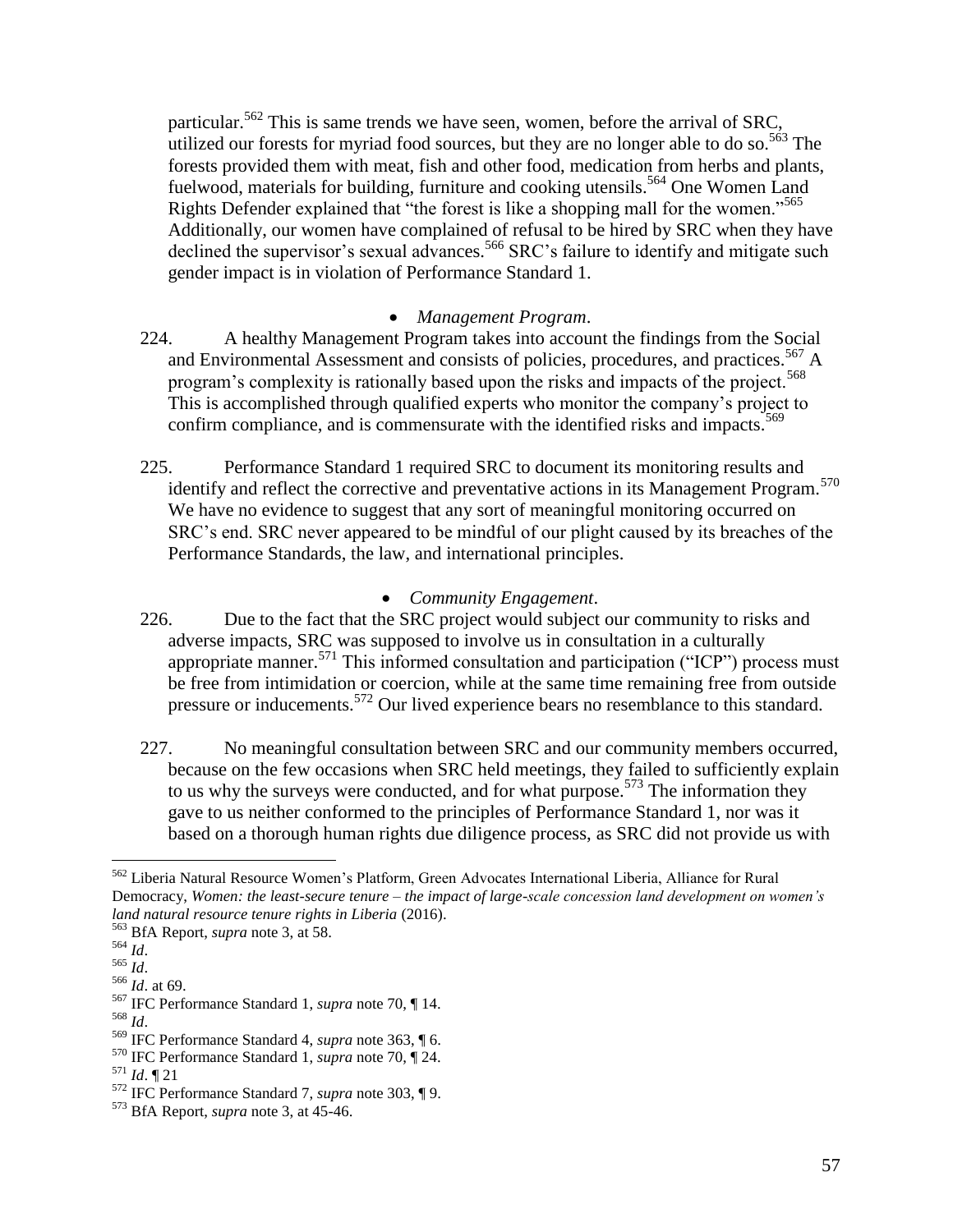particular.[562] This is same trends we have seen, women, before the arrival of SRC, utilized our forests for myriad food sources, but they are no longer able to do so.[563] The forests provided them with meat, fish and other food, medication from herbs and plants, fuelwood, materials for building, furniture and cooking utensils.[564] One Women Land Rights Defender explained that "the forest is like a shopping mall for the women."[565] Additionally, our women have complained of refusal to be hired by SRC when they have declined the supervisor's sexual advances.[566] SRC's failure to identify and mitigate such gender impact is in violation of Performance Standard 1.

- *Management Program*.

224. A healthy Management Program takes into account the findings from the Social and Environmental Assessment and consists of policies, procedures, and practices.[567] A program's complexity is rationally based upon the risks and impacts of the project.[568] This is accomplished through qualified experts who monitor the company's project to confirm compliance, and is commensurate with the identified risks and impacts.[569]

225. Performance Standard 1 required SRC to document its monitoring results and identify and reflect the corrective and preventative actions in its Management Program.[570] We have no evidence to suggest that any sort of meaningful monitoring occurred on SRC's end. SRC never appeared to be mindful of our plight caused by its breaches of the Performance Standards, the law, and international principles.

- *Community Engagement*.

226. Due to the fact that the SRC project would subject our community to risks and adverse impacts, SRC was supposed to involve us in consultation in a culturally appropriate manner.[571] This informed consultation and participation ("ICP") process must be free from intimidation or coercion, while at the same time remaining free from outside pressure or inducements.[572] Our lived experience bears no resemblance to this standard.

227. No meaningful consultation between SRC and our community members occurred, because on the few occasions when SRC held meetings, they failed to sufficiently explain to us why the surveys were conducted, and for what purpose.[573] The information they gave to us neither conformed to the principles of Performance Standard 1, nor was it based on a thorough human rights due diligence process, as SRC did not provide us with

---

[562] Liberia Natural Resource Women's Platform, Green Advocates International Liberia, Alliance for Rural Democracy, *Women: the least-secure tenure – the impact of large-scale concession land development on women's land natural resource tenure rights in Liberia* (2016).

[563] BfA Report, *supra* note 3, at 58.

[564] *Id*.

[565] *Id*.

[566] *Id*. at 69.

[567] IFC Performance Standard 1, *supra* note 70, ¶ 14.

[568] *Id*.

[569] IFC Performance Standard 4, *supra* note 363, ¶ 6.

[570] IFC Performance Standard 1, *supra* note 70, ¶ 24.

[571] *Id*. ¶ 21

[572] IFC Performance Standard 7, *supra* note 303, ¶ 9.

[573] BfA Report, *supra* note 3, at 45-46.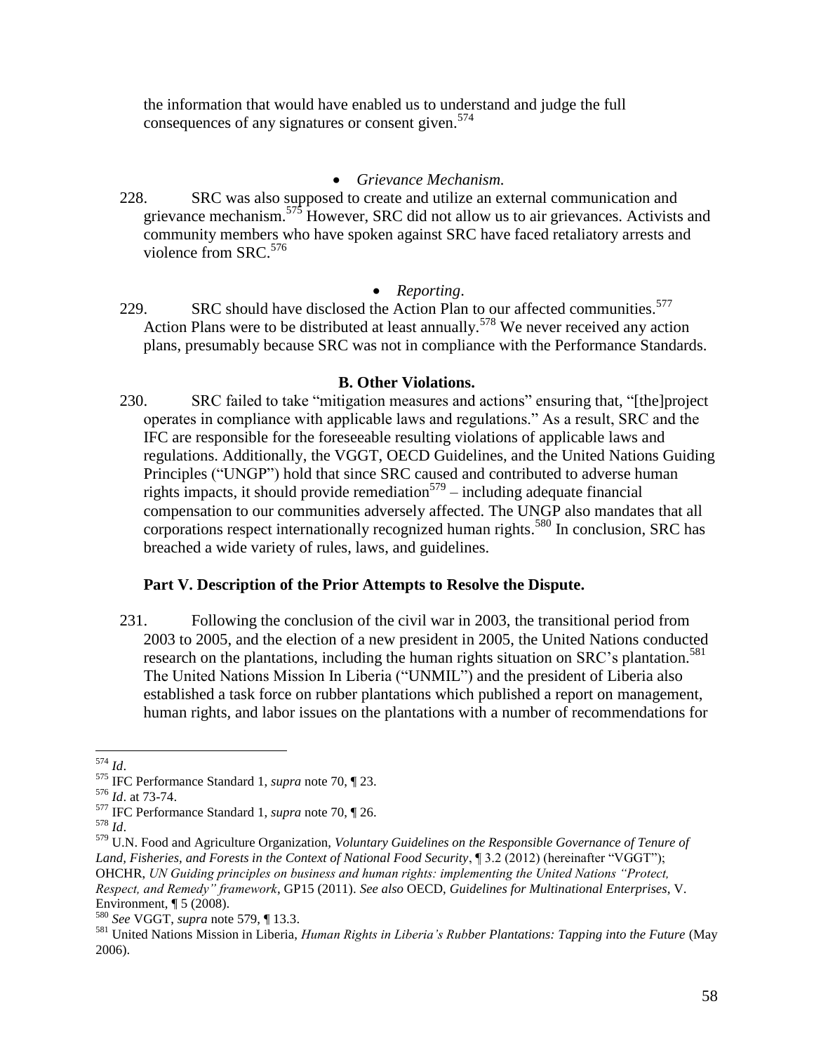the information that would have enabled us to understand and judge the full consequences of any signatures or consent given.[574]

- *Grievance Mechanism.*

228. SRC was also supposed to create and utilize an external communication and grievance mechanism.[575] However, SRC did not allow us to air grievances. Activists and community members who have spoken against SRC have faced retaliatory arrests and violence from SRC.[576]

- *Reporting*.

229. SRC should have disclosed the Action Plan to our affected communities.[577] Action Plans were to be distributed at least annually.[578] We never received any action plans, presumably because SRC was not in compliance with the Performance Standards.

**B. Other Violations.**

230. SRC failed to take "mitigation measures and actions" ensuring that, "[the]project operates in compliance with applicable laws and regulations." As a result, SRC and the IFC are responsible for the foreseeable resulting violations of applicable laws and regulations. Additionally, the VGGT, OECD Guidelines, and the United Nations Guiding Principles ("UNGP") hold that since SRC caused and contributed to adverse human rights impacts, it should provide remediation[579] – including adequate financial compensation to our communities adversely affected. The UNGP also mandates that all corporations respect internationally recognized human rights.[580] In conclusion, SRC has breached a wide variety of rules, laws, and guidelines.

**Part V. Description of the Prior Attempts to Resolve the Dispute.**

231. Following the conclusion of the civil war in 2003, the transitional period from 2003 to 2005, and the election of a new president in 2005, the United Nations conducted research on the plantations, including the human rights situation on SRC's plantation.[581] The United Nations Mission In Liberia ("UNMIL") and the president of Liberia also established a task force on rubber plantations which published a report on management, human rights, and labor issues on the plantations with a number of recommendations for

---

[574] *Id*.
[575] IFC Performance Standard 1, *supra* note 70, ¶ 23.
[576] *Id*. at 73-74.
[577] IFC Performance Standard 1, *supra* note 70, ¶ 26.
[578] *Id*.
[579] U.N. Food and Agriculture Organization, *Voluntary Guidelines on the Responsible Governance of Tenure of Land, Fisheries, and Forests in the Context of National Food Security*, ¶ 3.2 (2012) (hereinafter "VGGT"); OHCHR, *UN Guiding principles on business and human rights: implementing the United Nations "Protect, Respect, and Remedy" framework*, GP15 (2011). *See also* OECD, *Guidelines for Multinational Enterprises*, V. Environment, ¶ 5 (2008).
[580] *See* VGGT, *supra* note 579, ¶ 13.3.
[581] United Nations Mission in Liberia, *Human Rights in Liberia's Rubber Plantations: Tapping into the Future* (May 2006).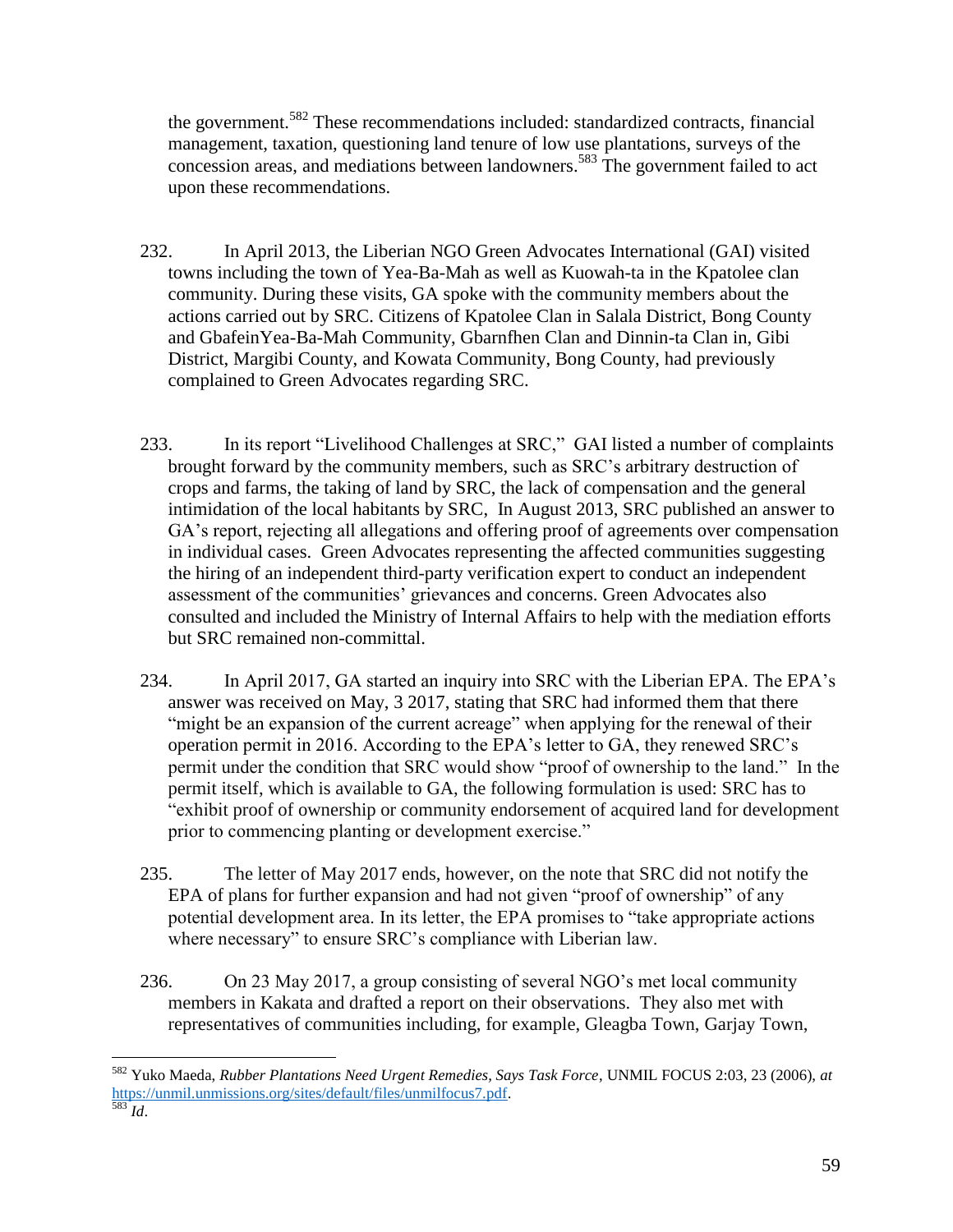the government.[582] These recommendations included: standardized contracts, financial management, taxation, questioning land tenure of low use plantations, surveys of the concession areas, and mediations between landowners.[583] The government failed to act upon these recommendations.

232. In April 2013, the Liberian NGO Green Advocates International (GAI) visited towns including the town of Yea-Ba-Mah as well as Kuowah-ta in the Kpatolee clan community. During these visits, GA spoke with the community members about the actions carried out by SRC. Citizens of Kpatolee Clan in Salala District, Bong County and GbafeinYea-Ba-Mah Community, Gbarnfhen Clan and Dinnin-ta Clan in, Gibi District, Margibi County, and Kowata Community, Bong County, had previously complained to Green Advocates regarding SRC.

233. In its report "Livelihood Challenges at SRC," GAI listed a number of complaints brought forward by the community members, such as SRC's arbitrary destruction of crops and farms, the taking of land by SRC, the lack of compensation and the general intimidation of the local habitants by SRC, In August 2013, SRC published an answer to GA's report, rejecting all allegations and offering proof of agreements over compensation in individual cases. Green Advocates representing the affected communities suggesting the hiring of an independent third-party verification expert to conduct an independent assessment of the communities' grievances and concerns. Green Advocates also consulted and included the Ministry of Internal Affairs to help with the mediation efforts but SRC remained non-committal.

234. In April 2017, GA started an inquiry into SRC with the Liberian EPA. The EPA's answer was received on May, 3 2017, stating that SRC had informed them that there "might be an expansion of the current acreage" when applying for the renewal of their operation permit in 2016. According to the EPA's letter to GA, they renewed SRC's permit under the condition that SRC would show "proof of ownership to the land." In the permit itself, which is available to GA, the following formulation is used: SRC has to "exhibit proof of ownership or community endorsement of acquired land for development prior to commencing planting or development exercise."

235. The letter of May 2017 ends, however, on the note that SRC did not notify the EPA of plans for further expansion and had not given "proof of ownership" of any potential development area. In its letter, the EPA promises to "take appropriate actions where necessary" to ensure SRC's compliance with Liberian law.

236. On 23 May 2017, a group consisting of several NGO's met local community members in Kakata and drafted a report on their observations. They also met with representatives of communities including, for example, Gleagba Town, Garjay Town,

---

[582] Yuko Maeda, *Rubber Plantations Need Urgent Remedies, Says Task Force*, UNMIL FOCUS 2:03, 23 (2006), *at* https://unmil.unmissions.org/sites/default/files/unmilfocus7.pdf.

[583] *Id*.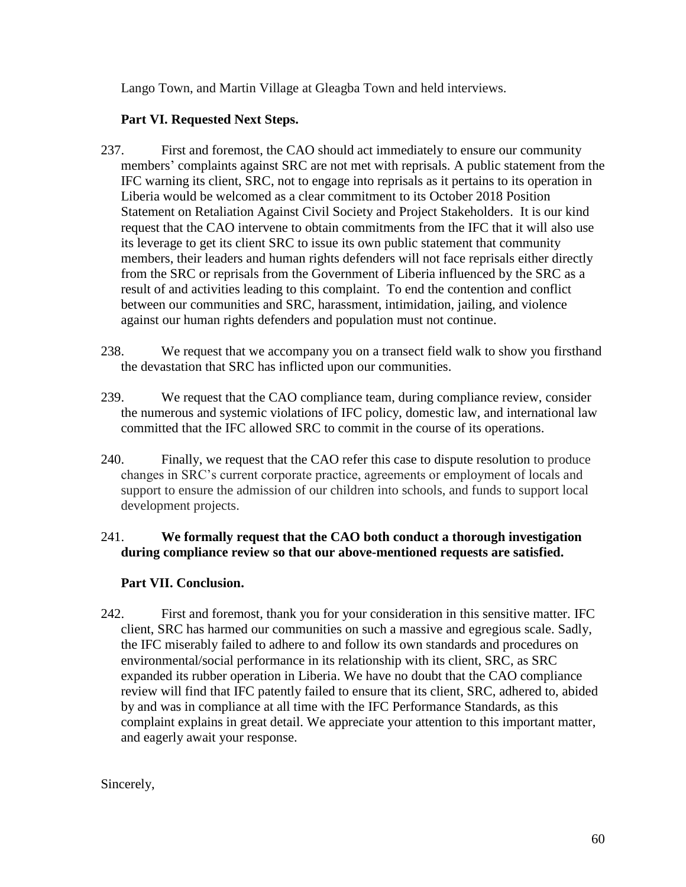Lango Town, and Martin Village at Gleagba Town and held interviews.

## Part VI. Requested Next Steps.

237. First and foremost, the CAO should act immediately to ensure our community members' complaints against SRC are not met with reprisals. A public statement from the IFC warning its client, SRC, not to engage into reprisals as it pertains to its operation in Liberia would be welcomed as a clear commitment to its October 2018 Position Statement on Retaliation Against Civil Society and Project Stakeholders. It is our kind request that the CAO intervene to obtain commitments from the IFC that it will also use its leverage to get its client SRC to issue its own public statement that community members, their leaders and human rights defenders will not face reprisals either directly from the SRC or reprisals from the Government of Liberia influenced by the SRC as a result of and activities leading to this complaint. To end the contention and conflict between our communities and SRC, harassment, intimidation, jailing, and violence against our human rights defenders and population must not continue.

238. We request that we accompany you on a transect field walk to show you firsthand the devastation that SRC has inflicted upon our communities.

239. We request that the CAO compliance team, during compliance review, consider the numerous and systemic violations of IFC policy, domestic law, and international law committed that the IFC allowed SRC to commit in the course of its operations.

240. Finally, we request that the CAO refer this case to dispute resolution to produce changes in SRC's current corporate practice, agreements or employment of locals and support to ensure the admission of our children into schools, and funds to support local development projects.

241. **We formally request that the CAO both conduct a thorough investigation during compliance review so that our above-mentioned requests are satisfied.**

## Part VII. Conclusion.

242. First and foremost, thank you for your consideration in this sensitive matter. IFC client, SRC has harmed our communities on such a massive and egregious scale. Sadly, the IFC miserably failed to adhere to and follow its own standards and procedures on environmental/social performance in its relationship with its client, SRC, as SRC expanded its rubber operation in Liberia. We have no doubt that the CAO compliance review will find that IFC patently failed to ensure that its client, SRC, adhered to, abided by and was in compliance at all time with the IFC Performance Standards, as this complaint explains in great detail. We appreciate your attention to this important matter, and eagerly await your response.

Sincerely,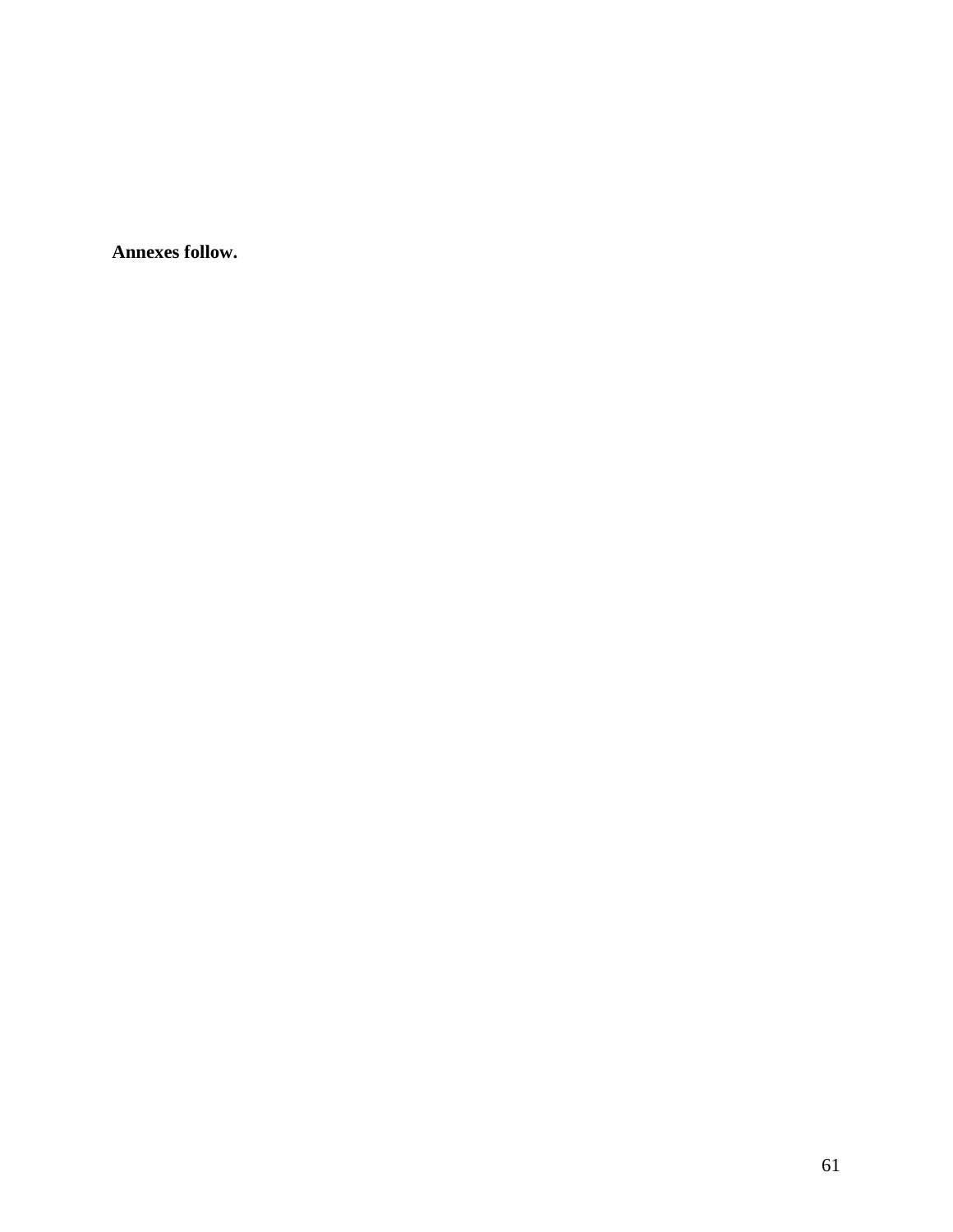**Annexes follow.**